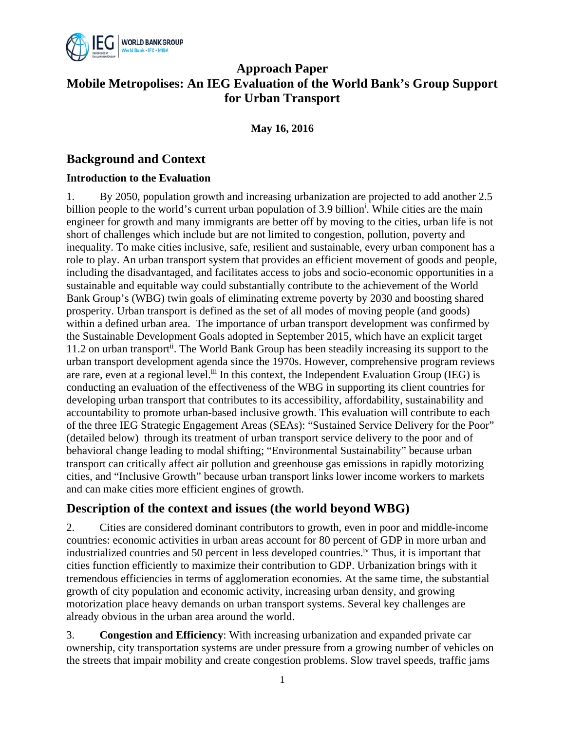# Approach Paper
# Mobile Metropolises: An IEG Evaluation of the World Bank's Group Support for Urban Transport

**May 16, 2016**

## Background and Context

### Introduction to the Evaluation

1. By 2050, population growth and increasing urbanization are projected to add another 2.5 billion people to the world's current urban population of 3.9 billion[i]. While cities are the main engineer for growth and many immigrants are better off by moving to the cities, urban life is not short of challenges which include but are not limited to congestion, pollution, poverty and inequality. To make cities inclusive, safe, resilient and sustainable, every urban component has a role to play. An urban transport system that provides an efficient movement of goods and people, including the disadvantaged, and facilitates access to jobs and socio-economic opportunities in a sustainable and equitable way could substantially contribute to the achievement of the World Bank Group's (WBG) twin goals of eliminating extreme poverty by 2030 and boosting shared prosperity. Urban transport is defined as the set of all modes of moving people (and goods) within a defined urban area. The importance of urban transport development was confirmed by the Sustainable Development Goals adopted in September 2015, which have an explicit target 11.2 on urban transport[ii]. The World Bank Group has been steadily increasing its support to the urban transport development agenda since the 1970s. However, comprehensive program reviews are rare, even at a regional level.[iii] In this context, the Independent Evaluation Group (IEG) is conducting an evaluation of the effectiveness of the WBG in supporting its client countries for developing urban transport that contributes to its accessibility, affordability, sustainability and accountability to promote urban-based inclusive growth. This evaluation will contribute to each of the three IEG Strategic Engagement Areas (SEAs): "Sustained Service Delivery for the Poor" (detailed below) through its treatment of urban transport service delivery to the poor and of behavioral change leading to modal shifting; "Environmental Sustainability" because urban transport can critically affect air pollution and greenhouse gas emissions in rapidly motorizing cities, and "Inclusive Growth" because urban transport links lower income workers to markets and can make cities more efficient engines of growth.

## Description of the context and issues (the world beyond WBG)

2. Cities are considered dominant contributors to growth, even in poor and middle-income countries: economic activities in urban areas account for 80 percent of GDP in more urban and industrialized countries and 50 percent in less developed countries.[iv] Thus, it is important that cities function efficiently to maximize their contribution to GDP. Urbanization brings with it tremendous efficiencies in terms of agglomeration economies. At the same time, the substantial growth of city population and economic activity, increasing urban density, and growing motorization place heavy demands on urban transport systems. Several key challenges are already obvious in the urban area around the world.

3. **Congestion and Efficiency**: With increasing urbanization and expanded private car ownership, city transportation systems are under pressure from a growing number of vehicles on the streets that impair mobility and create congestion problems. Slow travel speeds, traffic jams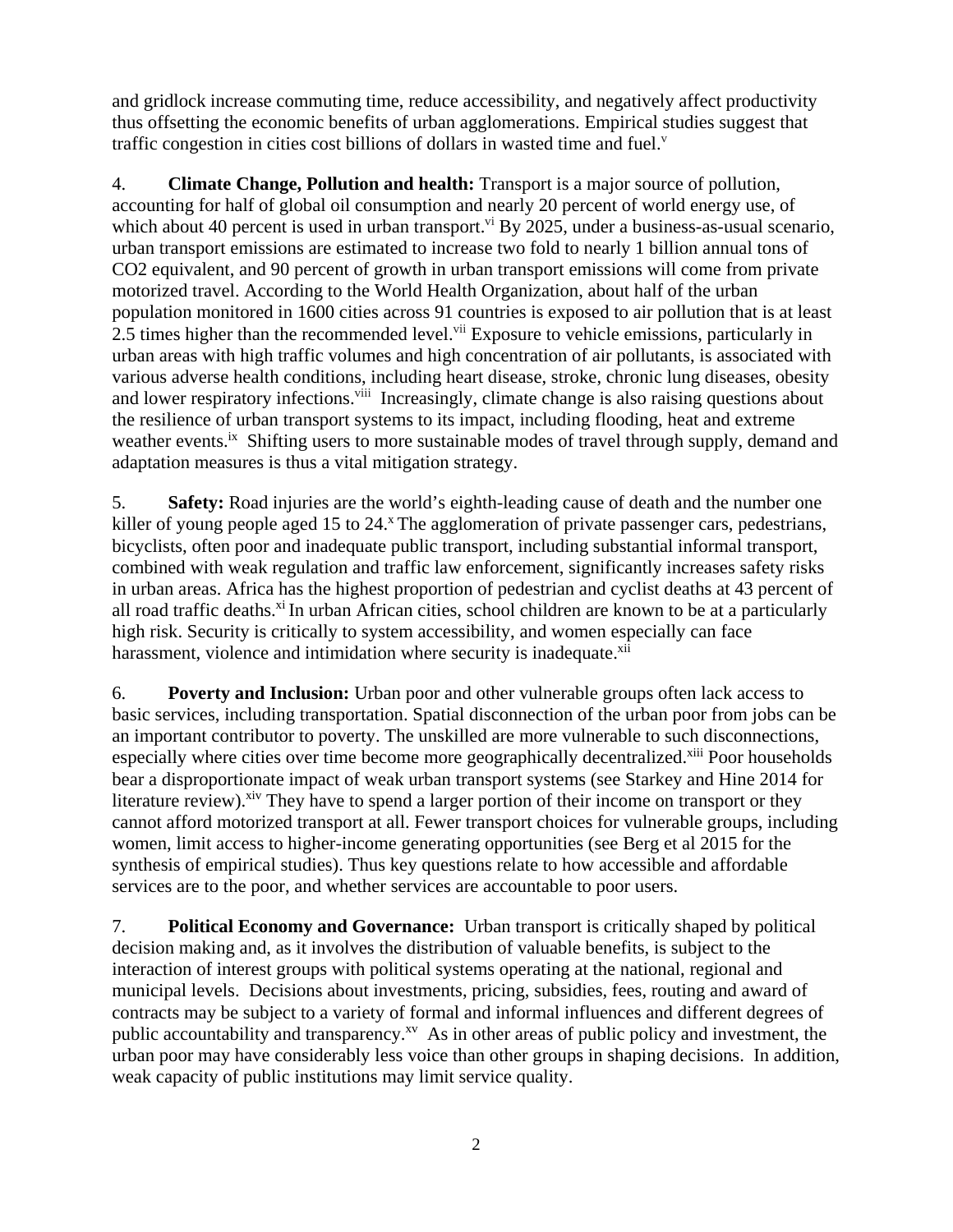and gridlock increase commuting time, reduce accessibility, and negatively affect productivity thus offsetting the economic benefits of urban agglomerations. Empirical studies suggest that traffic congestion in cities cost billions of dollars in wasted time and fuel.[v]

4. **Climate Change, Pollution and health:** Transport is a major source of pollution, accounting for half of global oil consumption and nearly 20 percent of world energy use, of which about 40 percent is used in urban transport.[vi] By 2025, under a business-as-usual scenario, urban transport emissions are estimated to increase two fold to nearly 1 billion annual tons of CO2 equivalent, and 90 percent of growth in urban transport emissions will come from private motorized travel. According to the World Health Organization, about half of the urban population monitored in 1600 cities across 91 countries is exposed to air pollution that is at least 2.5 times higher than the recommended level.[vii] Exposure to vehicle emissions, particularly in urban areas with high traffic volumes and high concentration of air pollutants, is associated with various adverse health conditions, including heart disease, stroke, chronic lung diseases, obesity and lower respiratory infections.[viii] Increasingly, climate change is also raising questions about the resilience of urban transport systems to its impact, including flooding, heat and extreme weather events.[ix] Shifting users to more sustainable modes of travel through supply, demand and adaptation measures is thus a vital mitigation strategy.

5. **Safety:** Road injuries are the world's eighth-leading cause of death and the number one killer of young people aged 15 to 24.[x] The agglomeration of private passenger cars, pedestrians, bicyclists, often poor and inadequate public transport, including substantial informal transport, combined with weak regulation and traffic law enforcement, significantly increases safety risks in urban areas. Africa has the highest proportion of pedestrian and cyclist deaths at 43 percent of all road traffic deaths.[xi] In urban African cities, school children are known to be at a particularly high risk. Security is critically to system accessibility, and women especially can face harassment, violence and intimidation where security is inadequate.[xii]

6. **Poverty and Inclusion:** Urban poor and other vulnerable groups often lack access to basic services, including transportation. Spatial disconnection of the urban poor from jobs can be an important contributor to poverty. The unskilled are more vulnerable to such disconnections, especially where cities over time become more geographically decentralized.[xiii] Poor households bear a disproportionate impact of weak urban transport systems (see Starkey and Hine 2014 for literature review).[xiv] They have to spend a larger portion of their income on transport or they cannot afford motorized transport at all. Fewer transport choices for vulnerable groups, including women, limit access to higher-income generating opportunities (see Berg et al 2015 for the synthesis of empirical studies). Thus key questions relate to how accessible and affordable services are to the poor, and whether services are accountable to poor users.

7. **Political Economy and Governance:** Urban transport is critically shaped by political decision making and, as it involves the distribution of valuable benefits, is subject to the interaction of interest groups with political systems operating at the national, regional and municipal levels. Decisions about investments, pricing, subsidies, fees, routing and award of contracts may be subject to a variety of formal and informal influences and different degrees of public accountability and transparency.[xv] As in other areas of public policy and investment, the urban poor may have considerably less voice than other groups in shaping decisions. In addition, weak capacity of public institutions may limit service quality.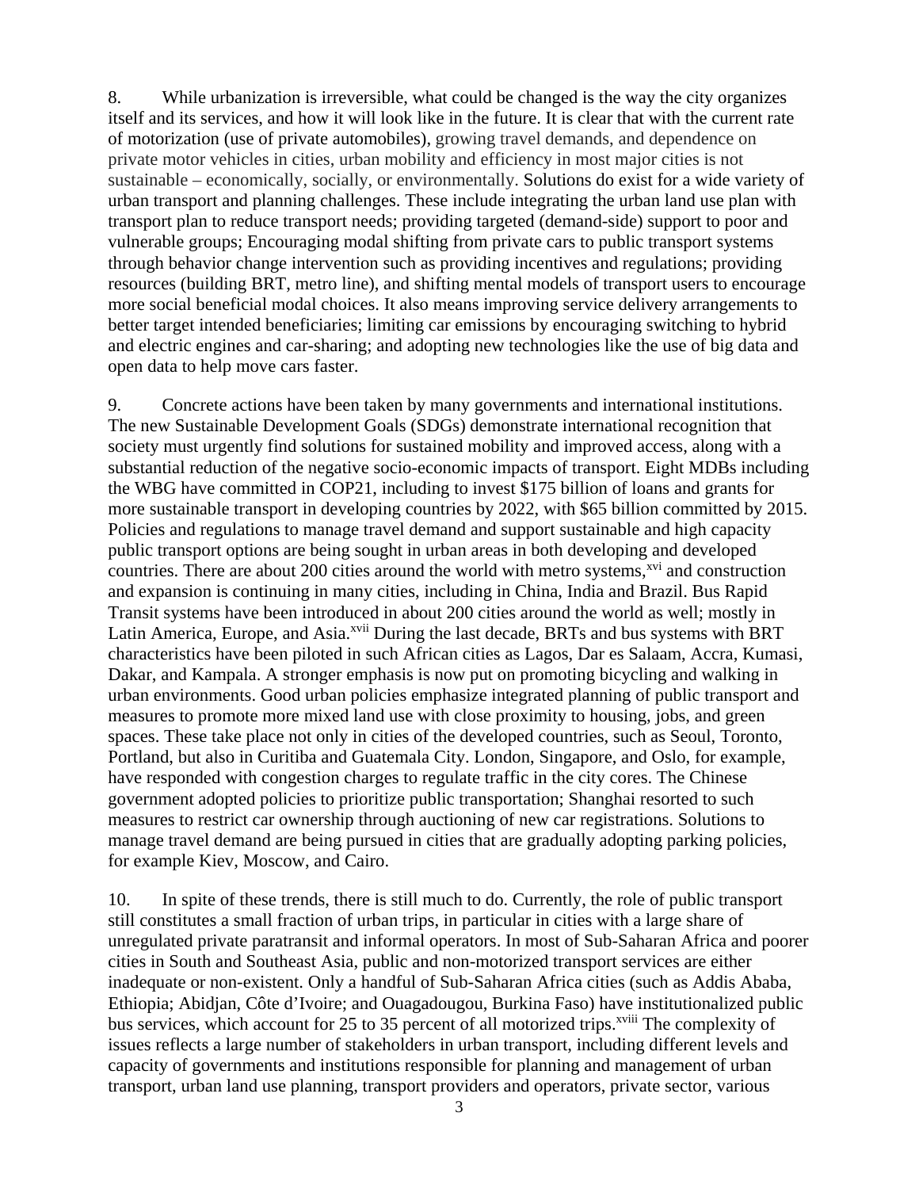8. While urbanization is irreversible, what could be changed is the way the city organizes itself and its services, and how it will look like in the future. It is clear that with the current rate of motorization (use of private automobiles), growing travel demands, and dependence on private motor vehicles in cities, urban mobility and efficiency in most major cities is not sustainable – economically, socially, or environmentally. Solutions do exist for a wide variety of urban transport and planning challenges. These include integrating the urban land use plan with transport plan to reduce transport needs; providing targeted (demand-side) support to poor and vulnerable groups; Encouraging modal shifting from private cars to public transport systems through behavior change intervention such as providing incentives and regulations; providing resources (building BRT, metro line), and shifting mental models of transport users to encourage more social beneficial modal choices. It also means improving service delivery arrangements to better target intended beneficiaries; limiting car emissions by encouraging switching to hybrid and electric engines and car-sharing; and adopting new technologies like the use of big data and open data to help move cars faster.

9. Concrete actions have been taken by many governments and international institutions. The new Sustainable Development Goals (SDGs) demonstrate international recognition that society must urgently find solutions for sustained mobility and improved access, along with a substantial reduction of the negative socio-economic impacts of transport. Eight MDBs including the WBG have committed in COP21, including to invest $175 billion of loans and grants for more sustainable transport in developing countries by 2022, with $65 billion committed by 2015. Policies and regulations to manage travel demand and support sustainable and high capacity public transport options are being sought in urban areas in both developing and developed countries. There are about 200 cities around the world with metro systems,[xvi] and construction and expansion is continuing in many cities, including in China, India and Brazil. Bus Rapid Transit systems have been introduced in about 200 cities around the world as well; mostly in Latin America, Europe, and Asia.[xvii] During the last decade, BRTs and bus systems with BRT characteristics have been piloted in such African cities as Lagos, Dar es Salaam, Accra, Kumasi, Dakar, and Kampala. A stronger emphasis is now put on promoting bicycling and walking in urban environments. Good urban policies emphasize integrated planning of public transport and measures to promote more mixed land use with close proximity to housing, jobs, and green spaces. These take place not only in cities of the developed countries, such as Seoul, Toronto, Portland, but also in Curitiba and Guatemala City. London, Singapore, and Oslo, for example, have responded with congestion charges to regulate traffic in the city cores. The Chinese government adopted policies to prioritize public transportation; Shanghai resorted to such measures to restrict car ownership through auctioning of new car registrations. Solutions to manage travel demand are being pursued in cities that are gradually adopting parking policies, for example Kiev, Moscow, and Cairo.

10. In spite of these trends, there is still much to do. Currently, the role of public transport still constitutes a small fraction of urban trips, in particular in cities with a large share of unregulated private paratransit and informal operators. In most of Sub-Saharan Africa and poorer cities in South and Southeast Asia, public and non-motorized transport services are either inadequate or non-existent. Only a handful of Sub-Saharan Africa cities (such as Addis Ababa, Ethiopia; Abidjan, Côte d'Ivoire; and Ouagadougou, Burkina Faso) have institutionalized public bus services, which account for 25 to 35 percent of all motorized trips.[xviii] The complexity of issues reflects a large number of stakeholders in urban transport, including different levels and capacity of governments and institutions responsible for planning and management of urban transport, urban land use planning, transport providers and operators, private sector, various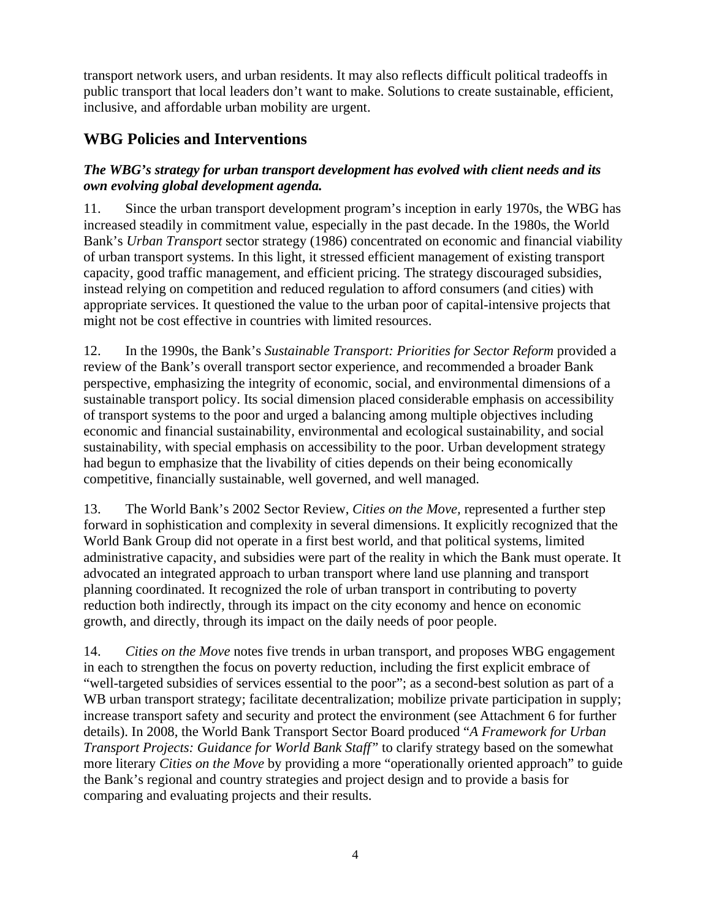transport network users, and urban residents. It may also reflects difficult political tradeoffs in public transport that local leaders don't want to make. Solutions to create sustainable, efficient, inclusive, and affordable urban mobility are urgent.

## WBG Policies and Interventions

***The WBG's strategy for urban transport development has evolved with client needs and its own evolving global development agenda.***

11. Since the urban transport development program's inception in early 1970s, the WBG has increased steadily in commitment value, especially in the past decade. In the 1980s, the World Bank's *Urban Transport* sector strategy (1986) concentrated on economic and financial viability of urban transport systems. In this light, it stressed efficient management of existing transport capacity, good traffic management, and efficient pricing. The strategy discouraged subsidies, instead relying on competition and reduced regulation to afford consumers (and cities) with appropriate services. It questioned the value to the urban poor of capital-intensive projects that might not be cost effective in countries with limited resources.

12. In the 1990s, the Bank's *Sustainable Transport: Priorities for Sector Reform* provided a review of the Bank's overall transport sector experience, and recommended a broader Bank perspective, emphasizing the integrity of economic, social, and environmental dimensions of a sustainable transport policy. Its social dimension placed considerable emphasis on accessibility of transport systems to the poor and urged a balancing among multiple objectives including economic and financial sustainability, environmental and ecological sustainability, and social sustainability, with special emphasis on accessibility to the poor. Urban development strategy had begun to emphasize that the livability of cities depends on their being economically competitive, financially sustainable, well governed, and well managed.

13. The World Bank's 2002 Sector Review, *Cities on the Move*, represented a further step forward in sophistication and complexity in several dimensions. It explicitly recognized that the World Bank Group did not operate in a first best world, and that political systems, limited administrative capacity, and subsidies were part of the reality in which the Bank must operate. It advocated an integrated approach to urban transport where land use planning and transport planning coordinated. It recognized the role of urban transport in contributing to poverty reduction both indirectly, through its impact on the city economy and hence on economic growth, and directly, through its impact on the daily needs of poor people.

14. *Cities on the Move* notes five trends in urban transport, and proposes WBG engagement in each to strengthen the focus on poverty reduction, including the first explicit embrace of "well-targeted subsidies of services essential to the poor"; as a second-best solution as part of a WB urban transport strategy; facilitate decentralization; mobilize private participation in supply; increase transport safety and security and protect the environment (see Attachment 6 for further details). In 2008, the World Bank Transport Sector Board produced "*A Framework for Urban Transport Projects: Guidance for World Bank Staff*" to clarify strategy based on the somewhat more literary *Cities on the Move* by providing a more "operationally oriented approach" to guide the Bank's regional and country strategies and project design and to provide a basis for comparing and evaluating projects and their results.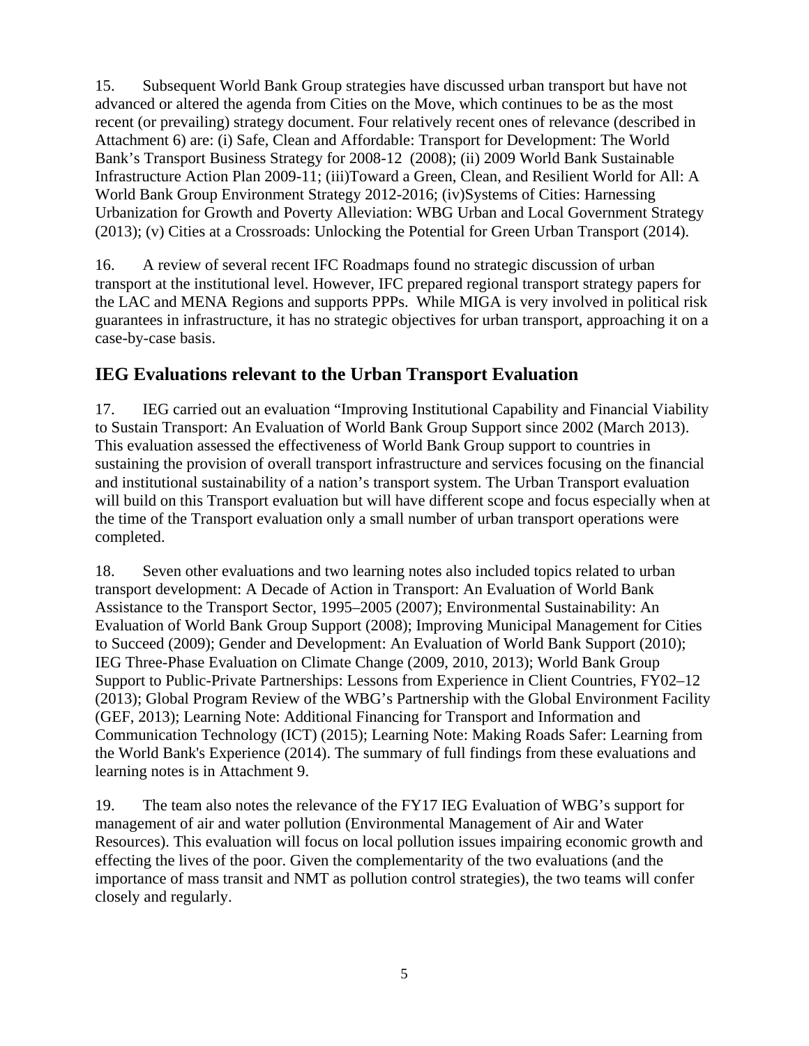15. Subsequent World Bank Group strategies have discussed urban transport but have not advanced or altered the agenda from Cities on the Move, which continues to be as the most recent (or prevailing) strategy document. Four relatively recent ones of relevance (described in Attachment 6) are: (i) Safe, Clean and Affordable: Transport for Development: The World Bank's Transport Business Strategy for 2008-12 (2008); (ii) 2009 World Bank Sustainable Infrastructure Action Plan 2009-11; (iii)Toward a Green, Clean, and Resilient World for All: A World Bank Group Environment Strategy 2012-2016; (iv)Systems of Cities: Harnessing Urbanization for Growth and Poverty Alleviation: WBG Urban and Local Government Strategy (2013); (v) Cities at a Crossroads: Unlocking the Potential for Green Urban Transport (2014).

16. A review of several recent IFC Roadmaps found no strategic discussion of urban transport at the institutional level. However, IFC prepared regional transport strategy papers for the LAC and MENA Regions and supports PPPs. While MIGA is very involved in political risk guarantees in infrastructure, it has no strategic objectives for urban transport, approaching it on a case-by-case basis.

## IEG Evaluations relevant to the Urban Transport Evaluation

17. IEG carried out an evaluation "Improving Institutional Capability and Financial Viability to Sustain Transport: An Evaluation of World Bank Group Support since 2002 (March 2013). This evaluation assessed the effectiveness of World Bank Group support to countries in sustaining the provision of overall transport infrastructure and services focusing on the financial and institutional sustainability of a nation's transport system. The Urban Transport evaluation will build on this Transport evaluation but will have different scope and focus especially when at the time of the Transport evaluation only a small number of urban transport operations were completed.

18. Seven other evaluations and two learning notes also included topics related to urban transport development: A Decade of Action in Transport: An Evaluation of World Bank Assistance to the Transport Sector, 1995–2005 (2007); Environmental Sustainability: An Evaluation of World Bank Group Support (2008); Improving Municipal Management for Cities to Succeed (2009); Gender and Development: An Evaluation of World Bank Support (2010); IEG Three-Phase Evaluation on Climate Change (2009, 2010, 2013); World Bank Group Support to Public-Private Partnerships: Lessons from Experience in Client Countries, FY02–12 (2013); Global Program Review of the WBG's Partnership with the Global Environment Facility (GEF, 2013); Learning Note: Additional Financing for Transport and Information and Communication Technology (ICT) (2015); Learning Note: Making Roads Safer: Learning from the World Bank's Experience (2014). The summary of full findings from these evaluations and learning notes is in Attachment 9.

19. The team also notes the relevance of the FY17 IEG Evaluation of WBG's support for management of air and water pollution (Environmental Management of Air and Water Resources). This evaluation will focus on local pollution issues impairing economic growth and effecting the lives of the poor. Given the complementarity of the two evaluations (and the importance of mass transit and NMT as pollution control strategies), the two teams will confer closely and regularly.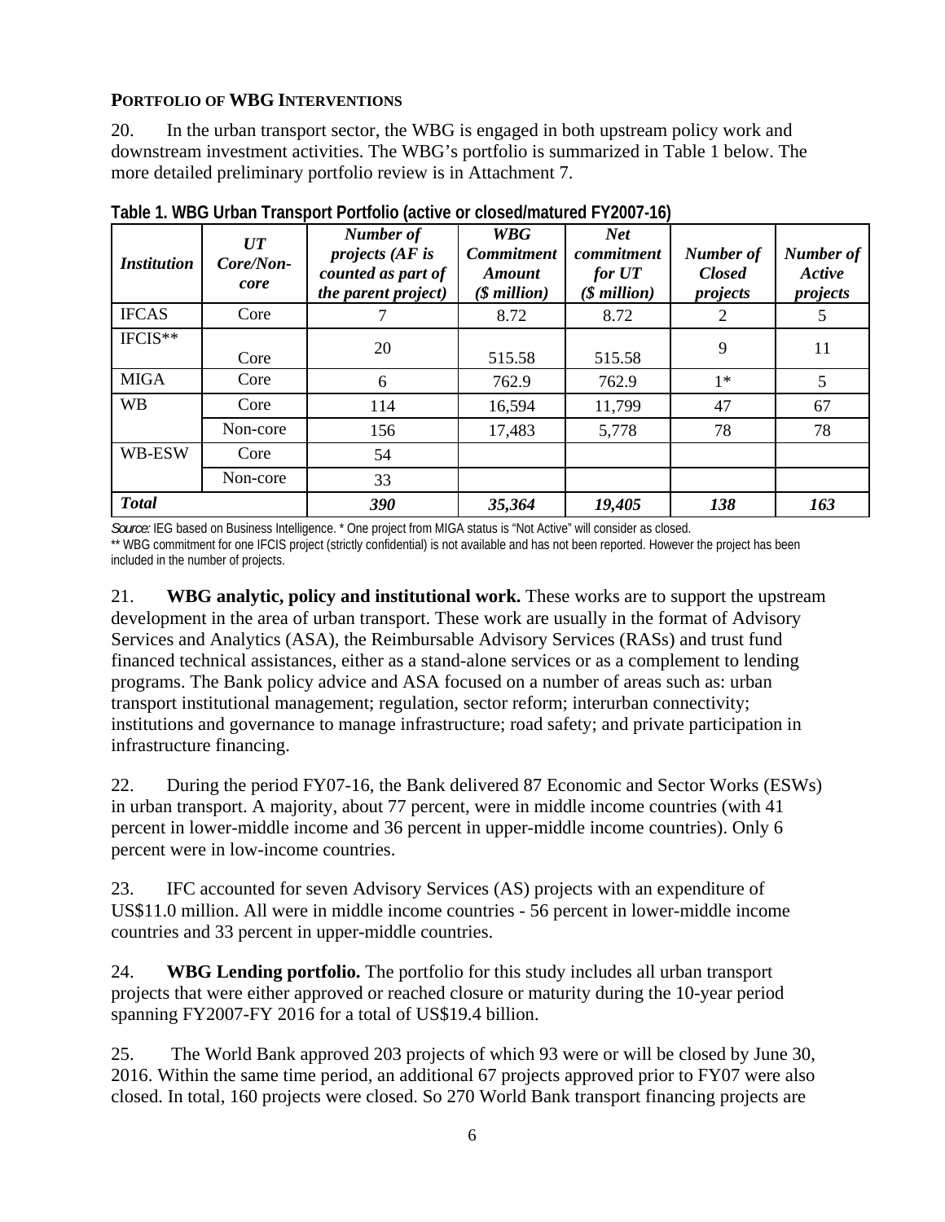**PORTFOLIO OF WBG INTERVENTIONS**

20. In the urban transport sector, the WBG is engaged in both upstream policy work and downstream investment activities. The WBG's portfolio is summarized in Table 1 below. The more detailed preliminary portfolio review is in Attachment 7.

**Table 1. WBG Urban Transport Portfolio (active or closed/matured FY2007-16)**

| *Institution* | *UT Core/Non-core* | *Number of projects (AF is counted as part of the parent project)* | *WBG Commitment Amount ($ million)* | *Net commitment for UT ($ million)* | *Number of Closed projects* | *Number of Active projects* |
|---|---|---|---|---|---|---|
| IFCAS | Core | 7 | 8.72 | 8.72 | 2 | 5 |
| IFCIS** | Core | 20 | 515.58 | 515.58 | 9 | 11 |
| MIGA | Core | 6 | 762.9 | 762.9 | 1* | 5 |
| WB | Core | 114 | 16,594 | 11,799 | 47 | 67 |
| | Non-core | 156 | 17,483 | 5,778 | 78 | 78 |
| WB-ESW | Core | 54 | | | | |
| | Non-core | 33 | | | | |
| ***Total*** | | ***390*** | ***35,364*** | ***19,405*** | ***138*** | ***163*** |

*Source:* IEG based on Business Intelligence. * One project from MIGA status is "Not Active" will consider as closed.
** WBG commitment for one IFCIS project (strictly confidential) is not available and has not been reported. However the project has been included in the number of projects.

21. **WBG analytic, policy and institutional work.** These works are to support the upstream development in the area of urban transport. These work are usually in the format of Advisory Services and Analytics (ASA), the Reimbursable Advisory Services (RASs) and trust fund financed technical assistances, either as a stand-alone services or as a complement to lending programs. The Bank policy advice and ASA focused on a number of areas such as: urban transport institutional management; regulation, sector reform; interurban connectivity; institutions and governance to manage infrastructure; road safety; and private participation in infrastructure financing.

22. During the period FY07-16, the Bank delivered 87 Economic and Sector Works (ESWs) in urban transport. A majority, about 77 percent, were in middle income countries (with 41 percent in lower-middle income and 36 percent in upper-middle income countries). Only 6 percent were in low-income countries.

23. IFC accounted for seven Advisory Services (AS) projects with an expenditure of US$11.0 million. All were in middle income countries - 56 percent in lower-middle income countries and 33 percent in upper-middle countries.

24. **WBG Lending portfolio.** The portfolio for this study includes all urban transport projects that were either approved or reached closure or maturity during the 10-year period spanning FY2007-FY 2016 for a total of US$19.4 billion.

25. The World Bank approved 203 projects of which 93 were or will be closed by June 30, 2016. Within the same time period, an additional 67 projects approved prior to FY07 were also closed. In total, 160 projects were closed. So 270 World Bank transport financing projects are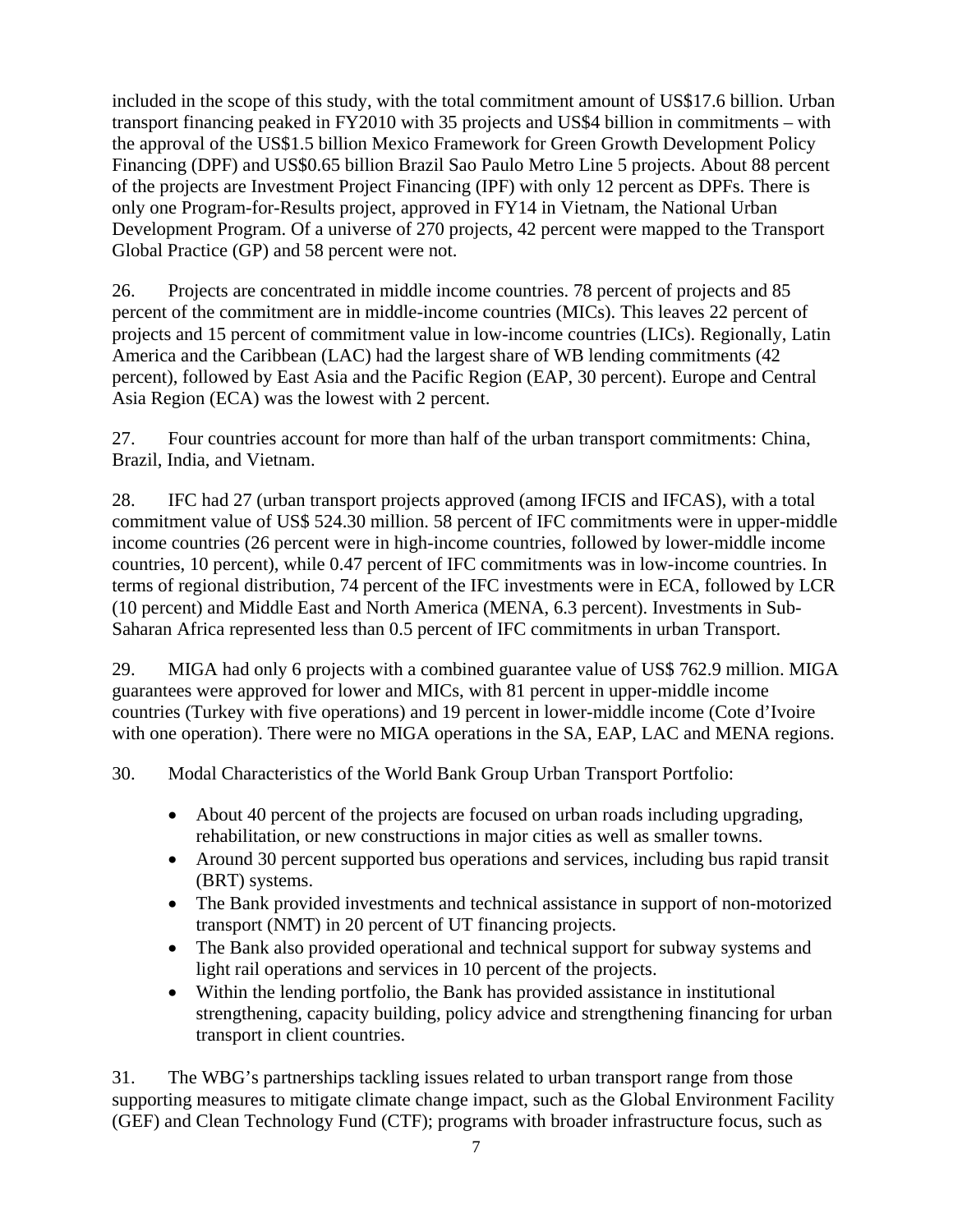included in the scope of this study, with the total commitment amount of US$17.6 billion. Urban transport financing peaked in FY2010 with 35 projects and US$4 billion in commitments – with the approval of the US$1.5 billion Mexico Framework for Green Growth Development Policy Financing (DPF) and US$0.65 billion Brazil Sao Paulo Metro Line 5 projects. About 88 percent of the projects are Investment Project Financing (IPF) with only 12 percent as DPFs. There is only one Program-for-Results project, approved in FY14 in Vietnam, the National Urban Development Program. Of a universe of 270 projects, 42 percent were mapped to the Transport Global Practice (GP) and 58 percent were not.

26. Projects are concentrated in middle income countries. 78 percent of projects and 85 percent of the commitment are in middle-income countries (MICs). This leaves 22 percent of projects and 15 percent of commitment value in low-income countries (LICs). Regionally, Latin America and the Caribbean (LAC) had the largest share of WB lending commitments (42 percent), followed by East Asia and the Pacific Region (EAP, 30 percent). Europe and Central Asia Region (ECA) was the lowest with 2 percent.

27. Four countries account for more than half of the urban transport commitments: China, Brazil, India, and Vietnam.

28. IFC had 27 (urban transport projects approved (among IFCIS and IFCAS), with a total commitment value of US$ 524.30 million. 58 percent of IFC commitments were in upper-middle income countries (26 percent were in high-income countries, followed by lower-middle income countries, 10 percent), while 0.47 percent of IFC commitments was in low-income countries. In terms of regional distribution, 74 percent of the IFC investments were in ECA, followed by LCR (10 percent) and Middle East and North America (MENA, 6.3 percent). Investments in Sub-Saharan Africa represented less than 0.5 percent of IFC commitments in urban Transport.

29. MIGA had only 6 projects with a combined guarantee value of US$ 762.9 million. MIGA guarantees were approved for lower and MICs, with 81 percent in upper-middle income countries (Turkey with five operations) and 19 percent in lower-middle income (Cote d'Ivoire with one operation). There were no MIGA operations in the SA, EAP, LAC and MENA regions.

30. Modal Characteristics of the World Bank Group Urban Transport Portfolio:

- About 40 percent of the projects are focused on urban roads including upgrading, rehabilitation, or new constructions in major cities as well as smaller towns.
- Around 30 percent supported bus operations and services, including bus rapid transit (BRT) systems.
- The Bank provided investments and technical assistance in support of non-motorized transport (NMT) in 20 percent of UT financing projects.
- The Bank also provided operational and technical support for subway systems and light rail operations and services in 10 percent of the projects.
- Within the lending portfolio, the Bank has provided assistance in institutional strengthening, capacity building, policy advice and strengthening financing for urban transport in client countries.

31. The WBG's partnerships tackling issues related to urban transport range from those supporting measures to mitigate climate change impact, such as the Global Environment Facility (GEF) and Clean Technology Fund (CTF); programs with broader infrastructure focus, such as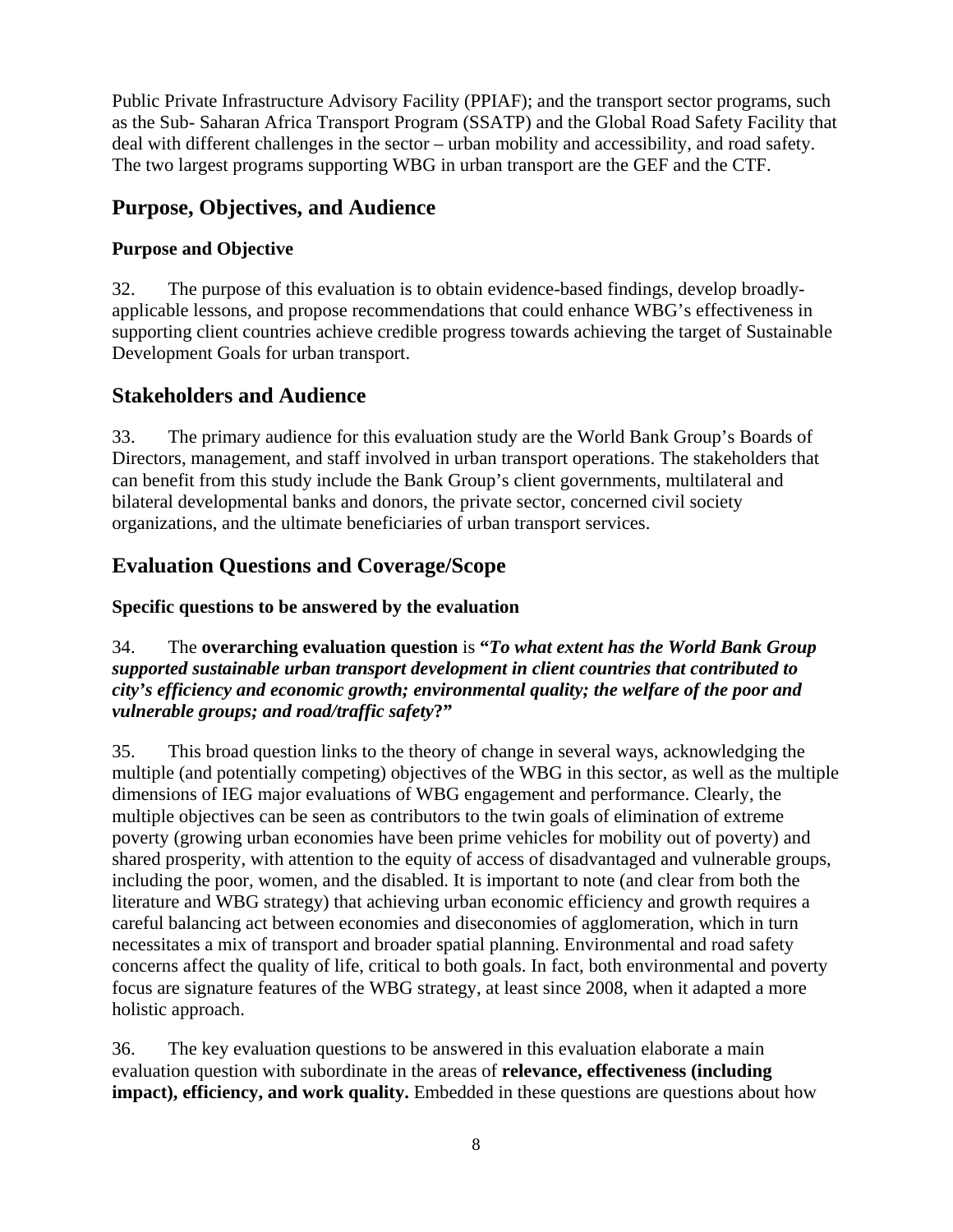Public Private Infrastructure Advisory Facility (PPIAF); and the transport sector programs, such as the Sub- Saharan Africa Transport Program (SSATP) and the Global Road Safety Facility that deal with different challenges in the sector – urban mobility and accessibility, and road safety. The two largest programs supporting WBG in urban transport are the GEF and the CTF.

## Purpose, Objectives, and Audience

### Purpose and Objective

32. The purpose of this evaluation is to obtain evidence-based findings, develop broadly-applicable lessons, and propose recommendations that could enhance WBG's effectiveness in supporting client countries achieve credible progress towards achieving the target of Sustainable Development Goals for urban transport.

## Stakeholders and Audience

33. The primary audience for this evaluation study are the World Bank Group's Boards of Directors, management, and staff involved in urban transport operations. The stakeholders that can benefit from this study include the Bank Group's client governments, multilateral and bilateral developmental banks and donors, the private sector, concerned civil society organizations, and the ultimate beneficiaries of urban transport services.

## Evaluation Questions and Coverage/Scope

### Specific questions to be answered by the evaluation

34. The **overarching evaluation question** is **"*To what extent has the World Bank Group supported sustainable urban transport development in client countries that contributed to city's efficiency and economic growth; environmental quality; the welfare of the poor and vulnerable groups; and road/traffic safety*?"**

35. This broad question links to the theory of change in several ways, acknowledging the multiple (and potentially competing) objectives of the WBG in this sector, as well as the multiple dimensions of IEG major evaluations of WBG engagement and performance. Clearly, the multiple objectives can be seen as contributors to the twin goals of elimination of extreme poverty (growing urban economies have been prime vehicles for mobility out of poverty) and shared prosperity, with attention to the equity of access of disadvantaged and vulnerable groups, including the poor, women, and the disabled. It is important to note (and clear from both the literature and WBG strategy) that achieving urban economic efficiency and growth requires a careful balancing act between economies and diseconomies of agglomeration, which in turn necessitates a mix of transport and broader spatial planning. Environmental and road safety concerns affect the quality of life, critical to both goals. In fact, both environmental and poverty focus are signature features of the WBG strategy, at least since 2008, when it adapted a more holistic approach.

36. The key evaluation questions to be answered in this evaluation elaborate a main evaluation question with subordinate in the areas of **relevance, effectiveness (including impact), efficiency, and work quality.** Embedded in these questions are questions about how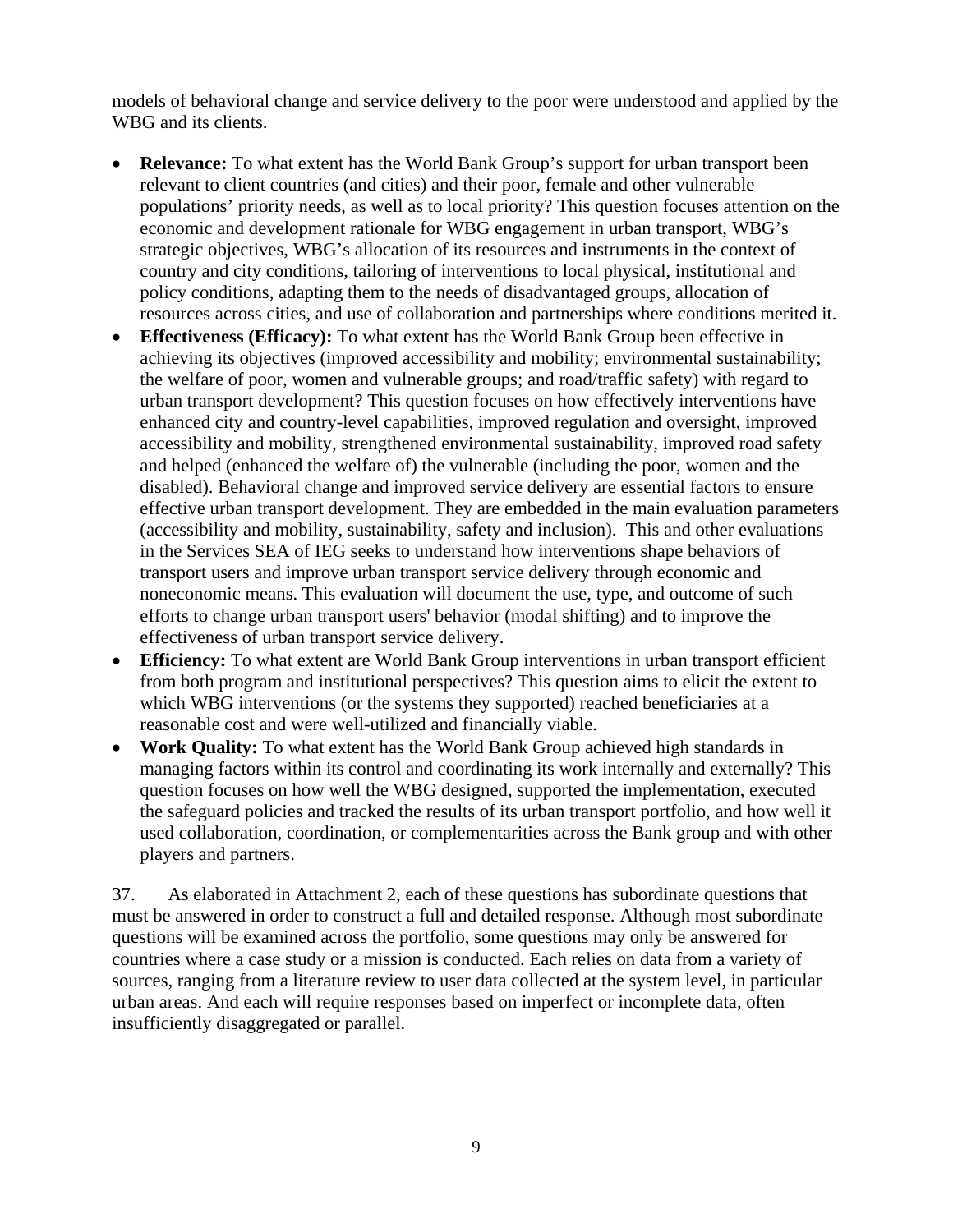models of behavioral change and service delivery to the poor were understood and applied by the WBG and its clients.

- **Relevance:** To what extent has the World Bank Group's support for urban transport been relevant to client countries (and cities) and their poor, female and other vulnerable populations' priority needs, as well as to local priority? This question focuses attention on the economic and development rationale for WBG engagement in urban transport, WBG's strategic objectives, WBG's allocation of its resources and instruments in the context of country and city conditions, tailoring of interventions to local physical, institutional and policy conditions, adapting them to the needs of disadvantaged groups, allocation of resources across cities, and use of collaboration and partnerships where conditions merited it.
- **Effectiveness (Efficacy):** To what extent has the World Bank Group been effective in achieving its objectives (improved accessibility and mobility; environmental sustainability; the welfare of poor, women and vulnerable groups; and road/traffic safety) with regard to urban transport development? This question focuses on how effectively interventions have enhanced city and country-level capabilities, improved regulation and oversight, improved accessibility and mobility, strengthened environmental sustainability, improved road safety and helped (enhanced the welfare of) the vulnerable (including the poor, women and the disabled). Behavioral change and improved service delivery are essential factors to ensure effective urban transport development. They are embedded in the main evaluation parameters (accessibility and mobility, sustainability, safety and inclusion). This and other evaluations in the Services SEA of IEG seeks to understand how interventions shape behaviors of transport users and improve urban transport service delivery through economic and noneconomic means. This evaluation will document the use, type, and outcome of such efforts to change urban transport users' behavior (modal shifting) and to improve the effectiveness of urban transport service delivery.
- **Efficiency:** To what extent are World Bank Group interventions in urban transport efficient from both program and institutional perspectives? This question aims to elicit the extent to which WBG interventions (or the systems they supported) reached beneficiaries at a reasonable cost and were well-utilized and financially viable.
- **Work Quality:** To what extent has the World Bank Group achieved high standards in managing factors within its control and coordinating its work internally and externally? This question focuses on how well the WBG designed, supported the implementation, executed the safeguard policies and tracked the results of its urban transport portfolio, and how well it used collaboration, coordination, or complementarities across the Bank group and with other players and partners.

37. As elaborated in Attachment 2, each of these questions has subordinate questions that must be answered in order to construct a full and detailed response. Although most subordinate questions will be examined across the portfolio, some questions may only be answered for countries where a case study or a mission is conducted. Each relies on data from a variety of sources, ranging from a literature review to user data collected at the system level, in particular urban areas. And each will require responses based on imperfect or incomplete data, often insufficiently disaggregated or parallel.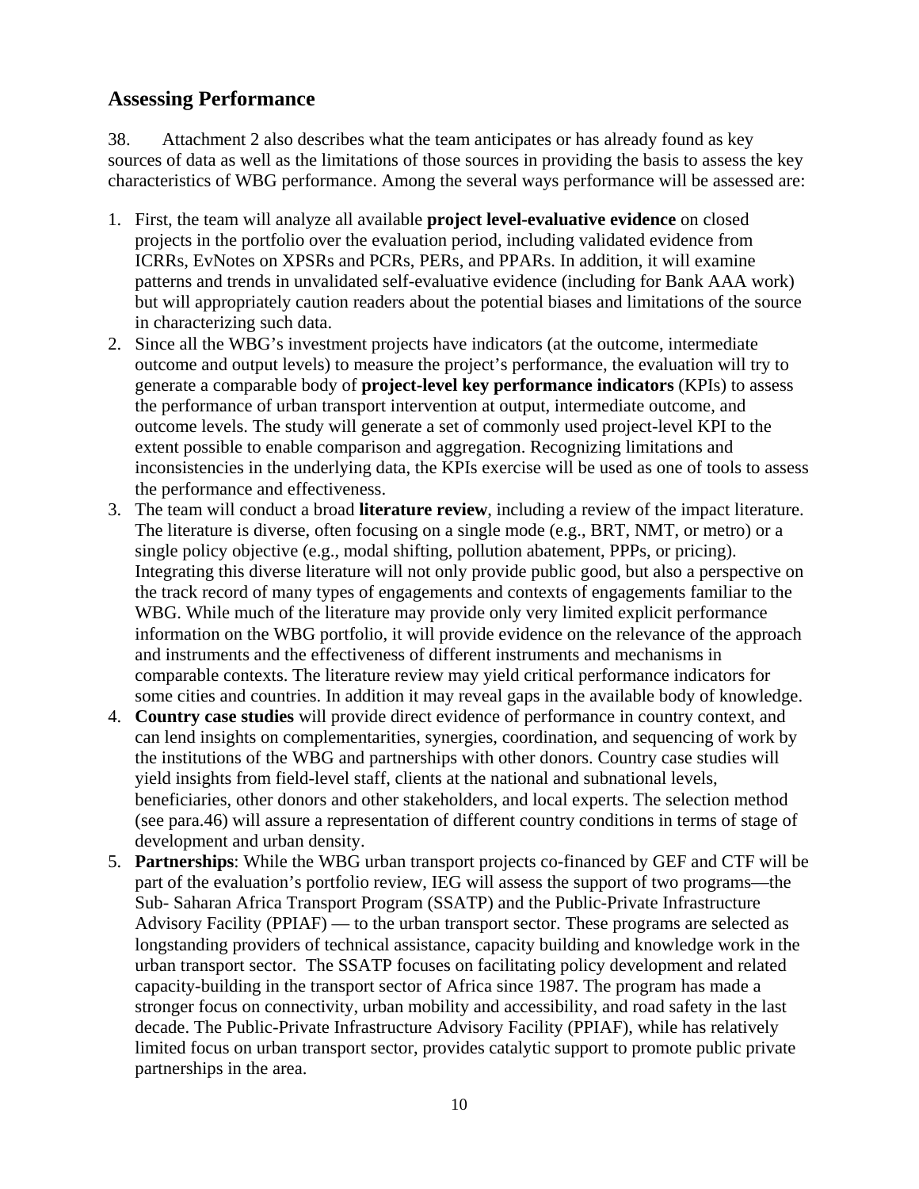## Assessing Performance

38. Attachment 2 also describes what the team anticipates or has already found as key sources of data as well as the limitations of those sources in providing the basis to assess the key characteristics of WBG performance. Among the several ways performance will be assessed are:

1. First, the team will analyze all available **project level-evaluative evidence** on closed projects in the portfolio over the evaluation period, including validated evidence from ICRRs, EvNotes on XPSRs and PCRs, PERs, and PPARs. In addition, it will examine patterns and trends in unvalidated self-evaluative evidence (including for Bank AAA work) but will appropriately caution readers about the potential biases and limitations of the source in characterizing such data.
2. Since all the WBG's investment projects have indicators (at the outcome, intermediate outcome and output levels) to measure the project's performance, the evaluation will try to generate a comparable body of **project-level key performance indicators** (KPIs) to assess the performance of urban transport intervention at output, intermediate outcome, and outcome levels. The study will generate a set of commonly used project-level KPI to the extent possible to enable comparison and aggregation. Recognizing limitations and inconsistencies in the underlying data, the KPIs exercise will be used as one of tools to assess the performance and effectiveness.
3. The team will conduct a broad **literature review**, including a review of the impact literature. The literature is diverse, often focusing on a single mode (e.g., BRT, NMT, or metro) or a single policy objective (e.g., modal shifting, pollution abatement, PPPs, or pricing). Integrating this diverse literature will not only provide public good, but also a perspective on the track record of many types of engagements and contexts of engagements familiar to the WBG. While much of the literature may provide only very limited explicit performance information on the WBG portfolio, it will provide evidence on the relevance of the approach and instruments and the effectiveness of different instruments and mechanisms in comparable contexts. The literature review may yield critical performance indicators for some cities and countries. In addition it may reveal gaps in the available body of knowledge.
4. **Country case studies** will provide direct evidence of performance in country context, and can lend insights on complementarities, synergies, coordination, and sequencing of work by the institutions of the WBG and partnerships with other donors. Country case studies will yield insights from field-level staff, clients at the national and subnational levels, beneficiaries, other donors and other stakeholders, and local experts. The selection method (see para.46) will assure a representation of different country conditions in terms of stage of development and urban density.
5. **Partnerships**: While the WBG urban transport projects co-financed by GEF and CTF will be part of the evaluation's portfolio review, IEG will assess the support of two programs—the Sub- Saharan Africa Transport Program (SSATP) and the Public-Private Infrastructure Advisory Facility (PPIAF) — to the urban transport sector. These programs are selected as longstanding providers of technical assistance, capacity building and knowledge work in the urban transport sector. The SSATP focuses on facilitating policy development and related capacity-building in the transport sector of Africa since 1987. The program has made a stronger focus on connectivity, urban mobility and accessibility, and road safety in the last decade. The Public-Private Infrastructure Advisory Facility (PPIAF), while has relatively limited focus on urban transport sector, provides catalytic support to promote public private partnerships in the area.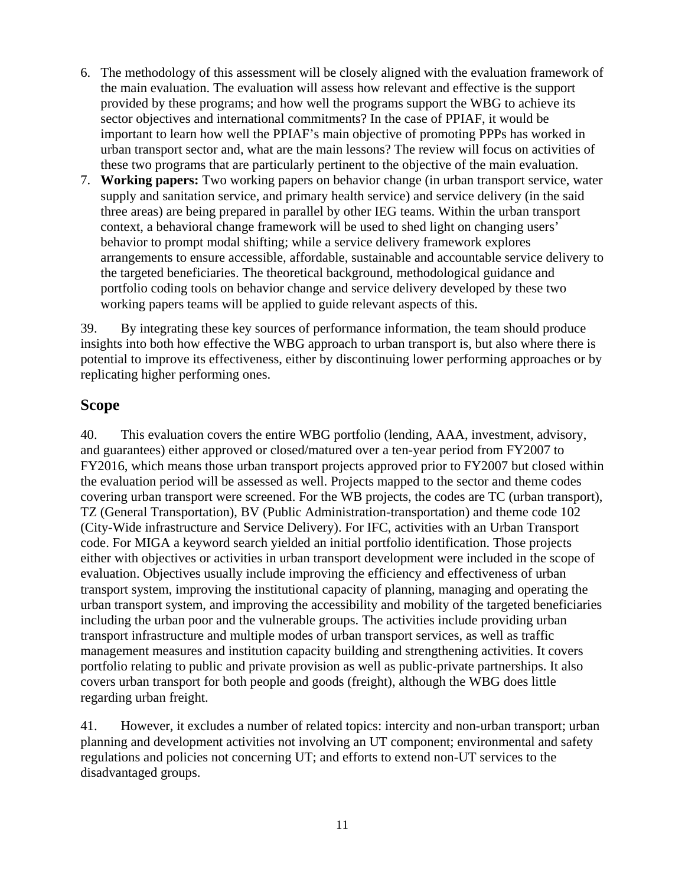6. The methodology of this assessment will be closely aligned with the evaluation framework of the main evaluation. The evaluation will assess how relevant and effective is the support provided by these programs; and how well the programs support the WBG to achieve its sector objectives and international commitments? In the case of PPIAF, it would be important to learn how well the PPIAF's main objective of promoting PPPs has worked in urban transport sector and, what are the main lessons? The review will focus on activities of these two programs that are particularly pertinent to the objective of the main evaluation.
7. **Working papers:** Two working papers on behavior change (in urban transport service, water supply and sanitation service, and primary health service) and service delivery (in the said three areas) are being prepared in parallel by other IEG teams. Within the urban transport context, a behavioral change framework will be used to shed light on changing users' behavior to prompt modal shifting; while a service delivery framework explores arrangements to ensure accessible, affordable, sustainable and accountable service delivery to the targeted beneficiaries. The theoretical background, methodological guidance and portfolio coding tools on behavior change and service delivery developed by these two working papers teams will be applied to guide relevant aspects of this.

39. By integrating these key sources of performance information, the team should produce insights into both how effective the WBG approach to urban transport is, but also where there is potential to improve its effectiveness, either by discontinuing lower performing approaches or by replicating higher performing ones.

## Scope

40. This evaluation covers the entire WBG portfolio (lending, AAA, investment, advisory, and guarantees) either approved or closed/matured over a ten-year period from FY2007 to FY2016, which means those urban transport projects approved prior to FY2007 but closed within the evaluation period will be assessed as well. Projects mapped to the sector and theme codes covering urban transport were screened. For the WB projects, the codes are TC (urban transport), TZ (General Transportation), BV (Public Administration-transportation) and theme code 102 (City-Wide infrastructure and Service Delivery). For IFC, activities with an Urban Transport code. For MIGA a keyword search yielded an initial portfolio identification. Those projects either with objectives or activities in urban transport development were included in the scope of evaluation. Objectives usually include improving the efficiency and effectiveness of urban transport system, improving the institutional capacity of planning, managing and operating the urban transport system, and improving the accessibility and mobility of the targeted beneficiaries including the urban poor and the vulnerable groups. The activities include providing urban transport infrastructure and multiple modes of urban transport services, as well as traffic management measures and institution capacity building and strengthening activities. It covers portfolio relating to public and private provision as well as public-private partnerships. It also covers urban transport for both people and goods (freight), although the WBG does little regarding urban freight.

41. However, it excludes a number of related topics: intercity and non-urban transport; urban planning and development activities not involving an UT component; environmental and safety regulations and policies not concerning UT; and efforts to extend non-UT services to the disadvantaged groups.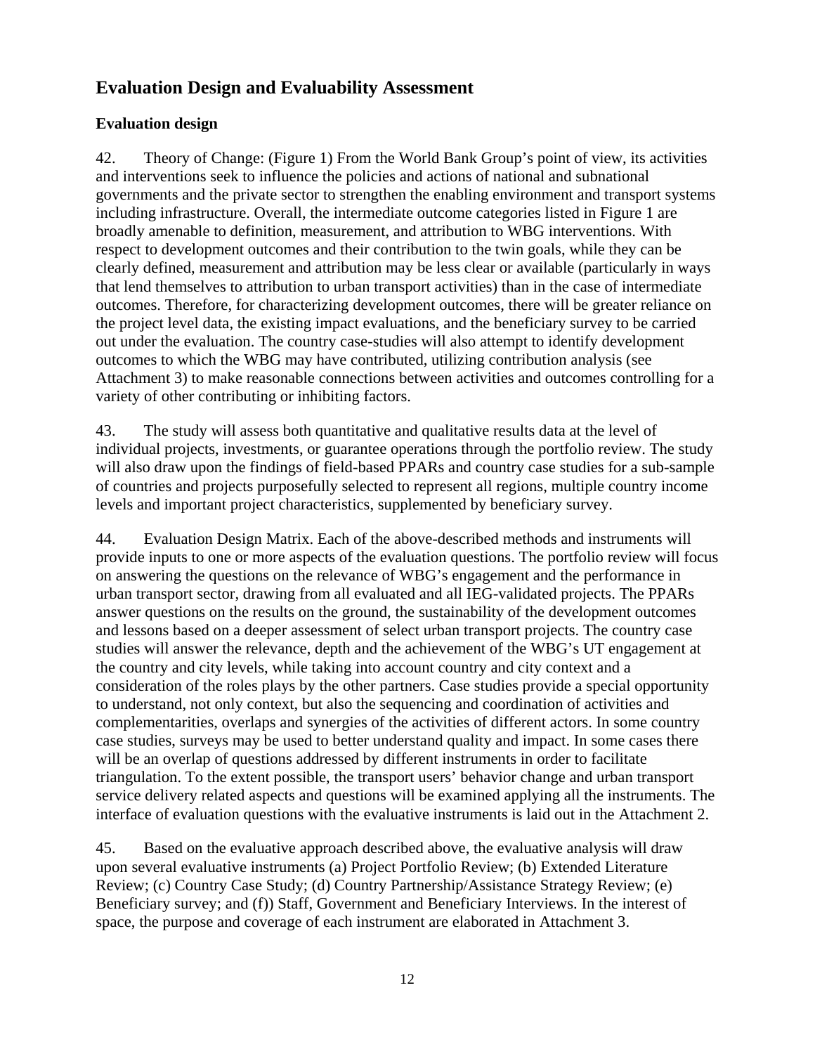## Evaluation Design and Evaluability Assessment

### Evaluation design

42. Theory of Change: (Figure 1) From the World Bank Group's point of view, its activities and interventions seek to influence the policies and actions of national and subnational governments and the private sector to strengthen the enabling environment and transport systems including infrastructure. Overall, the intermediate outcome categories listed in Figure 1 are broadly amenable to definition, measurement, and attribution to WBG interventions. With respect to development outcomes and their contribution to the twin goals, while they can be clearly defined, measurement and attribution may be less clear or available (particularly in ways that lend themselves to attribution to urban transport activities) than in the case of intermediate outcomes. Therefore, for characterizing development outcomes, there will be greater reliance on the project level data, the existing impact evaluations, and the beneficiary survey to be carried out under the evaluation. The country case-studies will also attempt to identify development outcomes to which the WBG may have contributed, utilizing contribution analysis (see Attachment 3) to make reasonable connections between activities and outcomes controlling for a variety of other contributing or inhibiting factors.

43. The study will assess both quantitative and qualitative results data at the level of individual projects, investments, or guarantee operations through the portfolio review. The study will also draw upon the findings of field-based PPARs and country case studies for a sub-sample of countries and projects purposefully selected to represent all regions, multiple country income levels and important project characteristics, supplemented by beneficiary survey.

44. Evaluation Design Matrix. Each of the above-described methods and instruments will provide inputs to one or more aspects of the evaluation questions. The portfolio review will focus on answering the questions on the relevance of WBG's engagement and the performance in urban transport sector, drawing from all evaluated and all IEG-validated projects. The PPARs answer questions on the results on the ground, the sustainability of the development outcomes and lessons based on a deeper assessment of select urban transport projects. The country case studies will answer the relevance, depth and the achievement of the WBG's UT engagement at the country and city levels, while taking into account country and city context and a consideration of the roles plays by the other partners. Case studies provide a special opportunity to understand, not only context, but also the sequencing and coordination of activities and complementarities, overlaps and synergies of the activities of different actors. In some country case studies, surveys may be used to better understand quality and impact. In some cases there will be an overlap of questions addressed by different instruments in order to facilitate triangulation. To the extent possible, the transport users' behavior change and urban transport service delivery related aspects and questions will be examined applying all the instruments. The interface of evaluation questions with the evaluative instruments is laid out in the Attachment 2.

45. Based on the evaluative approach described above, the evaluative analysis will draw upon several evaluative instruments (a) Project Portfolio Review; (b) Extended Literature Review; (c) Country Case Study; (d) Country Partnership/Assistance Strategy Review; (e) Beneficiary survey; and (f)) Staff, Government and Beneficiary Interviews. In the interest of space, the purpose and coverage of each instrument are elaborated in Attachment 3.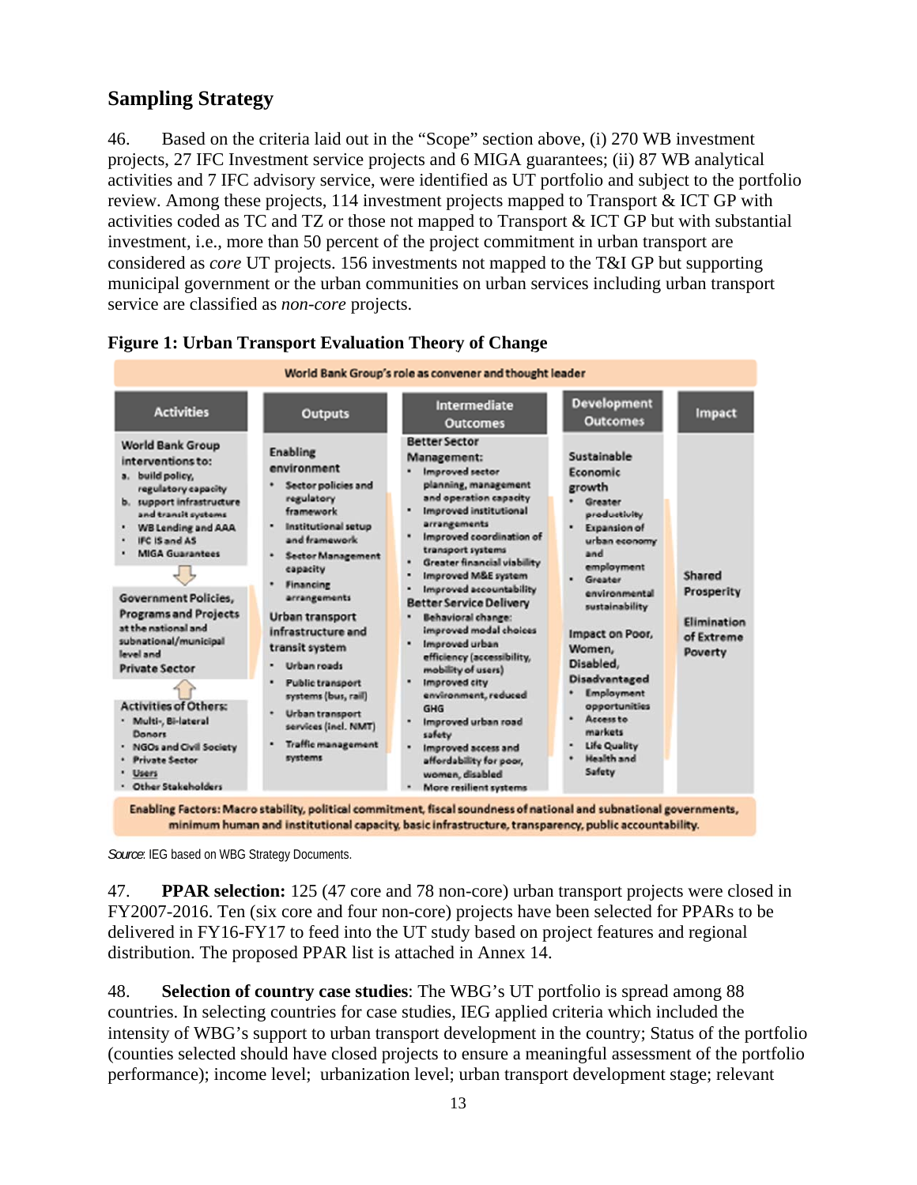## Sampling Strategy

46. Based on the criteria laid out in the "Scope" section above, (i) 270 WB investment projects, 27 IFC Investment service projects and 6 MIGA guarantees; (ii) 87 WB analytical activities and 7 IFC advisory service, were identified as UT portfolio and subject to the portfolio review. Among these projects, 114 investment projects mapped to Transport & ICT GP with activities coded as TC and TZ or those not mapped to Transport & ICT GP but with substantial investment, i.e., more than 50 percent of the project commitment in urban transport are considered as *core* UT projects. 156 investments not mapped to the T&I GP but supporting municipal government or the urban communities on urban services including urban transport service are classified as *non-core* projects.

**Figure 1: Urban Transport Evaluation Theory of Change**

World Bank Group's role as convener and thought leader

| Activities | Outputs | Intermediate Outcomes | Development Outcomes | Impact |
|---|---|---|---|---|
| World Bank Group interventions to:<br>a. build policy, regulatory capacity<br>b. support infrastructure and transit systems<br>• WB Lending and AAA<br>• IFC IS and AS<br>• MIGA Guarantees<br><br>Government Policies, Programs and Projects at the national and subnational/municipal level and Private Sector<br><br>Activities of Others:<br>• Multi-, Bi-lateral Donors<br>• NGOs and Civil Society<br>• Private Sector<br>• Users<br>• Other Stakeholders | Enabling environment<br>• Sector policies and regulatory framework<br>• Institutional setup and framework<br>• Sector Management capacity<br>• Financing arrangements<br><br>Urban transport infrastructure and transit system<br>• Urban roads<br>• Public transport systems (bus, rail)<br>• Urban transport services (incl. NMT)<br>• Traffic management systems | Better Sector Management:<br>• Improved sector planning, management and operation capacity<br>• Improved institutional arrangements<br>• Improved coordination of transport systems<br>• Greater financial viability<br>• Improved M&E system<br>• Improved accountability<br><br>Better Service Delivery<br>• Behavioral change: improved modal choices<br>• Improved urban efficiency (accessibility, mobility of users)<br>• Improved city environment, reduced GHG<br>• Improved urban road safety<br>• Improved access and affordability for poor, women, disabled<br>• More resilient systems | Sustainable Economic growth<br>• Greater productivity<br>• Expansion of urban economy and employment<br>• Greater environmental sustainability<br><br>Impact on Poor, Women, Disabled, Disadvantaged<br>• Employment opportunities<br>• Access to markets<br>• Life Quality<br>• Health and Safety | Shared Prosperity<br><br>Elimination of Extreme Poverty |

Enabling Factors: Macro stability, political commitment, fiscal soundness of national and subnational governments, minimum human and institutional capacity, basic infrastructure, transparency, public accountability.

*Source*: IEG based on WBG Strategy Documents.

47. **PPAR selection:** 125 (47 core and 78 non-core) urban transport projects were closed in FY2007-2016. Ten (six core and four non-core) projects have been selected for PPARs to be delivered in FY16-FY17 to feed into the UT study based on project features and regional distribution. The proposed PPAR list is attached in Annex 14.

48. **Selection of country case studies**: The WBG's UT portfolio is spread among 88 countries. In selecting countries for case studies, IEG applied criteria which included the intensity of WBG's support to urban transport development in the country; Status of the portfolio (counties selected should have closed projects to ensure a meaningful assessment of the portfolio performance); income level; urbanization level; urban transport development stage; relevant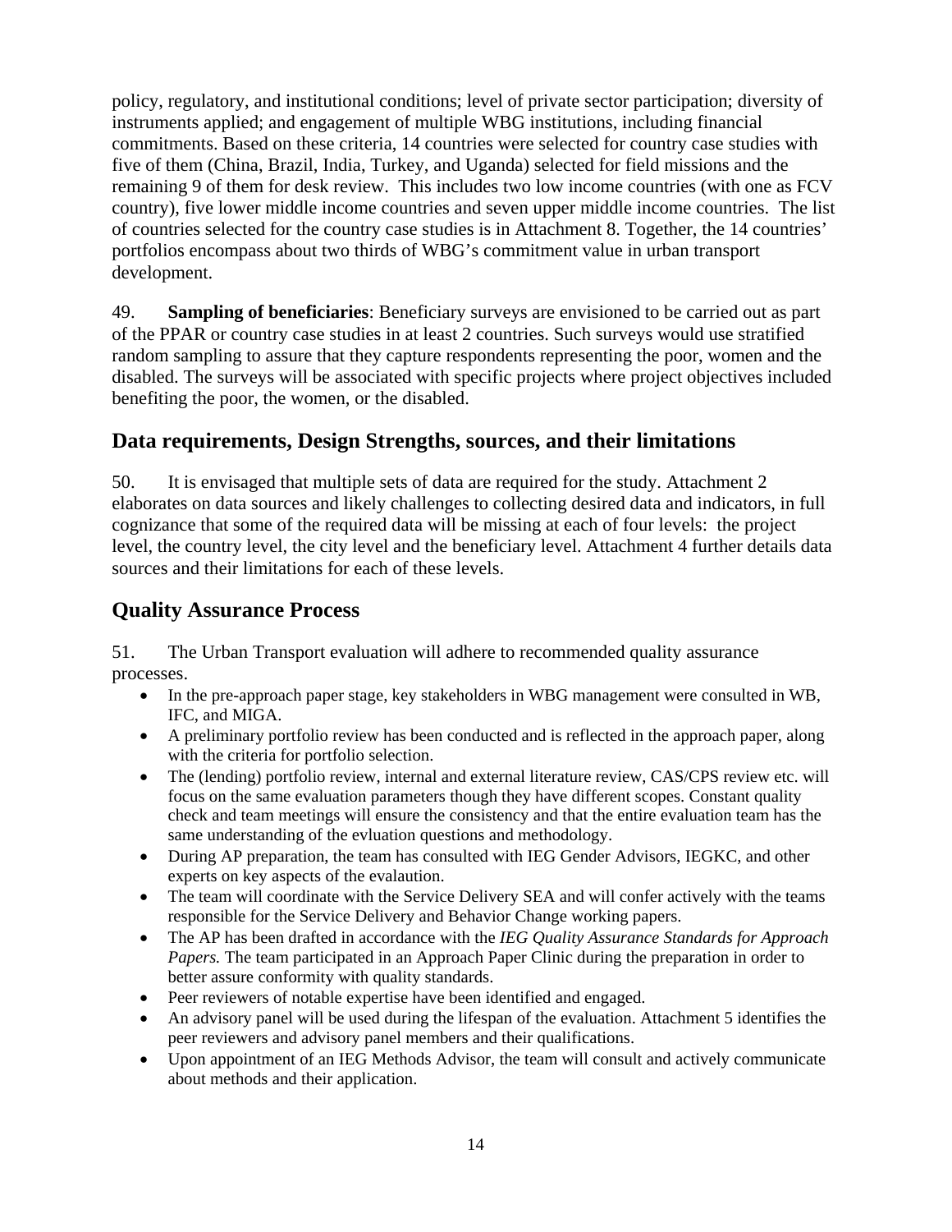policy, regulatory, and institutional conditions; level of private sector participation; diversity of instruments applied; and engagement of multiple WBG institutions, including financial commitments. Based on these criteria, 14 countries were selected for country case studies with five of them (China, Brazil, India, Turkey, and Uganda) selected for field missions and the remaining 9 of them for desk review. This includes two low income countries (with one as FCV country), five lower middle income countries and seven upper middle income countries. The list of countries selected for the country case studies is in Attachment 8. Together, the 14 countries' portfolios encompass about two thirds of WBG's commitment value in urban transport development.

49. **Sampling of beneficiaries**: Beneficiary surveys are envisioned to be carried out as part of the PPAR or country case studies in at least 2 countries. Such surveys would use stratified random sampling to assure that they capture respondents representing the poor, women and the disabled. The surveys will be associated with specific projects where project objectives included benefiting the poor, the women, or the disabled.

## Data requirements, Design Strengths, sources, and their limitations

50. It is envisaged that multiple sets of data are required for the study. Attachment 2 elaborates on data sources and likely challenges to collecting desired data and indicators, in full cognizance that some of the required data will be missing at each of four levels: the project level, the country level, the city level and the beneficiary level. Attachment 4 further details data sources and their limitations for each of these levels.

## Quality Assurance Process

51. The Urban Transport evaluation will adhere to recommended quality assurance processes.

- In the pre-approach paper stage, key stakeholders in WBG management were consulted in WB, IFC, and MIGA.
- A preliminary portfolio review has been conducted and is reflected in the approach paper, along with the criteria for portfolio selection.
- The (lending) portfolio review, internal and external literature review, CAS/CPS review etc. will focus on the same evaluation parameters though they have different scopes. Constant quality check and team meetings will ensure the consistency and that the entire evaluation team has the same understanding of the evluation questions and methodology.
- During AP preparation, the team has consulted with IEG Gender Advisors, IEGKC, and other experts on key aspects of the evalaution.
- The team will coordinate with the Service Delivery SEA and will confer actively with the teams responsible for the Service Delivery and Behavior Change working papers.
- The AP has been drafted in accordance with the *IEG Quality Assurance Standards for Approach Papers.* The team participated in an Approach Paper Clinic during the preparation in order to better assure conformity with quality standards.
- Peer reviewers of notable expertise have been identified and engaged.
- An advisory panel will be used during the lifespan of the evaluation. Attachment 5 identifies the peer reviewers and advisory panel members and their qualifications.
- Upon appointment of an IEG Methods Advisor, the team will consult and actively communicate about methods and their application.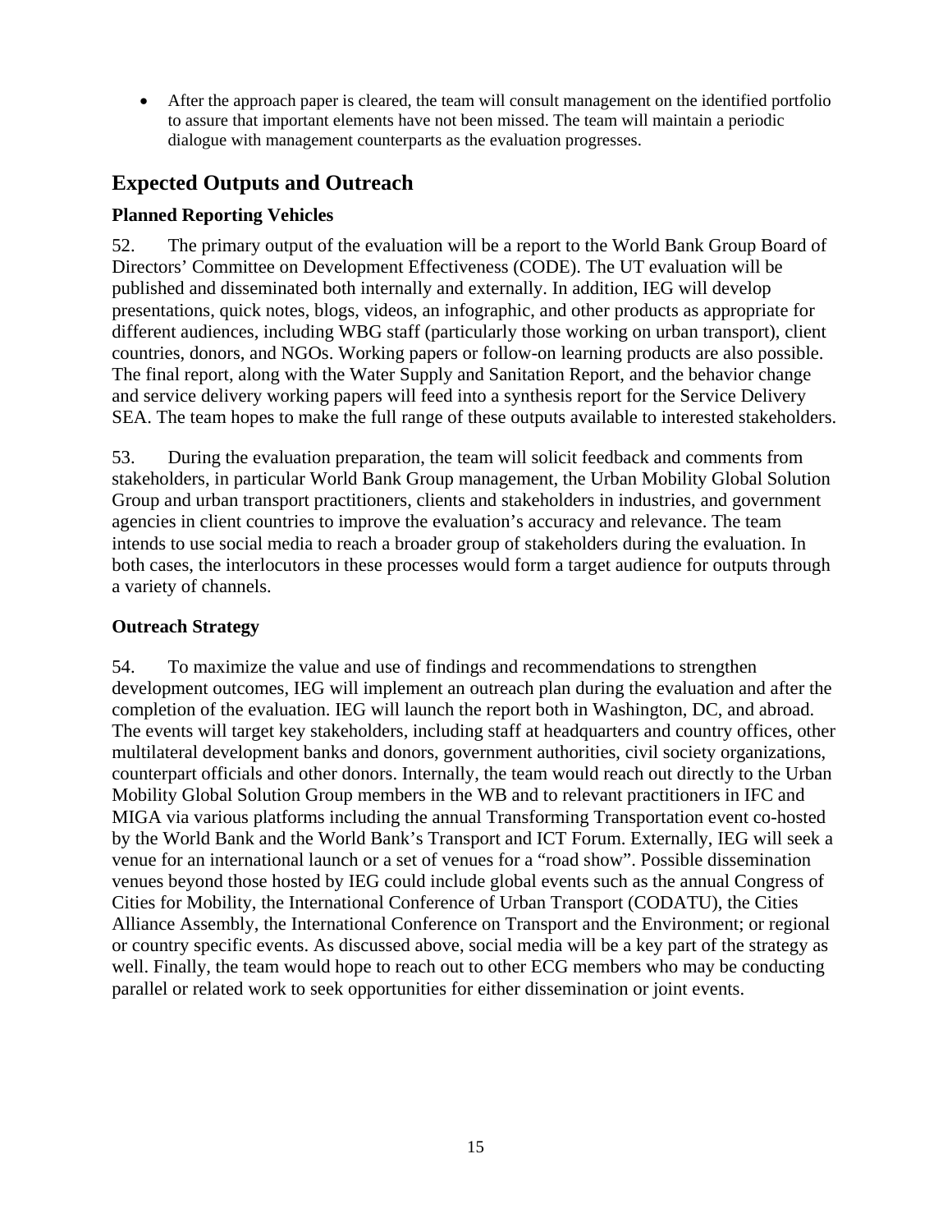- After the approach paper is cleared, the team will consult management on the identified portfolio to assure that important elements have not been missed. The team will maintain a periodic dialogue with management counterparts as the evaluation progresses.

## Expected Outputs and Outreach

### Planned Reporting Vehicles

52. The primary output of the evaluation will be a report to the World Bank Group Board of Directors' Committee on Development Effectiveness (CODE). The UT evaluation will be published and disseminated both internally and externally. In addition, IEG will develop presentations, quick notes, blogs, videos, an infographic, and other products as appropriate for different audiences, including WBG staff (particularly those working on urban transport), client countries, donors, and NGOs. Working papers or follow-on learning products are also possible. The final report, along with the Water Supply and Sanitation Report, and the behavior change and service delivery working papers will feed into a synthesis report for the Service Delivery SEA. The team hopes to make the full range of these outputs available to interested stakeholders.

53. During the evaluation preparation, the team will solicit feedback and comments from stakeholders, in particular World Bank Group management, the Urban Mobility Global Solution Group and urban transport practitioners, clients and stakeholders in industries, and government agencies in client countries to improve the evaluation's accuracy and relevance. The team intends to use social media to reach a broader group of stakeholders during the evaluation. In both cases, the interlocutors in these processes would form a target audience for outputs through a variety of channels.

### Outreach Strategy

54. To maximize the value and use of findings and recommendations to strengthen development outcomes, IEG will implement an outreach plan during the evaluation and after the completion of the evaluation. IEG will launch the report both in Washington, DC, and abroad. The events will target key stakeholders, including staff at headquarters and country offices, other multilateral development banks and donors, government authorities, civil society organizations, counterpart officials and other donors. Internally, the team would reach out directly to the Urban Mobility Global Solution Group members in the WB and to relevant practitioners in IFC and MIGA via various platforms including the annual Transforming Transportation event co-hosted by the World Bank and the World Bank's Transport and ICT Forum. Externally, IEG will seek a venue for an international launch or a set of venues for a "road show". Possible dissemination venues beyond those hosted by IEG could include global events such as the annual Congress of Cities for Mobility, the International Conference of Urban Transport (CODATU), the Cities Alliance Assembly, the International Conference on Transport and the Environment; or regional or country specific events. As discussed above, social media will be a key part of the strategy as well. Finally, the team would hope to reach out to other ECG members who may be conducting parallel or related work to seek opportunities for either dissemination or joint events.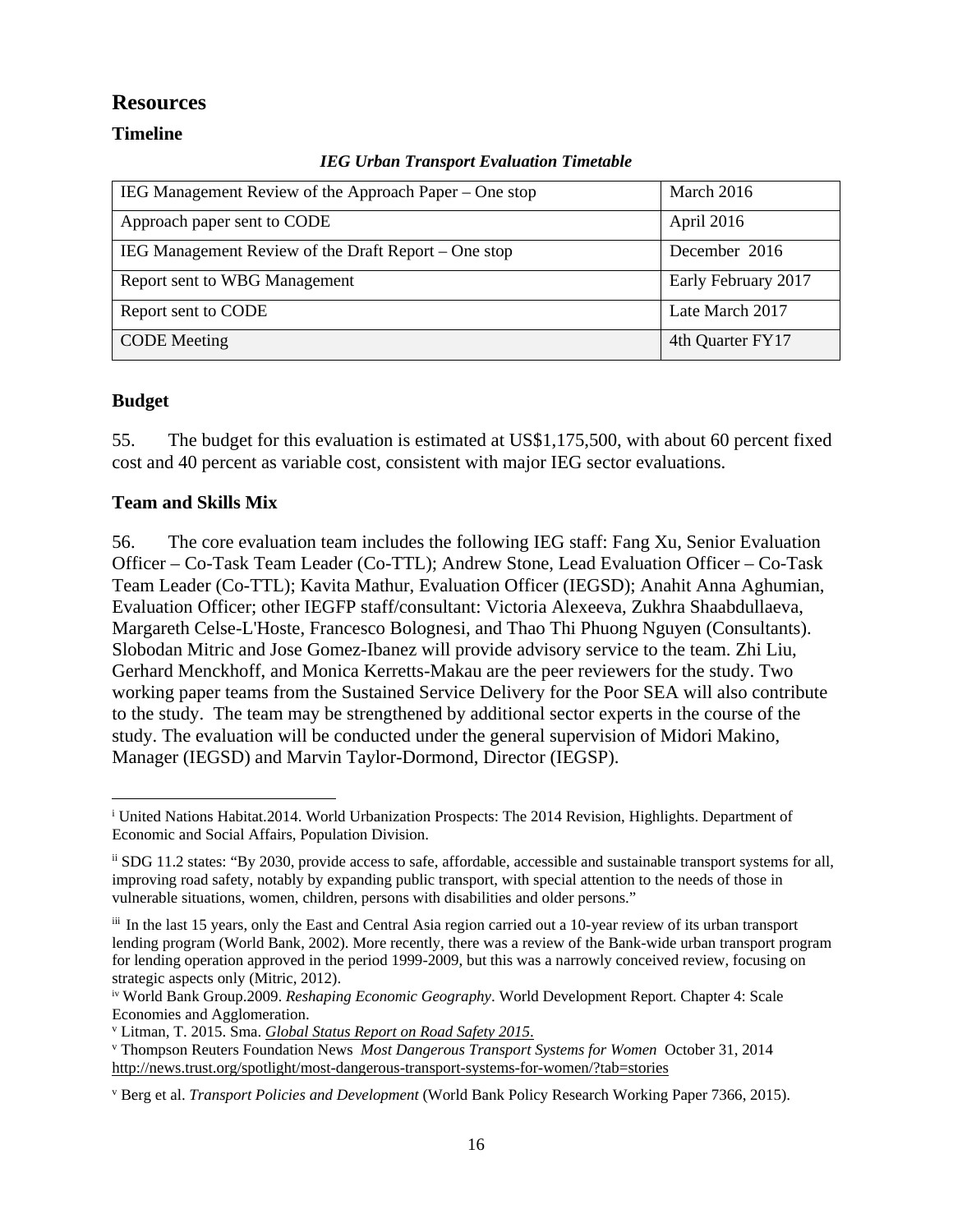## Resources

### Timeline

***IEG Urban Transport Evaluation Timetable***

| | |
|---|---|
| IEG Management Review of the Approach Paper – One stop | March 2016 |
| Approach paper sent to CODE | April 2016 |
| IEG Management Review of the Draft Report – One stop | December 2016 |
| Report sent to WBG Management | Early February 2017 |
| Report sent to CODE | Late March 2017 |
| CODE Meeting | 4th Quarter FY17 |

### Budget

55. The budget for this evaluation is estimated at US$1,175,500, with about 60 percent fixed cost and 40 percent as variable cost, consistent with major IEG sector evaluations.

### Team and Skills Mix

56. The core evaluation team includes the following IEG staff: Fang Xu, Senior Evaluation Officer – Co-Task Team Leader (Co-TTL); Andrew Stone, Lead Evaluation Officer – Co-Task Team Leader (Co-TTL); Kavita Mathur, Evaluation Officer (IEGSD); Anahit Anna Aghumian, Evaluation Officer; other IEGFP staff/consultant: Victoria Alexeeva, Zukhra Shaabdullaeva, Margareth Celse-L'Hoste, Francesco Bolognesi, and Thao Thi Phuong Nguyen (Consultants). Slobodan Mitric and Jose Gomez-Ibanez will provide advisory service to the team. Zhi Liu, Gerhard Menckhoff, and Monica Kerretts-Makau are the peer reviewers for the study. Two working paper teams from the Sustained Service Delivery for the Poor SEA will also contribute to the study. The team may be strengthened by additional sector experts in the course of the study. The evaluation will be conducted under the general supervision of Midori Makino, Manager (IEGSD) and Marvin Taylor-Dormond, Director (IEGSP).

---

[i] United Nations Habitat.2014. World Urbanization Prospects: The 2014 Revision, Highlights. Department of Economic and Social Affairs, Population Division.

[ii] SDG 11.2 states: "By 2030, provide access to safe, affordable, accessible and sustainable transport systems for all, improving road safety, notably by expanding public transport, with special attention to the needs of those in vulnerable situations, women, children, persons with disabilities and older persons."

[iii] In the last 15 years, only the East and Central Asia region carried out a 10-year review of its urban transport lending program (World Bank, 2002). More recently, there was a review of the Bank-wide urban transport program for lending operation approved in the period 1999-2009, but this was a narrowly conceived review, focusing on strategic aspects only (Mitric, 2012).

[iv] World Bank Group.2009. *Reshaping Economic Geography*. World Development Report. Chapter 4: Scale Economies and Agglomeration.

[v] Litman, T. 2015. Sma. *Global Status Report on Road Safety 2015*.

[v] Thompson Reuters Foundation News *Most Dangerous Transport Systems for Women* October 31, 2014 http://news.trust.org/spotlight/most-dangerous-transport-systems-for-women/?tab=stories

[v] Berg et al. *Transport Policies and Development* (World Bank Policy Research Working Paper 7366, 2015).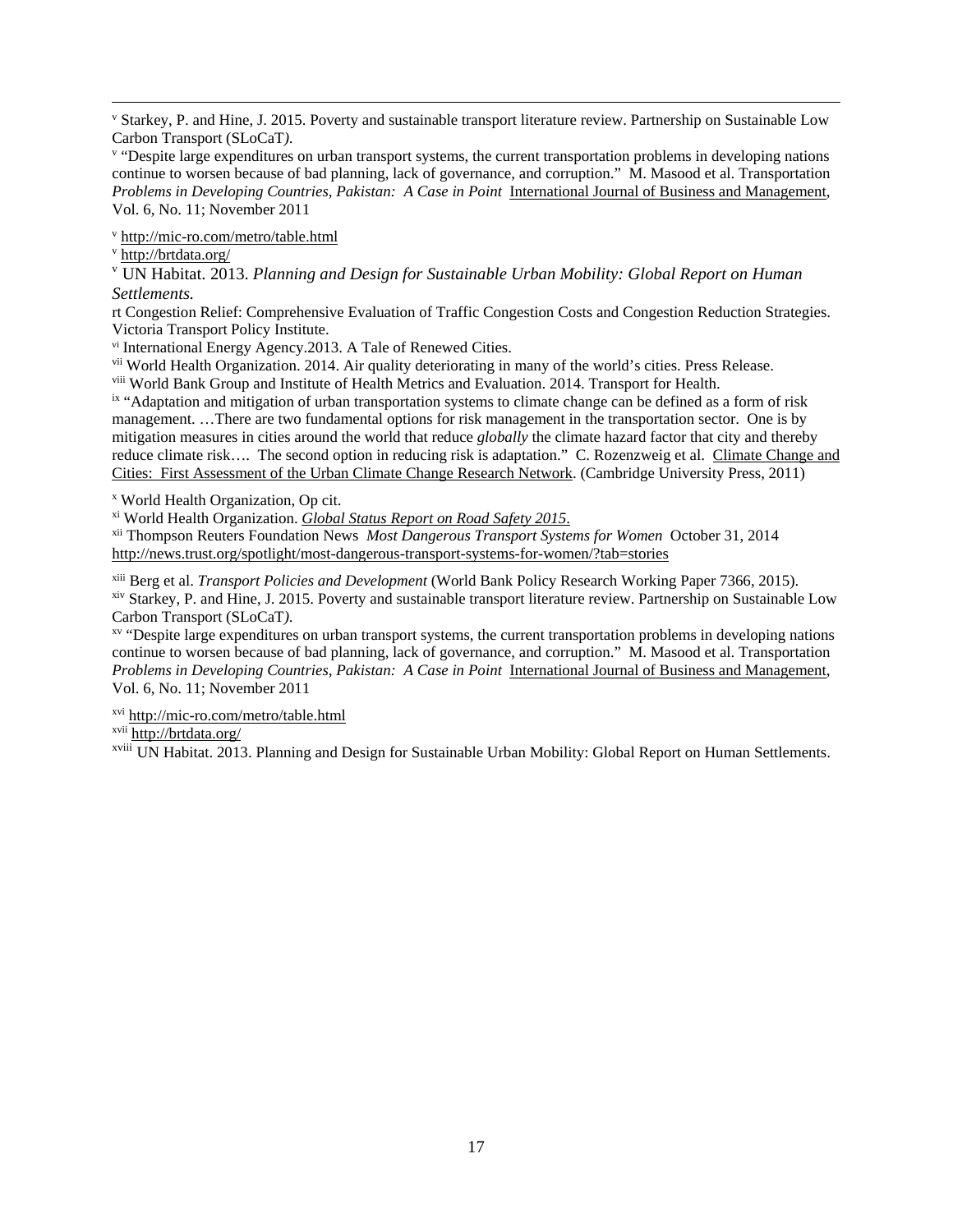[v] Starkey, P. and Hine, J. 2015. Poverty and sustainable transport literature review. Partnership on Sustainable Low Carbon Transport (SLoCaT*).*

[v] "Despite large expenditures on urban transport systems, the current transportation problems in developing nations continue to worsen because of bad planning, lack of governance, and corruption." M. Masood et al. Transportation *Problems in Developing Countries, Pakistan: A Case in Point* International Journal of Business and Management, Vol. 6, No. 11; November 2011

[v] http://mic-ro.com/metro/table.html

[v] http://brtdata.org/

[v] UN Habitat. 2013. *Planning and Design for Sustainable Urban Mobility: Global Report on Human Settlements.*

rt Congestion Relief: Comprehensive Evaluation of Traffic Congestion Costs and Congestion Reduction Strategies. Victoria Transport Policy Institute.

[vi] International Energy Agency.2013. A Tale of Renewed Cities.

[vii] World Health Organization. 2014. Air quality deteriorating in many of the world's cities. Press Release.

[viii] World Bank Group and Institute of Health Metrics and Evaluation. 2014. Transport for Health.

[ix] "Adaptation and mitigation of urban transportation systems to climate change can be defined as a form of risk management. …There are two fundamental options for risk management in the transportation sector. One is by mitigation measures in cities around the world that reduce *globally* the climate hazard factor that city and thereby reduce climate risk…. The second option in reducing risk is adaptation." C. Rozenzweig et al. Climate Change and Cities: First Assessment of the Urban Climate Change Research Network. (Cambridge University Press, 2011)

[x] World Health Organization, Op cit.

[xi] World Health Organization. *Global Status Report on Road Safety 2015*.

[xii] Thompson Reuters Foundation News *Most Dangerous Transport Systems for Women* October 31, 2014 http://news.trust.org/spotlight/most-dangerous-transport-systems-for-women/?tab=stories

[xiii] Berg et al. *Transport Policies and Development* (World Bank Policy Research Working Paper 7366, 2015).

[xiv] Starkey, P. and Hine, J. 2015. Poverty and sustainable transport literature review. Partnership on Sustainable Low Carbon Transport (SLoCaT*).*

[xv] "Despite large expenditures on urban transport systems, the current transportation problems in developing nations continue to worsen because of bad planning, lack of governance, and corruption." M. Masood et al. Transportation *Problems in Developing Countries, Pakistan: A Case in Point* International Journal of Business and Management, Vol. 6, No. 11; November 2011

[xvi] http://mic-ro.com/metro/table.html

[xvii] http://brtdata.org/

[xviii] UN Habitat. 2013. Planning and Design for Sustainable Urban Mobility: Global Report on Human Settlements.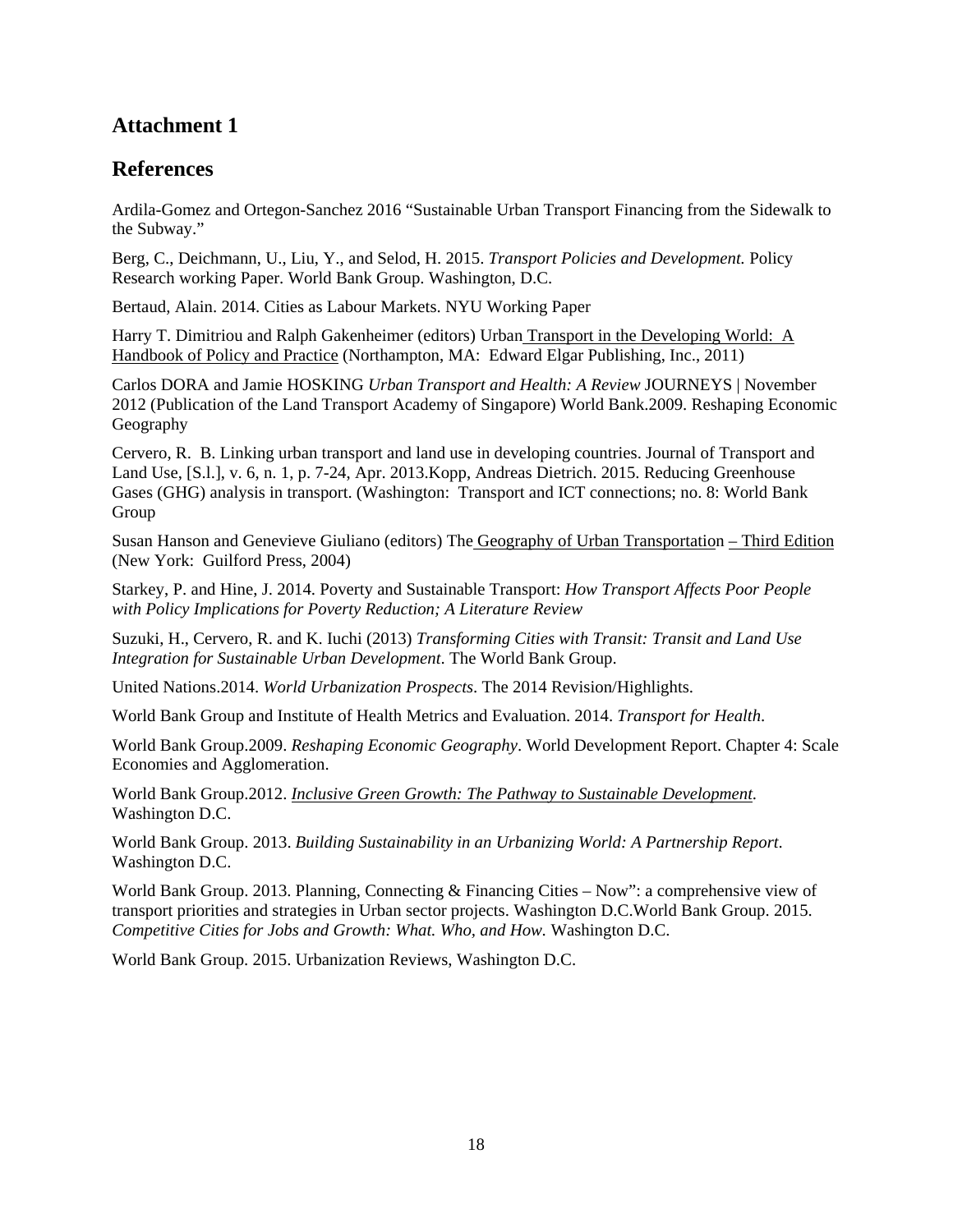## Attachment 1

## References

Ardila-Gomez and Ortegon-Sanchez 2016 "Sustainable Urban Transport Financing from the Sidewalk to the Subway."

Berg, C., Deichmann, U., Liu, Y., and Selod, H. 2015. *Transport Policies and Development.* Policy Research working Paper. World Bank Group. Washington, D.C.

Bertaud, Alain. 2014. Cities as Labour Markets. NYU Working Paper

Harry T. Dimitriou and Ralph Gakenheimer (editors) Urban Transport in the Developing World: A Handbook of Policy and Practice (Northampton, MA: Edward Elgar Publishing, Inc., 2011)

Carlos DORA and Jamie HOSKING *Urban Transport and Health: A Review* JOURNEYS | November 2012 (Publication of the Land Transport Academy of Singapore) World Bank.2009. Reshaping Economic Geography

Cervero, R. B. Linking urban transport and land use in developing countries. Journal of Transport and Land Use, [S.l.], v. 6, n. 1, p. 7-24, Apr. 2013.Kopp, Andreas Dietrich. 2015. Reducing Greenhouse Gases (GHG) analysis in transport. (Washington: Transport and ICT connections; no. 8: World Bank Group

Susan Hanson and Genevieve Giuliano (editors) The Geography of Urban Transportation – Third Edition (New York: Guilford Press, 2004)

Starkey, P. and Hine, J. 2014. Poverty and Sustainable Transport: *How Transport Affects Poor People with Policy Implications for Poverty Reduction; A Literature Review*

Suzuki, H., Cervero, R. and K. Iuchi (2013) *Transforming Cities with Transit: Transit and Land Use Integration for Sustainable Urban Development*. The World Bank Group.

United Nations.2014. *World Urbanization Prospects*. The 2014 Revision/Highlights.

World Bank Group and Institute of Health Metrics and Evaluation. 2014. *Transport for Health*.

World Bank Group.2009. *Reshaping Economic Geography*. World Development Report. Chapter 4: Scale Economies and Agglomeration.

World Bank Group.2012. *Inclusive Green Growth: The Pathway to Sustainable Development*. Washington D.C.

World Bank Group. 2013. *Building Sustainability in an Urbanizing World: A Partnership Report*. Washington D.C.

World Bank Group. 2013. Planning, Connecting & Financing Cities – Now": a comprehensive view of transport priorities and strategies in Urban sector projects. Washington D.C.World Bank Group. 2015. *Competitive Cities for Jobs and Growth: What. Who, and How.* Washington D.C.

World Bank Group. 2015. Urbanization Reviews, Washington D.C.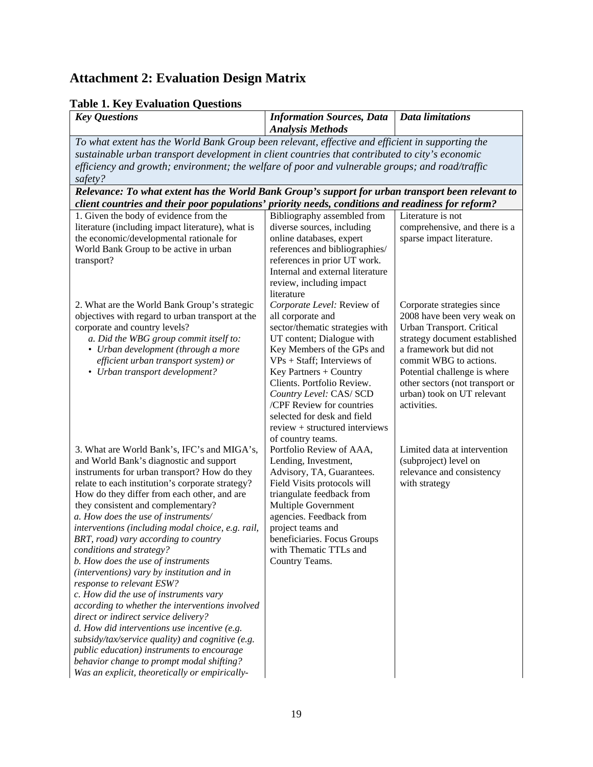# Attachment 2: Evaluation Design Matrix

## Table 1. Key Evaluation Questions

| *Key Questions* | *Information Sources, Data Analysis Methods* | *Data limitations* |
|---|---|---|
| *To what extent has the World Bank Group been relevant, effective and efficient in supporting the sustainable urban transport development in client countries that contributed to city's economic efficiency and growth; environment; the welfare of poor and vulnerable groups; and road/traffic safety?* | | |
| ***Relevance: To what extent has the World Bank Group's support for urban transport been relevant to client countries and their poor populations' priority needs, conditions and readiness for reform?*** | | |
| 1. Given the body of evidence from the literature (including impact literature), what is the economic/developmental rationale for World Bank Group to be active in urban transport? | Bibliography assembled from diverse sources, including online databases, expert references and bibliographies/ references in prior UT work. Internal and external literature review, including impact literature | Literature is not comprehensive, and there is a sparse impact literature. |
| 2. What are the World Bank Group's strategic objectives with regard to urban transport at the corporate and country levels?<br>*a. Did the WBG group commit itself to:*<br>• *Urban development (through a more efficient urban transport system) or*<br>• *Urban transport development?* | *Corporate Level:* Review of all corporate and sector/thematic strategies with UT content; Dialogue with Key Members of the GPs and VPs + Staff; Interviews of Key Partners + Country Clients. Portfolio Review.<br>*Country Level:* CAS/ SCD /CPF Review for countries selected for desk and field review + structured interviews of country teams. | Corporate strategies since 2008 have been very weak on Urban Transport. Critical strategy document established a framework but did not commit WBG to actions. Potential challenge is where other sectors (not transport or urban) took on UT relevant activities. |
| 3. What are World Bank's, IFC's and MIGA's, and World Bank's diagnostic and support instruments for urban transport? How do they relate to each institution's corporate strategy? How do they differ from each other, and are they consistent and complementary?<br>*a. How does the use of instruments/ interventions (including modal choice, e.g. rail, BRT, road) vary according to country conditions and strategy?*<br>*b. How does the use of instruments (interventions) vary by institution and in response to relevant ESW?*<br>*c. How did the use of instruments vary according to whether the interventions involved direct or indirect service delivery?*<br>*d. How did interventions use incentive (e.g. subsidy/tax/service quality) and cognitive (e.g. public education) instruments to encourage behavior change to prompt modal shifting? Was an explicit, theoretically or empirically-* | Portfolio Review of AAA, Lending, Investment, Advisory, TA, Guarantees. Field Visits protocols will triangulate feedback from Multiple Government agencies. Feedback from project teams and beneficiaries. Focus Groups with Thematic TTLs and Country Teams. | Limited data at intervention (subproject) level on relevance and consistency with strategy |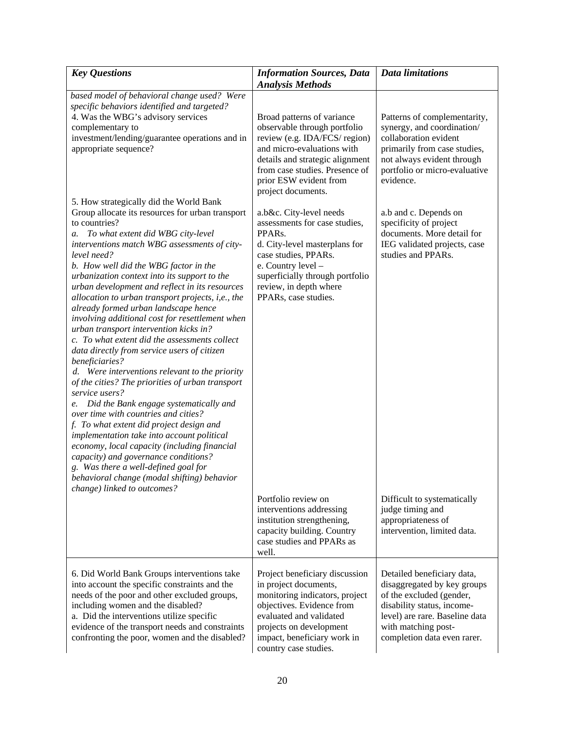| *Key Questions* | *Information Sources, Data Analysis Methods* | *Data limitations* |
|---|---|---|
| *based model of behavioral change used? Were specific behaviors identified and targeted?* | | |
| 4. Was the WBG's advisory services complementary to investment/lending/guarantee operations and in appropriate sequence? | Broad patterns of variance observable through portfolio review (e.g. IDA/FCS/ region) and micro-evaluations with details and strategic alignment from case studies. Presence of prior ESW evident from project documents. | Patterns of complementarity, synergy, and coordination/ collaboration evident primarily from case studies, not always evident through portfolio or micro-evaluative evidence. |
| 5. How strategically did the World Bank Group allocate its resources for urban transport to countries?<br>*a. To what extent did WBG city-level interventions match WBG assessments of city-level need?*<br>*b. How well did the WBG factor in the urbanization context into its support to the urban development and reflect in its resources allocation to urban transport projects, i,e., the already formed urban landscape hence involving additional cost for resettlement when urban transport intervention kicks in?*<br>*c. To what extent did the assessments collect data directly from service users of citizen beneficiaries?*<br>*d. Were interventions relevant to the priority of the cities? The priorities of urban transport service users?*<br>*e. Did the Bank engage systematically and over time with countries and cities?*<br>*f. To what extent did project design and implementation take into account political economy, local capacity (including financial capacity) and governance conditions?*<br>*g. Was there a well-defined goal for behavioral change (modal shifting) behavior change) linked to outcomes?* | a.b&c. City-level needs assessments for case studies, PPARs.<br>d. City-level masterplans for case studies, PPARs.<br>e. Country level – superficially through portfolio review, in depth where PPARs, case studies. | a.b and c. Depends on specificity of project documents. More detail for IEG validated projects, case studies and PPARs. |
| | Portfolio review on interventions addressing institution strengthening, capacity building. Country case studies and PPARs as well. | Difficult to systematically judge timing and appropriateness of intervention, limited data. |
| 6. Did World Bank Groups interventions take into account the specific constraints and the needs of the poor and other excluded groups, including women and the disabled?<br>a. Did the interventions utilize specific evidence of the transport needs and constraints confronting the poor, women and the disabled? | Project beneficiary discussion in project documents, monitoring indicators, project objectives. Evidence from evaluated and validated projects on development impact, beneficiary work in country case studies. | Detailed beneficiary data, disaggregated by key groups of the excluded (gender, disability status, income-level) are rare. Baseline data with matching post-completion data even rarer. |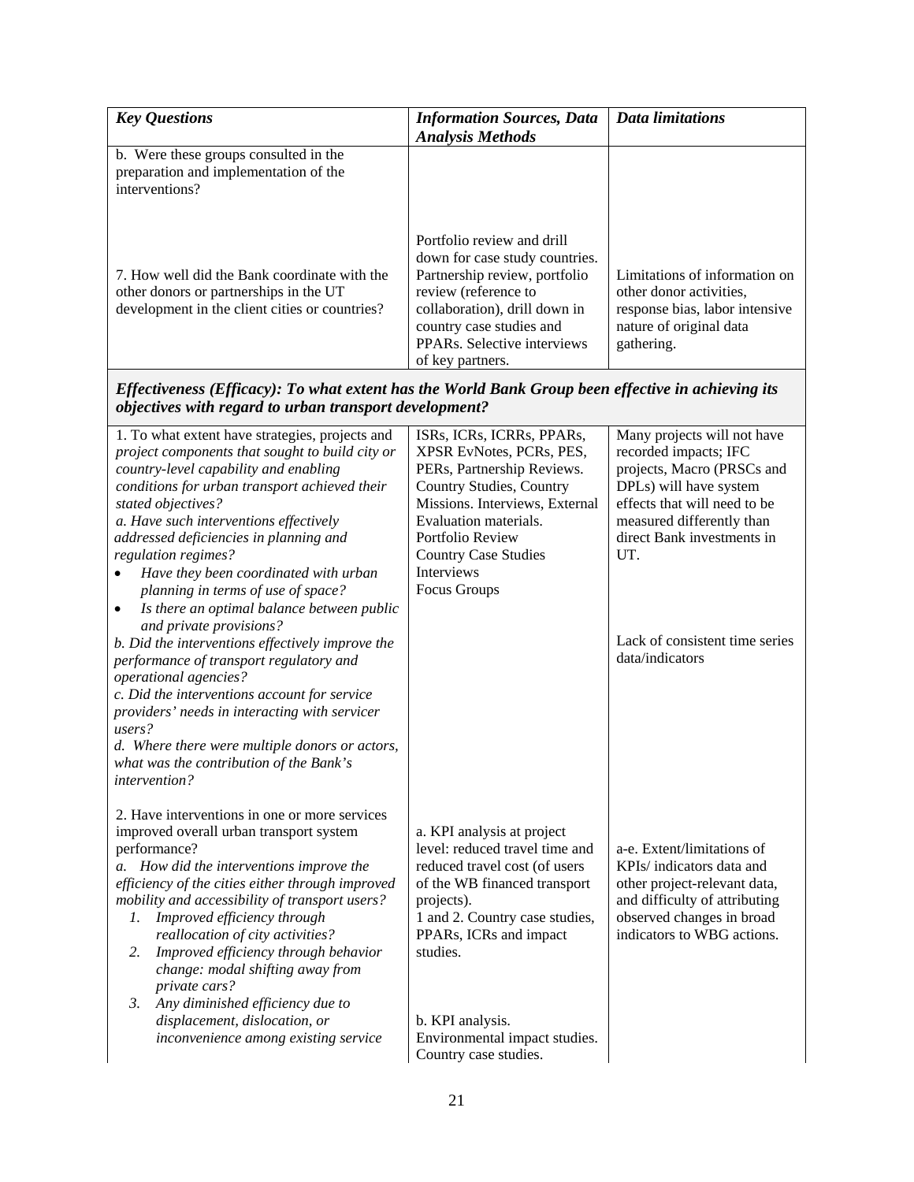| *Key Questions* | *Information Sources, Data Analysis Methods* | *Data limitations* |
|---|---|---|
| b. Were these groups consulted in the preparation and implementation of the interventions? | | |
| 7. How well did the Bank coordinate with the other donors or partnerships in the UT development in the client cities or countries? | Portfolio review and drill down for case study countries. Partnership review, portfolio review (reference to collaboration), drill down in country case studies and PPARs. Selective interviews of key partners. | Limitations of information on other donor activities, response bias, labor intensive nature of original data gathering. |
| ***Effectiveness (Efficacy): To what extent has the World Bank Group been effective in achieving its objectives with regard to urban transport development?*** | | |
| 1. To what extent have strategies, projects and *project components that sought to build city or country-level capability and enabling conditions for urban transport achieved their stated objectives?*<br>*a. Have such interventions effectively addressed deficiencies in planning and regulation regimes?*<br>• *Have they been coordinated with urban planning in terms of use of space?*<br>• *Is there an optimal balance between public and private provisions?*<br>*b. Did the interventions effectively improve the performance of transport regulatory and operational agencies?*<br>*c. Did the interventions account for service providers' needs in interacting with servicer users?*<br>*d. Where there were multiple donors or actors, what was the contribution of the Bank's intervention?* | ISRs, ICRs, ICRRs, PPARs, XPSR EvNotes, PCRs, PES, PERs, Partnership Reviews. Country Studies, Country Missions. Interviews, External Evaluation materials.<br>Portfolio Review<br>Country Case Studies<br>Interviews<br>Focus Groups | Many projects will not have recorded impacts; IFC projects, Macro (PRSCs and DPLs) will have system effects that will need to be measured differently than direct Bank investments in UT.<br><br>Lack of consistent time series data/indicators |
| 2. Have interventions in one or more services improved overall urban transport system performance?<br>*a. How did the interventions improve the efficiency of the cities either through improved mobility and accessibility of transport users?*<br>*1. Improved efficiency through reallocation of city activities?*<br>*2. Improved efficiency through behavior change: modal shifting away from private cars?*<br>*3. Any diminished efficiency due to displacement, dislocation, or inconvenience among existing service* | a. KPI analysis at project level: reduced travel time and reduced travel cost (of users of the WB financed transport projects).<br>1 and 2. Country case studies, PPARs, ICRs and impact studies.<br><br>b. KPI analysis.<br>Environmental impact studies.<br>Country case studies. | a-e. Extent/limitations of KPIs/ indicators data and other project-relevant data, and difficulty of attributing observed changes in broad indicators to WBG actions. |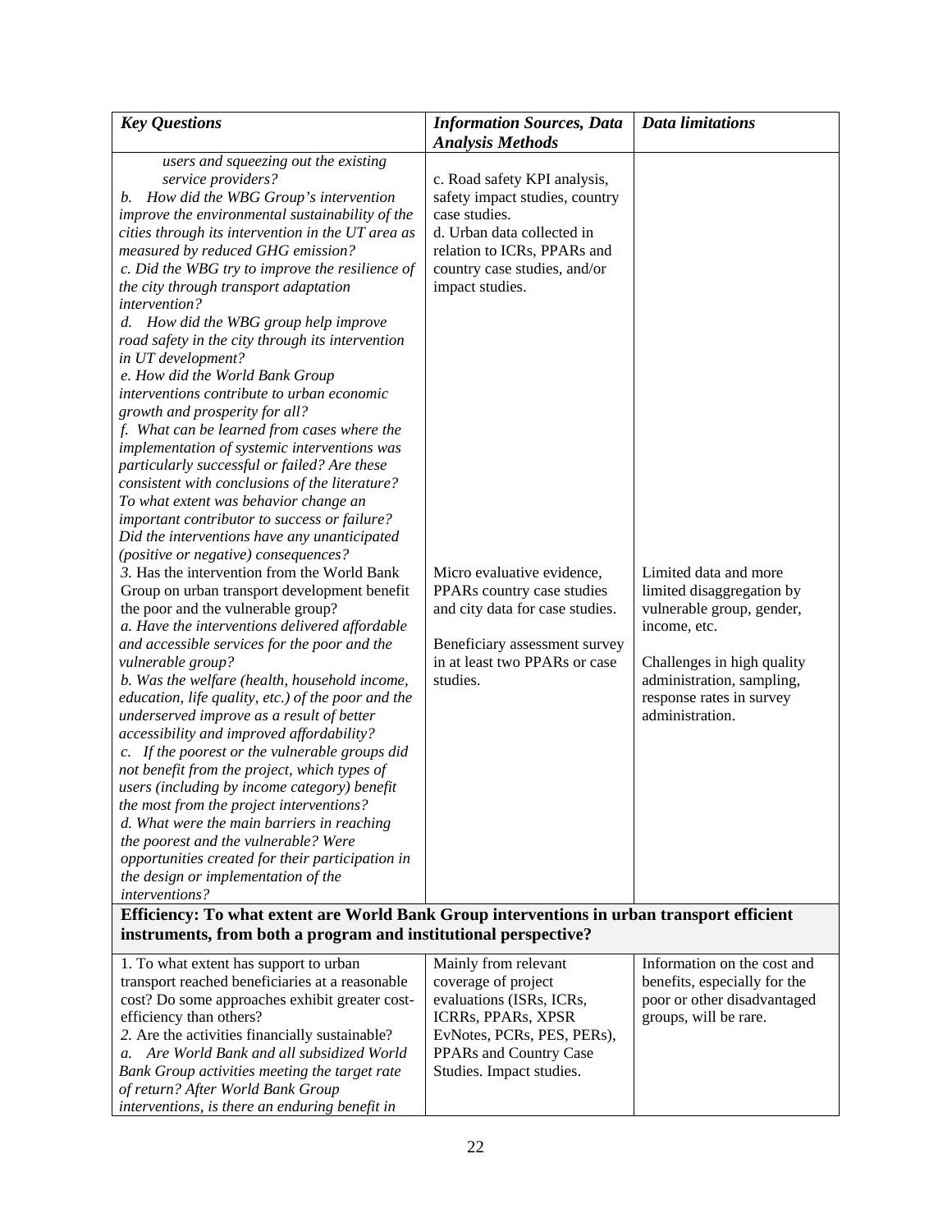| *Key Questions* | *Information Sources, Data Analysis Methods* | *Data limitations* |
|---|---|---|
| *users and squeezing out the existing service providers?*<br>*b. How did the WBG Group's intervention improve the environmental sustainability of the cities through its intervention in the UT area as measured by reduced GHG emission?*<br>*c. Did the WBG try to improve the resilience of the city through transport adaptation intervention?*<br>*d. How did the WBG group help improve road safety in the city through its intervention in UT development?*<br>*e. How did the World Bank Group interventions contribute to urban economic growth and prosperity for all?*<br>*f. What can be learned from cases where the implementation of systemic interventions was particularly successful or failed? Are these consistent with conclusions of the literature? To what extent was behavior change an important contributor to success or failure? Did the interventions have any unanticipated (positive or negative) consequences?* | c. Road safety KPI analysis, safety impact studies, country case studies.<br>d. Urban data collected in relation to ICRs, PPARs and country case studies, and/or impact studies. | |
| *3.* Has the intervention from the World Bank Group on urban transport development benefit the poor and the vulnerable group?<br>*a. Have the interventions delivered affordable and accessible services for the poor and the vulnerable group?*<br>*b. Was the welfare (health, household income, education, life quality, etc.) of the poor and the underserved improve as a result of better accessibility and improved affordability?*<br>*c. If the poorest or the vulnerable groups did not benefit from the project, which types of users (including by income category) benefit the most from the project interventions?*<br>*d. What were the main barriers in reaching the poorest and the vulnerable? Were opportunities created for their participation in the design or implementation of the interventions?* | Micro evaluative evidence, PPARs country case studies and city data for case studies.<br><br>Beneficiary assessment survey in at least two PPARs or case studies. | Limited data and more limited disaggregation by vulnerable group, gender, income, etc.<br><br>Challenges in high quality administration, sampling, response rates in survey administration. |
| **Efficiency: To what extent are World Bank Group interventions in urban transport efficient instruments, from both a program and institutional perspective?** | | |
| 1. To what extent has support to urban transport reached beneficiaries at a reasonable cost? Do some approaches exhibit greater cost-efficiency than others?<br>*2.* Are the activities financially sustainable?<br>*a. Are World Bank and all subsidized World Bank Group activities meeting the target rate of return? After World Bank Group interventions, is there an enduring benefit in* | Mainly from relevant coverage of project evaluations (ISRs, ICRs, ICRRs, PPARs, XPSR EvNotes, PCRs, PES, PERs), PPARs and Country Case Studies. Impact studies. | Information on the cost and benefits, especially for the poor or other disadvantaged groups, will be rare. |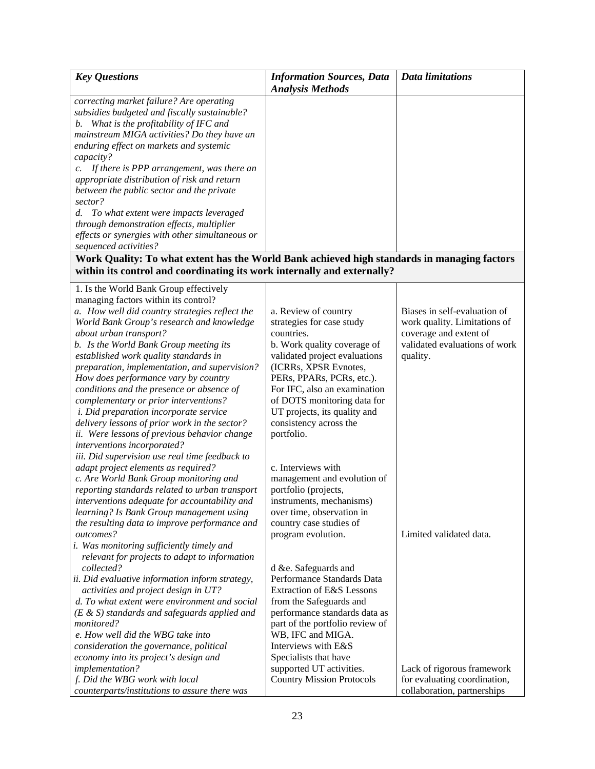| Key Questions | Information Sources, Data Analysis Methods | Data limitations |
|---|---|---|
| *correcting market failure? Are operating subsidies budgeted and fiscally sustainable?*<br>*b. What is the profitability of IFC and mainstream MIGA activities? Do they have an enduring effect on markets and systemic capacity?*<br>*c. If there is PPP arrangement, was there an appropriate distribution of risk and return between the public sector and the private sector?*<br>*d. To what extent were impacts leveraged through demonstration effects, multiplier effects or synergies with other simultaneous or sequenced activities?* | | |
| **Work Quality: To what extent has the World Bank achieved high standards in managing factors within its control and coordinating its work internally and externally?** | | |
| 1. Is the World Bank Group effectively managing factors within its control?<br>*a. How well did country strategies reflect the World Bank Group's research and knowledge about urban transport?*<br>*b. Is the World Bank Group meeting its established work quality standards in preparation, implementation, and supervision? How does performance vary by country conditions and the presence or absence of complementary or prior interventions?*<br>*i. Did preparation incorporate service delivery lessons of prior work in the sector?*<br>*ii. Were lessons of previous behavior change interventions incorporated?*<br>*iii. Did supervision use real time feedback to adapt project elements as required?*<br>*c. Are World Bank Group monitoring and reporting standards related to urban transport interventions adequate for accountability and learning? Is Bank Group management using the resulting data to improve performance and outcomes?*<br>*i. Was monitoring sufficiently timely and relevant for projects to adapt to information collected?*<br>*ii. Did evaluative information inform strategy, activities and project design in UT?*<br>*d. To what extent were environment and social (E & S) standards and safeguards applied and monitored?*<br>*e. How well did the WBG take into consideration the governance, political economy into its project's design and implementation?*<br>*f. Did the WBG work with local counterparts/institutions to assure there was* | a. Review of country strategies for case study countries.<br>b. Work quality coverage of validated project evaluations (ICRRs, XPSR Evnotes, PERs, PPARs, PCRs, etc.). For IFC, also an examination of DOTS monitoring data for UT projects, its quality and consistency across the portfolio.<br><br>c. Interviews with management and evolution of portfolio (projects, instruments, mechanisms) over time, observation in country case studies of program evolution.<br><br>d &e. Safeguards and Performance Standards Data Extraction of E&S Lessons from the Safeguards and performance standards data as part of the portfolio review of WB, IFC and MIGA. Interviews with E&S Specialists that have supported UT activities.<br>Country Mission Protocols | Biases in self-evaluation of work quality. Limitations of coverage and extent of validated evaluations of work quality.<br><br>Limited validated data.<br><br>Lack of rigorous framework for evaluating coordination, collaboration, partnerships |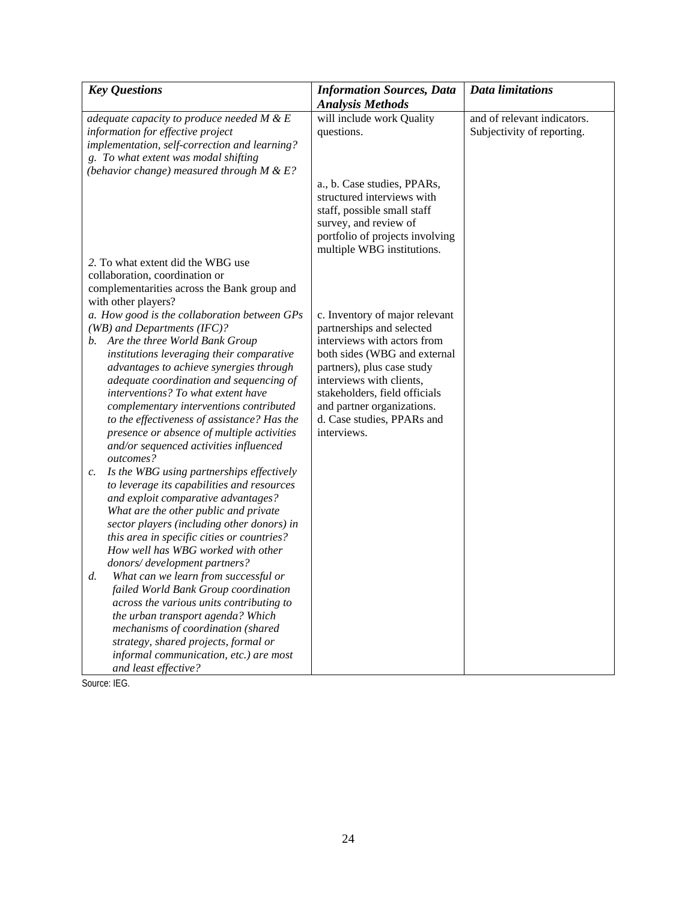| *Key Questions* | *Information Sources, Data Analysis Methods* | *Data limitations* |
|---|---|---|
| *adequate capacity to produce needed M & E information for effective project implementation, self-correction and learning?*<br>*g. To what extent was modal shifting (behavior change) measured through M & E?* | will include work Quality questions. | and of relevant indicators. Subjectivity of reporting. |
| | a., b. Case studies, PPARs, structured interviews with staff, possible small staff survey, and review of portfolio of projects involving multiple WBG institutions. | |
| *2.* To what extent did the WBG use collaboration, coordination or complementarities across the Bank group and with other players?<br>*a. How good is the collaboration between GPs (WB) and Departments (IFC)?*<br>*b. Are the three World Bank Group institutions leveraging their comparative advantages to achieve synergies through adequate coordination and sequencing of interventions? To what extent have complementary interventions contributed to the effectiveness of assistance? Has the presence or absence of multiple activities and/or sequenced activities influenced outcomes?*<br>*c. Is the WBG using partnerships effectively to leverage its capabilities and resources and exploit comparative advantages? What are the other public and private sector players (including other donors) in this area in specific cities or countries? How well has WBG worked with other donors/ development partners?*<br>*d. What can we learn from successful or failed World Bank Group coordination across the various units contributing to the urban transport agenda? Which mechanisms of coordination (shared strategy, shared projects, formal or informal communication, etc.) are most and least effective?* | c. Inventory of major relevant partnerships and selected interviews with actors from both sides (WBG and external partners), plus case study interviews with clients, stakeholders, field officials and partner organizations.<br>d. Case studies, PPARs and interviews. | |

Source: IEG.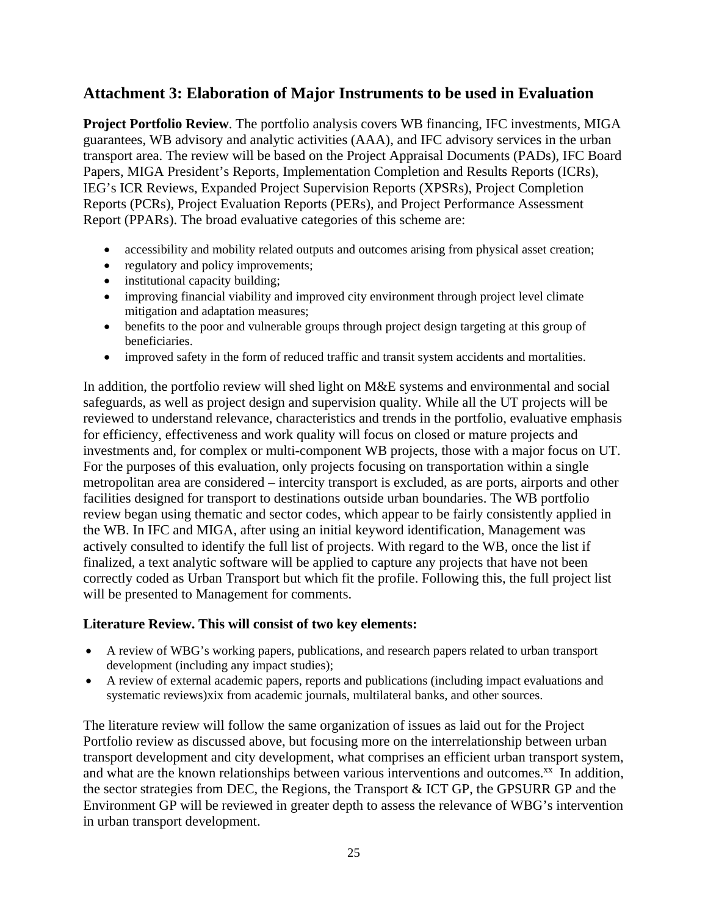## Attachment 3: Elaboration of Major Instruments to be used in Evaluation

**Project Portfolio Review**. The portfolio analysis covers WB financing, IFC investments, MIGA guarantees, WB advisory and analytic activities (AAA), and IFC advisory services in the urban transport area. The review will be based on the Project Appraisal Documents (PADs), IFC Board Papers, MIGA President's Reports, Implementation Completion and Results Reports (ICRs), IEG's ICR Reviews, Expanded Project Supervision Reports (XPSRs), Project Completion Reports (PCRs), Project Evaluation Reports (PERs), and Project Performance Assessment Report (PPARs). The broad evaluative categories of this scheme are:

- accessibility and mobility related outputs and outcomes arising from physical asset creation;
- regulatory and policy improvements;
- institutional capacity building;
- improving financial viability and improved city environment through project level climate mitigation and adaptation measures;
- benefits to the poor and vulnerable groups through project design targeting at this group of beneficiaries.
- improved safety in the form of reduced traffic and transit system accidents and mortalities.

In addition, the portfolio review will shed light on M&E systems and environmental and social safeguards, as well as project design and supervision quality. While all the UT projects will be reviewed to understand relevance, characteristics and trends in the portfolio, evaluative emphasis for efficiency, effectiveness and work quality will focus on closed or mature projects and investments and, for complex or multi-component WB projects, those with a major focus on UT. For the purposes of this evaluation, only projects focusing on transportation within a single metropolitan area are considered – intercity transport is excluded, as are ports, airports and other facilities designed for transport to destinations outside urban boundaries. The WB portfolio review began using thematic and sector codes, which appear to be fairly consistently applied in the WB. In IFC and MIGA, after using an initial keyword identification, Management was actively consulted to identify the full list of projects. With regard to the WB, once the list if finalized, a text analytic software will be applied to capture any projects that have not been correctly coded as Urban Transport but which fit the profile. Following this, the full project list will be presented to Management for comments.

**Literature Review. This will consist of two key elements:**

- A review of WBG's working papers, publications, and research papers related to urban transport development (including any impact studies);
- A review of external academic papers, reports and publications (including impact evaluations and systematic reviews)xix from academic journals, multilateral banks, and other sources.

The literature review will follow the same organization of issues as laid out for the Project Portfolio review as discussed above, but focusing more on the interrelationship between urban transport development and city development, what comprises an efficient urban transport system, and what are the known relationships between various interventions and outcomes.[xx] In addition, the sector strategies from DEC, the Regions, the Transport & ICT GP, the GPSURR GP and the Environment GP will be reviewed in greater depth to assess the relevance of WBG's intervention in urban transport development.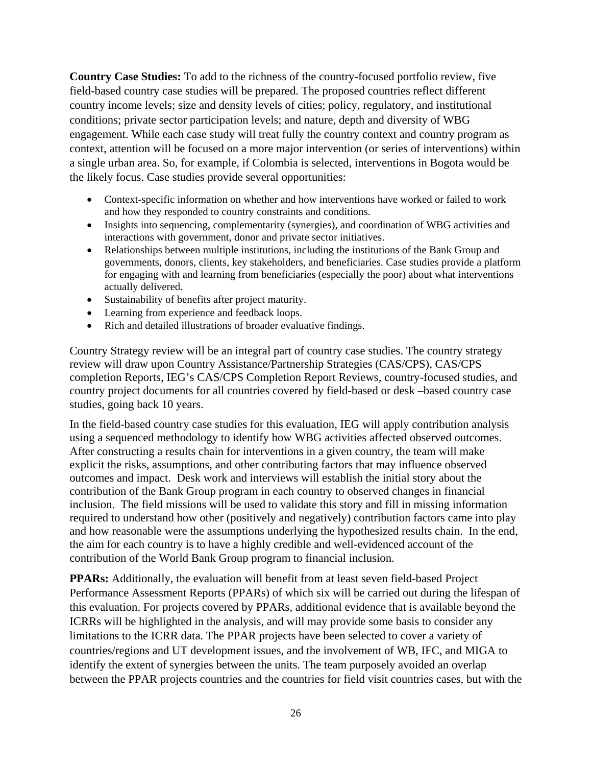**Country Case Studies:** To add to the richness of the country-focused portfolio review, five field-based country case studies will be prepared. The proposed countries reflect different country income levels; size and density levels of cities; policy, regulatory, and institutional conditions; private sector participation levels; and nature, depth and diversity of WBG engagement. While each case study will treat fully the country context and country program as context, attention will be focused on a more major intervention (or series of interventions) within a single urban area. So, for example, if Colombia is selected, interventions in Bogota would be the likely focus. Case studies provide several opportunities:

- Context-specific information on whether and how interventions have worked or failed to work and how they responded to country constraints and conditions.
- Insights into sequencing, complementarity (synergies), and coordination of WBG activities and interactions with government, donor and private sector initiatives.
- Relationships between multiple institutions, including the institutions of the Bank Group and governments, donors, clients, key stakeholders, and beneficiaries. Case studies provide a platform for engaging with and learning from beneficiaries (especially the poor) about what interventions actually delivered.
- Sustainability of benefits after project maturity.
- Learning from experience and feedback loops.
- Rich and detailed illustrations of broader evaluative findings.

Country Strategy review will be an integral part of country case studies. The country strategy review will draw upon Country Assistance/Partnership Strategies (CAS/CPS), CAS/CPS completion Reports, IEG's CAS/CPS Completion Report Reviews, country-focused studies, and country project documents for all countries covered by field-based or desk –based country case studies, going back 10 years.

In the field-based country case studies for this evaluation, IEG will apply contribution analysis using a sequenced methodology to identify how WBG activities affected observed outcomes. After constructing a results chain for interventions in a given country, the team will make explicit the risks, assumptions, and other contributing factors that may influence observed outcomes and impact. Desk work and interviews will establish the initial story about the contribution of the Bank Group program in each country to observed changes in financial inclusion. The field missions will be used to validate this story and fill in missing information required to understand how other (positively and negatively) contribution factors came into play and how reasonable were the assumptions underlying the hypothesized results chain. In the end, the aim for each country is to have a highly credible and well-evidenced account of the contribution of the World Bank Group program to financial inclusion.

**PPARs:** Additionally, the evaluation will benefit from at least seven field-based Project Performance Assessment Reports (PPARs) of which six will be carried out during the lifespan of this evaluation. For projects covered by PPARs, additional evidence that is available beyond the ICRRs will be highlighted in the analysis, and will may provide some basis to consider any limitations to the ICRR data. The PPAR projects have been selected to cover a variety of countries/regions and UT development issues, and the involvement of WB, IFC, and MIGA to identify the extent of synergies between the units. The team purposely avoided an overlap between the PPAR projects countries and the countries for field visit countries cases, but with the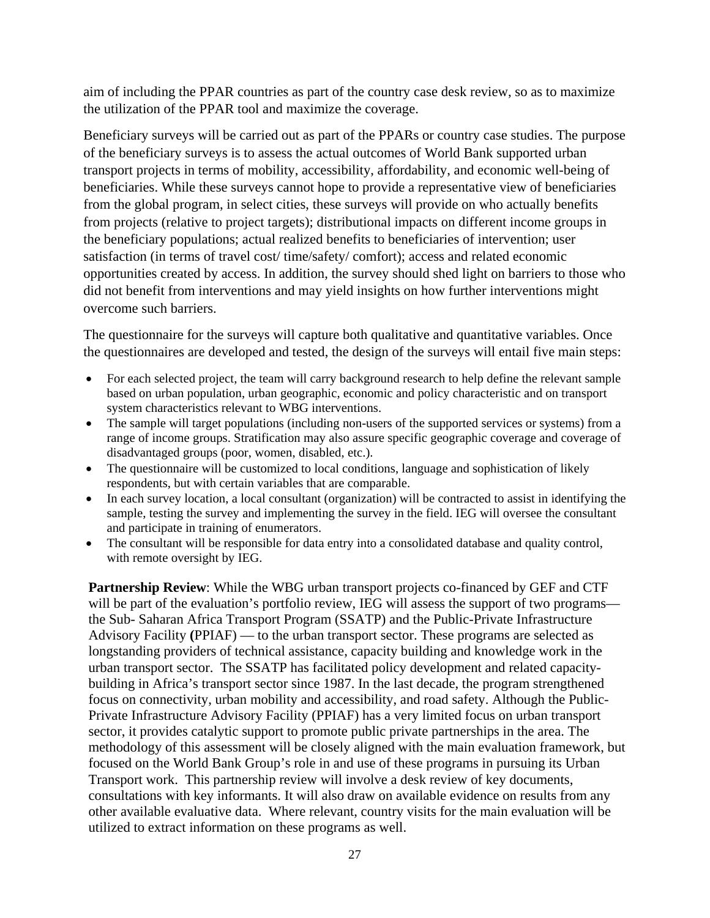aim of including the PPAR countries as part of the country case desk review, so as to maximize the utilization of the PPAR tool and maximize the coverage.

Beneficiary surveys will be carried out as part of the PPARs or country case studies. The purpose of the beneficiary surveys is to assess the actual outcomes of World Bank supported urban transport projects in terms of mobility, accessibility, affordability, and economic well-being of beneficiaries. While these surveys cannot hope to provide a representative view of beneficiaries from the global program, in select cities, these surveys will provide on who actually benefits from projects (relative to project targets); distributional impacts on different income groups in the beneficiary populations; actual realized benefits to beneficiaries of intervention; user satisfaction (in terms of travel cost/ time/safety/ comfort); access and related economic opportunities created by access. In addition, the survey should shed light on barriers to those who did not benefit from interventions and may yield insights on how further interventions might overcome such barriers.

The questionnaire for the surveys will capture both qualitative and quantitative variables. Once the questionnaires are developed and tested, the design of the surveys will entail five main steps:

- For each selected project, the team will carry background research to help define the relevant sample based on urban population, urban geographic, economic and policy characteristic and on transport system characteristics relevant to WBG interventions.
- The sample will target populations (including non-users of the supported services or systems) from a range of income groups. Stratification may also assure specific geographic coverage and coverage of disadvantaged groups (poor, women, disabled, etc.).
- The questionnaire will be customized to local conditions, language and sophistication of likely respondents, but with certain variables that are comparable.
- In each survey location, a local consultant (organization) will be contracted to assist in identifying the sample, testing the survey and implementing the survey in the field. IEG will oversee the consultant and participate in training of enumerators.
- The consultant will be responsible for data entry into a consolidated database and quality control, with remote oversight by IEG.

**Partnership Review**: While the WBG urban transport projects co-financed by GEF and CTF will be part of the evaluation's portfolio review, IEG will assess the support of two programs— the Sub- Saharan Africa Transport Program (SSATP) and the Public-Private Infrastructure Advisory Facility **(**PPIAF) — to the urban transport sector. These programs are selected as longstanding providers of technical assistance, capacity building and knowledge work in the urban transport sector. The SSATP has facilitated policy development and related capacity-building in Africa's transport sector since 1987. In the last decade, the program strengthened focus on connectivity, urban mobility and accessibility, and road safety. Although the Public-Private Infrastructure Advisory Facility (PPIAF) has a very limited focus on urban transport sector, it provides catalytic support to promote public private partnerships in the area. The methodology of this assessment will be closely aligned with the main evaluation framework, but focused on the World Bank Group's role in and use of these programs in pursuing its Urban Transport work. This partnership review will involve a desk review of key documents, consultations with key informants. It will also draw on available evidence on results from any other available evaluative data. Where relevant, country visits for the main evaluation will be utilized to extract information on these programs as well.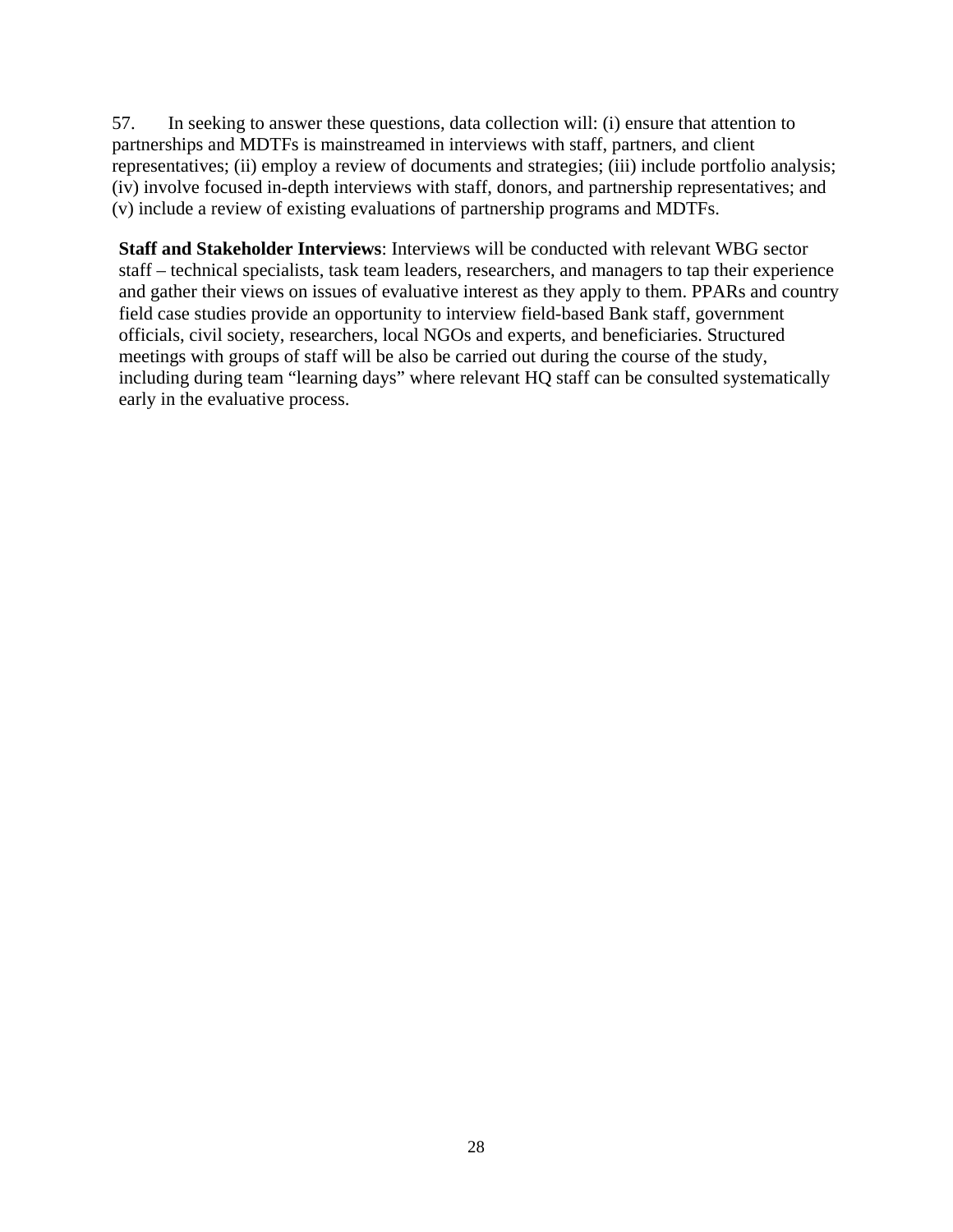57. In seeking to answer these questions, data collection will: (i) ensure that attention to partnerships and MDTFs is mainstreamed in interviews with staff, partners, and client representatives; (ii) employ a review of documents and strategies; (iii) include portfolio analysis; (iv) involve focused in-depth interviews with staff, donors, and partnership representatives; and (v) include a review of existing evaluations of partnership programs and MDTFs.

**Staff and Stakeholder Interviews**: Interviews will be conducted with relevant WBG sector staff – technical specialists, task team leaders, researchers, and managers to tap their experience and gather their views on issues of evaluative interest as they apply to them. PPARs and country field case studies provide an opportunity to interview field-based Bank staff, government officials, civil society, researchers, local NGOs and experts, and beneficiaries. Structured meetings with groups of staff will be also be carried out during the course of the study, including during team "learning days" where relevant HQ staff can be consulted systematically early in the evaluative process.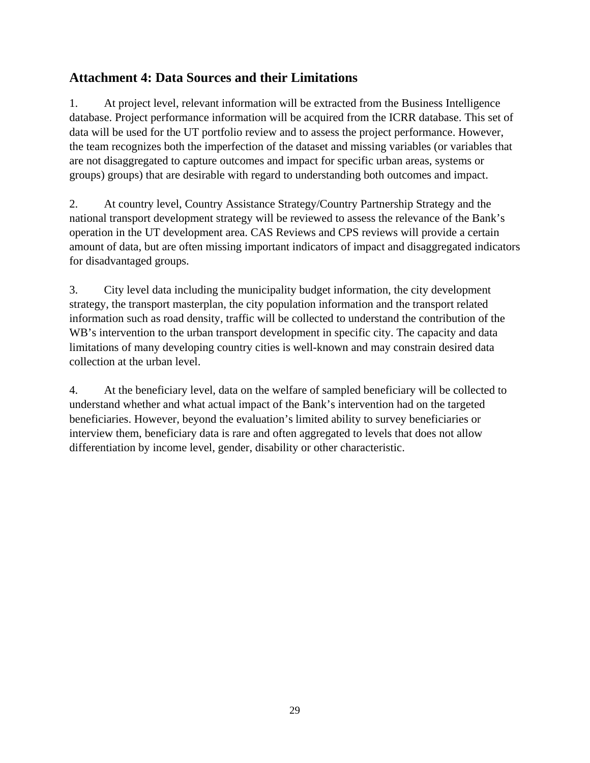## Attachment 4: Data Sources and their Limitations

1. At project level, relevant information will be extracted from the Business Intelligence database. Project performance information will be acquired from the ICRR database. This set of data will be used for the UT portfolio review and to assess the project performance. However, the team recognizes both the imperfection of the dataset and missing variables (or variables that are not disaggregated to capture outcomes and impact for specific urban areas, systems or groups) groups) that are desirable with regard to understanding both outcomes and impact.

2. At country level, Country Assistance Strategy/Country Partnership Strategy and the national transport development strategy will be reviewed to assess the relevance of the Bank's operation in the UT development area. CAS Reviews and CPS reviews will provide a certain amount of data, but are often missing important indicators of impact and disaggregated indicators for disadvantaged groups.

3. City level data including the municipality budget information, the city development strategy, the transport masterplan, the city population information and the transport related information such as road density, traffic will be collected to understand the contribution of the WB's intervention to the urban transport development in specific city. The capacity and data limitations of many developing country cities is well-known and may constrain desired data collection at the urban level.

4. At the beneficiary level, data on the welfare of sampled beneficiary will be collected to understand whether and what actual impact of the Bank's intervention had on the targeted beneficiaries. However, beyond the evaluation's limited ability to survey beneficiaries or interview them, beneficiary data is rare and often aggregated to levels that does not allow differentiation by income level, gender, disability or other characteristic.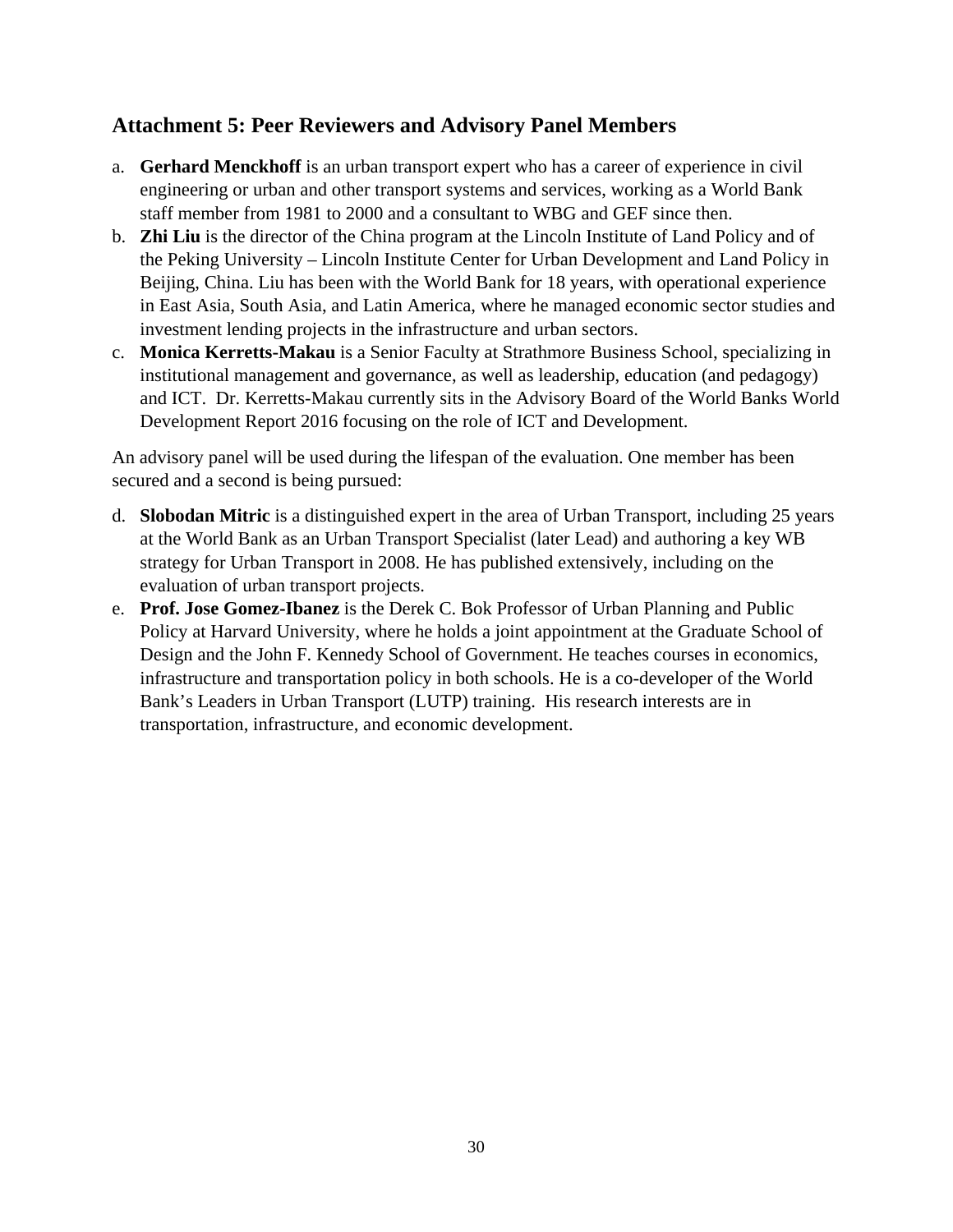## Attachment 5: Peer Reviewers and Advisory Panel Members

a. **Gerhard Menckhoff** is an urban transport expert who has a career of experience in civil engineering or urban and other transport systems and services, working as a World Bank staff member from 1981 to 2000 and a consultant to WBG and GEF since then.

b. **Zhi Liu** is the director of the China program at the Lincoln Institute of Land Policy and of the Peking University – Lincoln Institute Center for Urban Development and Land Policy in Beijing, China. Liu has been with the World Bank for 18 years, with operational experience in East Asia, South Asia, and Latin America, where he managed economic sector studies and investment lending projects in the infrastructure and urban sectors.

c. **Monica Kerretts-Makau** is a Senior Faculty at Strathmore Business School, specializing in institutional management and governance, as well as leadership, education (and pedagogy) and ICT. Dr. Kerretts-Makau currently sits in the Advisory Board of the World Banks World Development Report 2016 focusing on the role of ICT and Development.

An advisory panel will be used during the lifespan of the evaluation. One member has been secured and a second is being pursued:

d. **Slobodan Mitric** is a distinguished expert in the area of Urban Transport, including 25 years at the World Bank as an Urban Transport Specialist (later Lead) and authoring a key WB strategy for Urban Transport in 2008. He has published extensively, including on the evaluation of urban transport projects.

e. **Prof. Jose Gomez-Ibanez** is the Derek C. Bok Professor of Urban Planning and Public Policy at Harvard University, where he holds a joint appointment at the Graduate School of Design and the John F. Kennedy School of Government. He teaches courses in economics, infrastructure and transportation policy in both schools. He is a co-developer of the World Bank's Leaders in Urban Transport (LUTP) training. His research interests are in transportation, infrastructure, and economic development.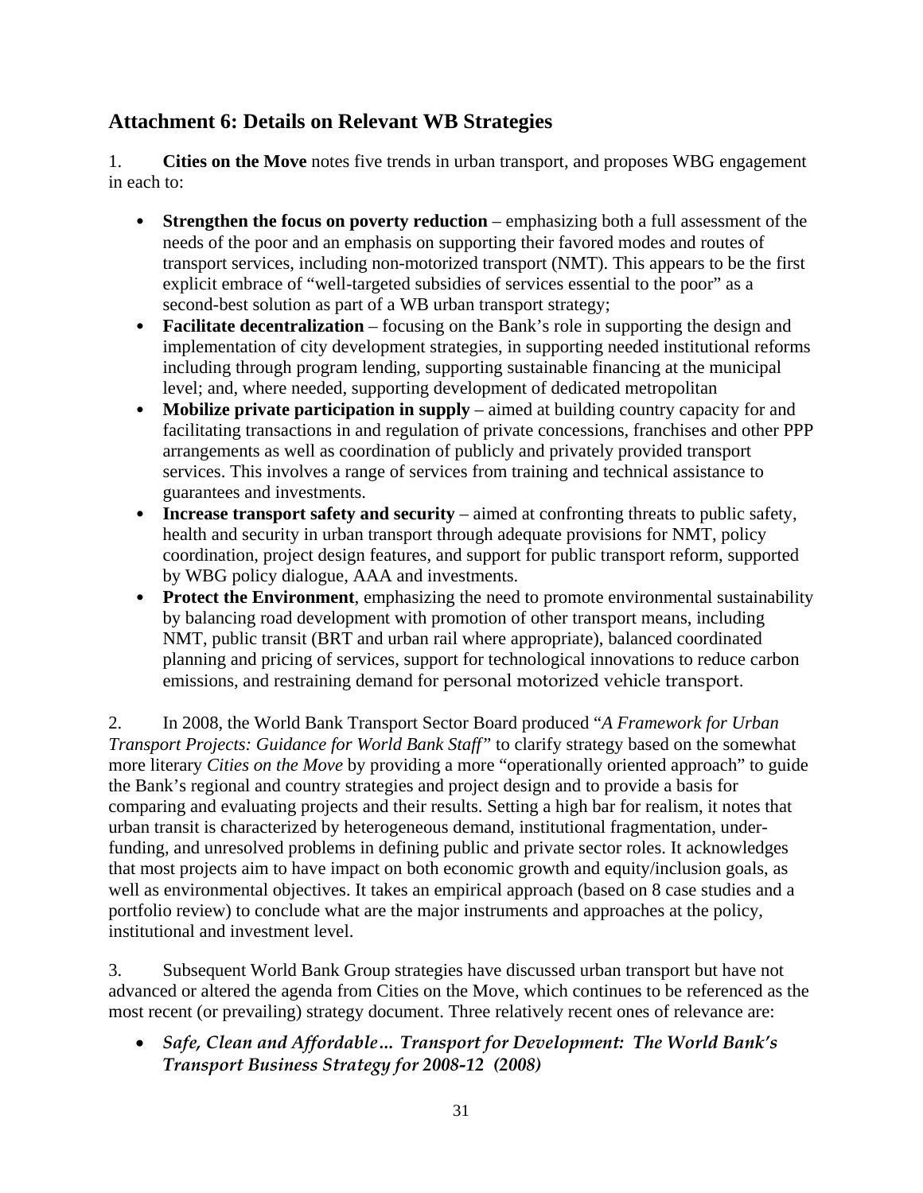## Attachment 6: Details on Relevant WB Strategies

1. **Cities on the Move** notes five trends in urban transport, and proposes WBG engagement in each to:

- **Strengthen the focus on poverty reduction** – emphasizing both a full assessment of the needs of the poor and an emphasis on supporting their favored modes and routes of transport services, including non-motorized transport (NMT). This appears to be the first explicit embrace of "well-targeted subsidies of services essential to the poor" as a second-best solution as part of a WB urban transport strategy;
- **Facilitate decentralization** – focusing on the Bank's role in supporting the design and implementation of city development strategies, in supporting needed institutional reforms including through program lending, supporting sustainable financing at the municipal level; and, where needed, supporting development of dedicated metropolitan
- **Mobilize private participation in supply** – aimed at building country capacity for and facilitating transactions in and regulation of private concessions, franchises and other PPP arrangements as well as coordination of publicly and privately provided transport services. This involves a range of services from training and technical assistance to guarantees and investments.
- **Increase transport safety and security** – aimed at confronting threats to public safety, health and security in urban transport through adequate provisions for NMT, policy coordination, project design features, and support for public transport reform, supported by WBG policy dialogue, AAA and investments.
- **Protect the Environment**, emphasizing the need to promote environmental sustainability by balancing road development with promotion of other transport means, including NMT, public transit (BRT and urban rail where appropriate), balanced coordinated planning and pricing of services, support for technological innovations to reduce carbon emissions, and restraining demand for personal motorized vehicle transport.

2. In 2008, the World Bank Transport Sector Board produced "*A Framework for Urban Transport Projects: Guidance for World Bank Staff*" to clarify strategy based on the somewhat more literary *Cities on the Move* by providing a more "operationally oriented approach" to guide the Bank's regional and country strategies and project design and to provide a basis for comparing and evaluating projects and their results. Setting a high bar for realism, it notes that urban transit is characterized by heterogeneous demand, institutional fragmentation, under-funding, and unresolved problems in defining public and private sector roles. It acknowledges that most projects aim to have impact on both economic growth and equity/inclusion goals, as well as environmental objectives. It takes an empirical approach (based on 8 case studies and a portfolio review) to conclude what are the major instruments and approaches at the policy, institutional and investment level.

3. Subsequent World Bank Group strategies have discussed urban transport but have not advanced or altered the agenda from Cities on the Move, which continues to be referenced as the most recent (or prevailing) strategy document. Three relatively recent ones of relevance are:

- ***Safe, Clean and Affordable… Transport for Development: The World Bank's Transport Business Strategy for 2008-12 (2008)***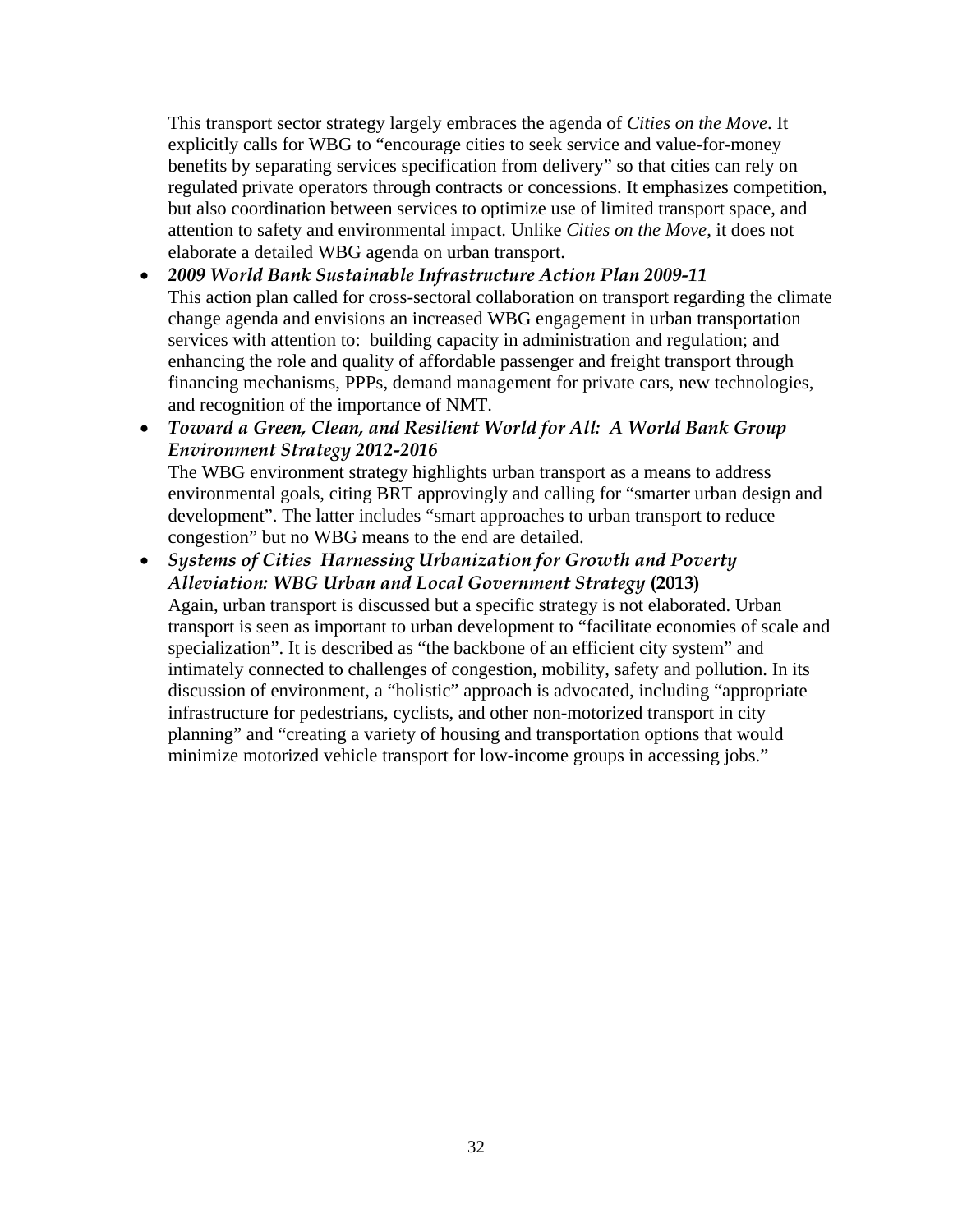This transport sector strategy largely embraces the agenda of *Cities on the Move*. It explicitly calls for WBG to "encourage cities to seek service and value-for-money benefits by separating services specification from delivery" so that cities can rely on regulated private operators through contracts or concessions. It emphasizes competition, but also coordination between services to optimize use of limited transport space, and attention to safety and environmental impact. Unlike *Cities on the Move*, it does not elaborate a detailed WBG agenda on urban transport.

- ***2009 World Bank Sustainable Infrastructure Action Plan 2009-11***
  This action plan called for cross-sectoral collaboration on transport regarding the climate change agenda and envisions an increased WBG engagement in urban transportation services with attention to: building capacity in administration and regulation; and enhancing the role and quality of affordable passenger and freight transport through financing mechanisms, PPPs, demand management for private cars, new technologies, and recognition of the importance of NMT.
- ***Toward a Green, Clean, and Resilient World for All: A World Bank Group Environment Strategy 2012-2016***
  The WBG environment strategy highlights urban transport as a means to address environmental goals, citing BRT approvingly and calling for "smarter urban design and development". The latter includes "smart approaches to urban transport to reduce congestion" but no WBG means to the end are detailed.
- ***Systems of Cities Harnessing Urbanization for Growth and Poverty Alleviation: WBG Urban and Local Government Strategy* (2013)**
  Again, urban transport is discussed but a specific strategy is not elaborated. Urban transport is seen as important to urban development to "facilitate economies of scale and specialization". It is described as "the backbone of an efficient city system" and intimately connected to challenges of congestion, mobility, safety and pollution. In its discussion of environment, a "holistic" approach is advocated, including "appropriate infrastructure for pedestrians, cyclists, and other non-motorized transport in city planning" and "creating a variety of housing and transportation options that would minimize motorized vehicle transport for low-income groups in accessing jobs."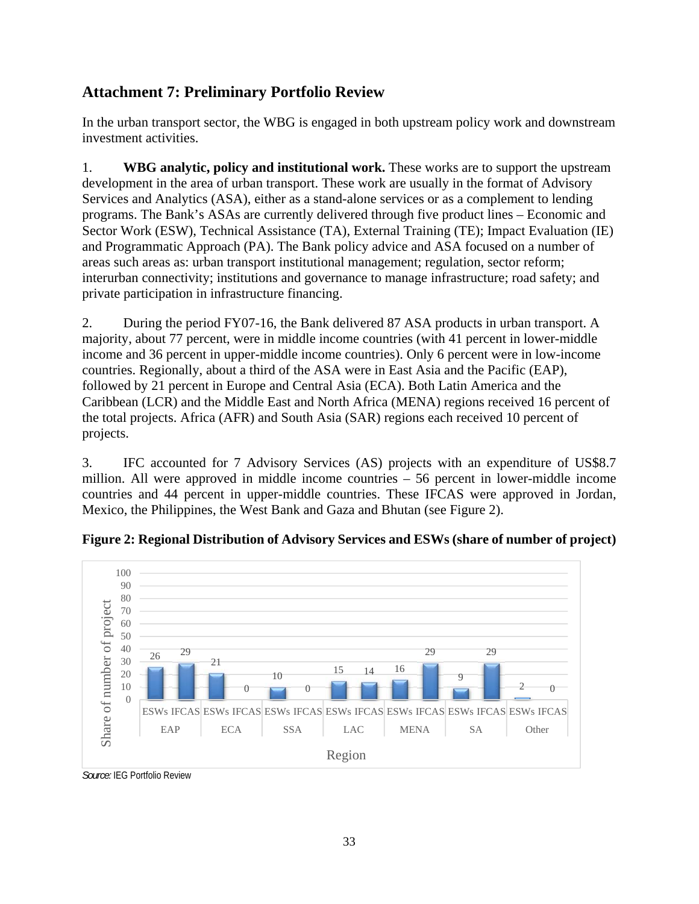## Attachment 7: Preliminary Portfolio Review

In the urban transport sector, the WBG is engaged in both upstream policy work and downstream investment activities.

1. **WBG analytic, policy and institutional work.** These works are to support the upstream development in the area of urban transport. These work are usually in the format of Advisory Services and Analytics (ASA), either as a stand-alone services or as a complement to lending programs. The Bank's ASAs are currently delivered through five product lines – Economic and Sector Work (ESW), Technical Assistance (TA), External Training (TE); Impact Evaluation (IE) and Programmatic Approach (PA). The Bank policy advice and ASA focused on a number of areas such areas as: urban transport institutional management; regulation, sector reform; interurban connectivity; institutions and governance to manage infrastructure; road safety; and private participation in infrastructure financing.

2. During the period FY07-16, the Bank delivered 87 ASA products in urban transport. A majority, about 77 percent, were in middle income countries (with 41 percent in lower-middle income and 36 percent in upper-middle income countries). Only 6 percent were in low-income countries. Regionally, about a third of the ASA were in East Asia and the Pacific (EAP), followed by 21 percent in Europe and Central Asia (ECA). Both Latin America and the Caribbean (LCR) and the Middle East and North Africa (MENA) regions received 16 percent of the total projects. Africa (AFR) and South Asia (SAR) regions each received 10 percent of projects.

3. IFC accounted for 7 Advisory Services (AS) projects with an expenditure of US$8.7 million. All were approved in middle income countries – 56 percent in lower-middle income countries and 44 percent in upper-middle countries. These IFCAS were approved in Jordan, Mexico, the Philippines, the West Bank and Gaza and Bhutan (see Figure 2).

**Figure 2: Regional Distribution of Advisory Services and ESWs (share of number of project)**

| Region | ESWs | IFCAS |
| --- | --- | --- |
| EAP | 26 | 29 |
| ECA | 21 | 0 |
| SSA | 10 | 0 |
| LAC | 15 | 14 |
| MENA | 16 | 29 |
| SA | 9 | 29 |
| Other | 2 | 0 |

*Source:* IEG Portfolio Review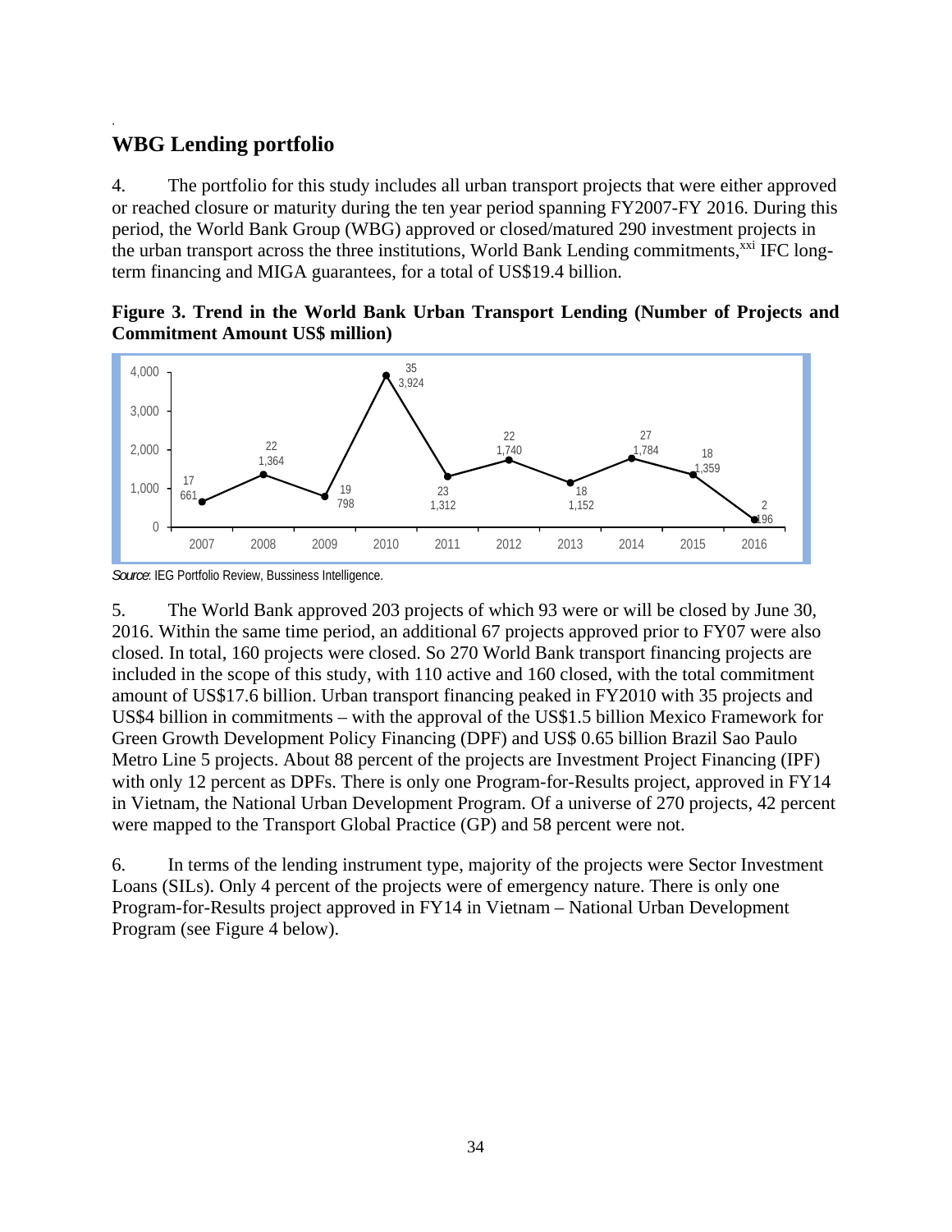## WBG Lending portfolio

4. The portfolio for this study includes all urban transport projects that were either approved or reached closure or maturity during the ten year period spanning FY2007-FY 2016. During this period, the World Bank Group (WBG) approved or closed/matured 290 investment projects in the urban transport across the three institutions, World Bank Lending commitments,[xxi] IFC long-term financing and MIGA guarantees, for a total of US$19.4 billion.

**Figure 3. Trend in the World Bank Urban Transport Lending (Number of Projects and Commitment Amount US$ million)**

| Year | Number of Projects | Commitment Amount (US$ million) |
|---|---|---|
| 2007 | 17 | 661 |
| 2008 | 22 | 1,364 |
| 2009 | 19 | 798 |
| 2010 | 35 | 3,924 |
| 2011 | 23 | 1,312 |
| 2012 | 22 | 1,740 |
| 2013 | 18 | 1,152 |
| 2014 | 27 | 1,784 |
| 2015 | 18 | 1,359 |
| 2016 | 2 | 196 |

*Source*: IEG Portfolio Review, Bussiness Intelligence.

5. The World Bank approved 203 projects of which 93 were or will be closed by June 30, 2016. Within the same time period, an additional 67 projects approved prior to FY07 were also closed. In total, 160 projects were closed. So 270 World Bank transport financing projects are included in the scope of this study, with 110 active and 160 closed, with the total commitment amount of US$17.6 billion. Urban transport financing peaked in FY2010 with 35 projects and US$4 billion in commitments – with the approval of the US$1.5 billion Mexico Framework for Green Growth Development Policy Financing (DPF) and US$ 0.65 billion Brazil Sao Paulo Metro Line 5 projects. About 88 percent of the projects are Investment Project Financing (IPF) with only 12 percent as DPFs. There is only one Program-for-Results project, approved in FY14 in Vietnam, the National Urban Development Program. Of a universe of 270 projects, 42 percent were mapped to the Transport Global Practice (GP) and 58 percent were not.

6. In terms of the lending instrument type, majority of the projects were Sector Investment Loans (SILs). Only 4 percent of the projects were of emergency nature. There is only one Program-for-Results project approved in FY14 in Vietnam – National Urban Development Program (see Figure 4 below).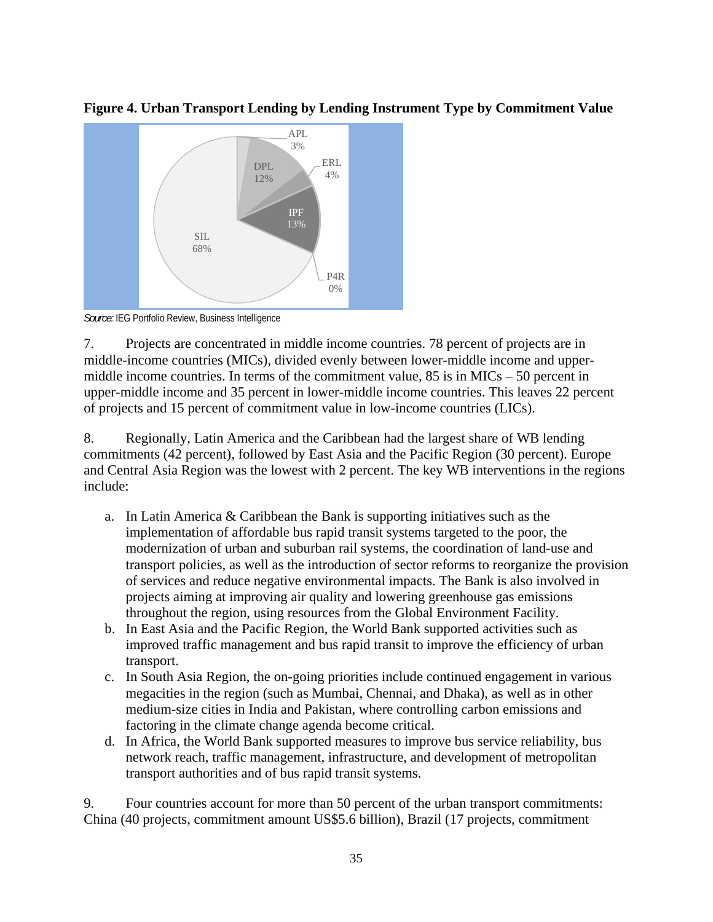**Figure 4. Urban Transport Lending by Lending Instrument Type by Commitment Value**

APL 3%
DPL 12%
ERL 4%
IPF 13%
SIL 68%
P4R 0%

*Source:* IEG Portfolio Review, Business Intelligence

7. Projects are concentrated in middle income countries. 78 percent of projects are in middle-income countries (MICs), divided evenly between lower-middle income and upper-middle income countries. In terms of the commitment value, 85 is in MICs – 50 percent in upper-middle income and 35 percent in lower-middle income countries. This leaves 22 percent of projects and 15 percent of commitment value in low-income countries (LICs).

8. Regionally, Latin America and the Caribbean had the largest share of WB lending commitments (42 percent), followed by East Asia and the Pacific Region (30 percent). Europe and Central Asia Region was the lowest with 2 percent. The key WB interventions in the regions include:

a. In Latin America & Caribbean the Bank is supporting initiatives such as the implementation of affordable bus rapid transit systems targeted to the poor, the modernization of urban and suburban rail systems, the coordination of land-use and transport policies, as well as the introduction of sector reforms to reorganize the provision of services and reduce negative environmental impacts. The Bank is also involved in projects aiming at improving air quality and lowering greenhouse gas emissions throughout the region, using resources from the Global Environment Facility.
b. In East Asia and the Pacific Region, the World Bank supported activities such as improved traffic management and bus rapid transit to improve the efficiency of urban transport.
c. In South Asia Region, the on-going priorities include continued engagement in various megacities in the region (such as Mumbai, Chennai, and Dhaka), as well as in other medium-size cities in India and Pakistan, where controlling carbon emissions and factoring in the climate change agenda become critical.
d. In Africa, the World Bank supported measures to improve bus service reliability, bus network reach, traffic management, infrastructure, and development of metropolitan transport authorities and of bus rapid transit systems.

9. Four countries account for more than 50 percent of the urban transport commitments: China (40 projects, commitment amount US$5.6 billion), Brazil (17 projects, commitment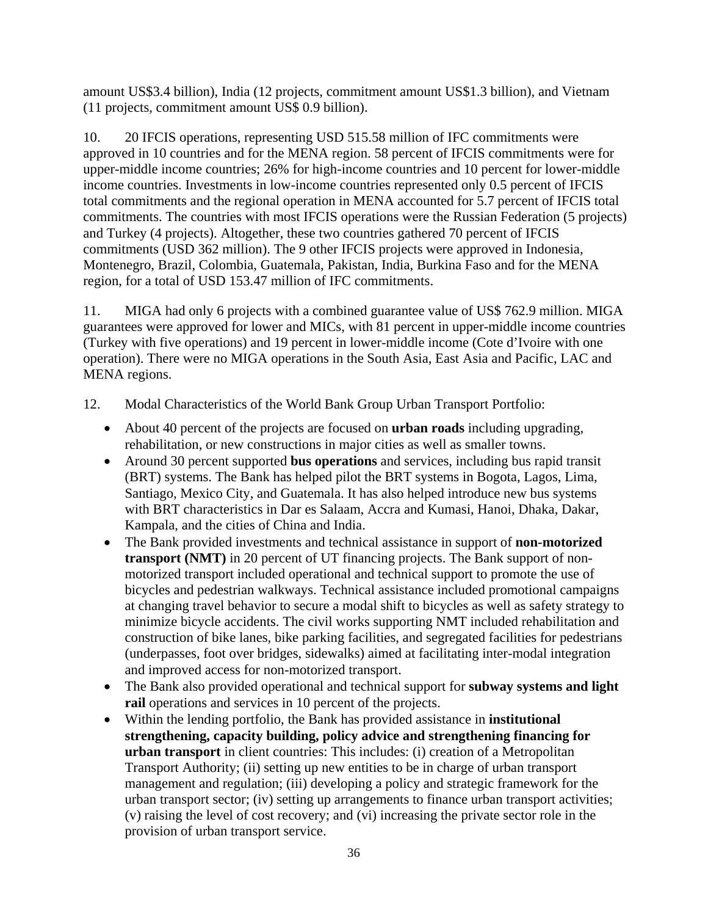amount US$3.4 billion), India (12 projects, commitment amount US$1.3 billion), and Vietnam (11 projects, commitment amount US$ 0.9 billion).

10. 20 IFCIS operations, representing USD 515.58 million of IFC commitments were approved in 10 countries and for the MENA region. 58 percent of IFCIS commitments were for upper-middle income countries; 26% for high-income countries and 10 percent for lower-middle income countries. Investments in low-income countries represented only 0.5 percent of IFCIS total commitments and the regional operation in MENA accounted for 5.7 percent of IFCIS total commitments. The countries with most IFCIS operations were the Russian Federation (5 projects) and Turkey (4 projects). Altogether, these two countries gathered 70 percent of IFCIS commitments (USD 362 million). The 9 other IFCIS projects were approved in Indonesia, Montenegro, Brazil, Colombia, Guatemala, Pakistan, India, Burkina Faso and for the MENA region, for a total of USD 153.47 million of IFC commitments.

11. MIGA had only 6 projects with a combined guarantee value of US$ 762.9 million. MIGA guarantees were approved for lower and MICs, with 81 percent in upper-middle income countries (Turkey with five operations) and 19 percent in lower-middle income (Cote d'Ivoire with one operation). There were no MIGA operations in the South Asia, East Asia and Pacific, LAC and MENA regions.

12. Modal Characteristics of the World Bank Group Urban Transport Portfolio:

- About 40 percent of the projects are focused on **urban roads** including upgrading, rehabilitation, or new constructions in major cities as well as smaller towns.
- Around 30 percent supported **bus operations** and services, including bus rapid transit (BRT) systems. The Bank has helped pilot the BRT systems in Bogota, Lagos, Lima, Santiago, Mexico City, and Guatemala. It has also helped introduce new bus systems with BRT characteristics in Dar es Salaam, Accra and Kumasi, Hanoi, Dhaka, Dakar, Kampala, and the cities of China and India.
- The Bank provided investments and technical assistance in support of **non-motorized transport (NMT)** in 20 percent of UT financing projects. The Bank support of non-motorized transport included operational and technical support to promote the use of bicycles and pedestrian walkways. Technical assistance included promotional campaigns at changing travel behavior to secure a modal shift to bicycles as well as safety strategy to minimize bicycle accidents. The civil works supporting NMT included rehabilitation and construction of bike lanes, bike parking facilities, and segregated facilities for pedestrians (underpasses, foot over bridges, sidewalks) aimed at facilitating inter-modal integration and improved access for non-motorized transport.
- The Bank also provided operational and technical support for **subway systems and light rail** operations and services in 10 percent of the projects.
- Within the lending portfolio, the Bank has provided assistance in **institutional strengthening, capacity building, policy advice and strengthening financing for urban transport** in client countries: This includes: (i) creation of a Metropolitan Transport Authority; (ii) setting up new entities to be in charge of urban transport management and regulation; (iii) developing a policy and strategic framework for the urban transport sector; (iv) setting up arrangements to finance urban transport activities; (v) raising the level of cost recovery; and (vi) increasing the private sector role in the provision of urban transport service.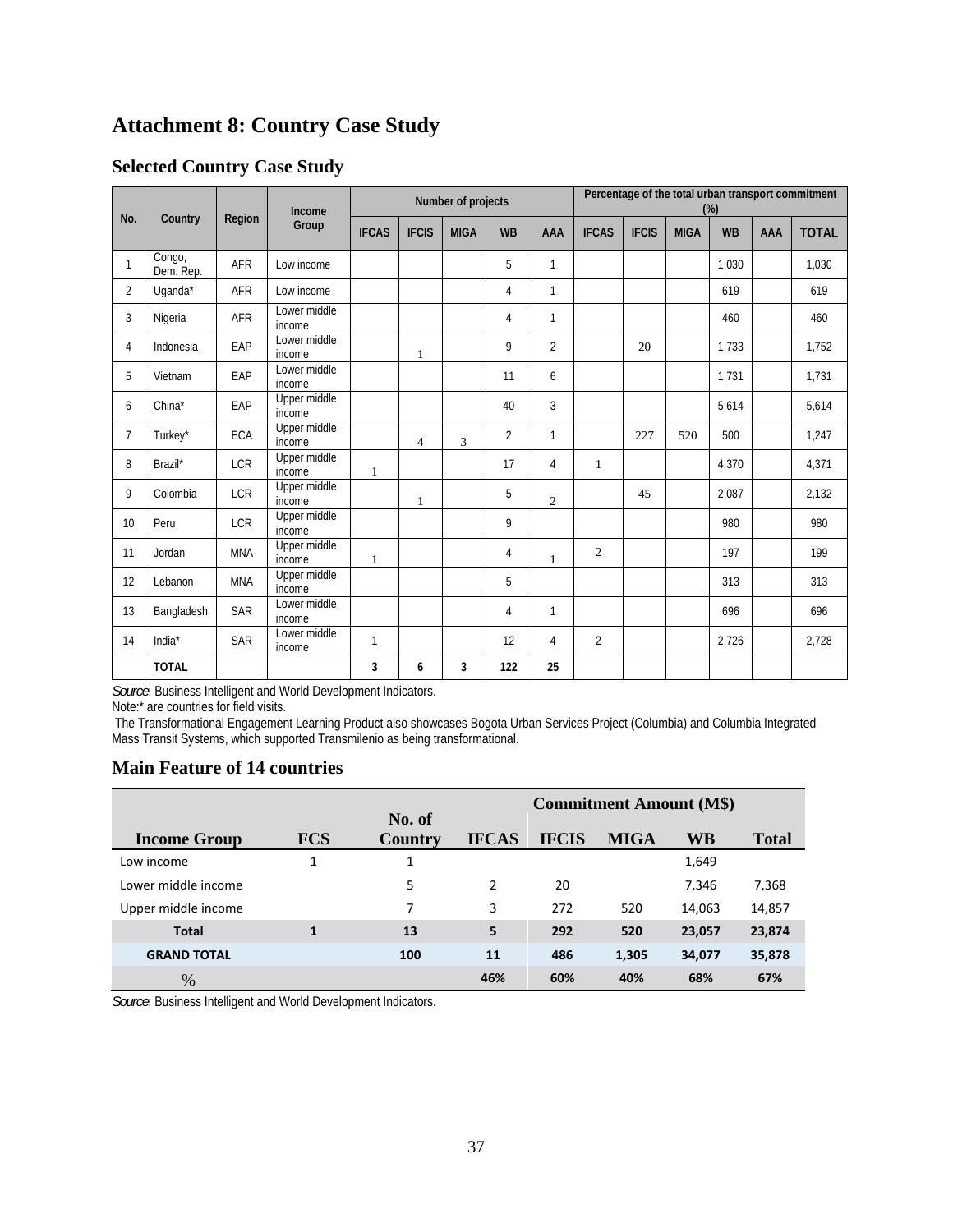## Attachment 8: Country Case Study

### Selected Country Case Study

| No. | Country | Region | Income Group | Number of projects | | | | | Percentage of the total urban transport commitment (%) | | | | | |
|---|---|---|---|---|---|---|---|---|---|---|---|---|---|---|
| | | | | IFCAS | IFCIS | MIGA | WB | AAA | IFCAS | IFCIS | MIGA | WB | AAA | TOTAL |
| 1 | Congo, Dem. Rep. | AFR | Low income | | | | 5 | 1 | | | | 1,030 | | 1,030 |
| 2 | Uganda* | AFR | Low income | | | | 4 | 1 | | | | 619 | | 619 |
| 3 | Nigeria | AFR | Lower middle income | | | | 4 | 1 | | | | 460 | | 460 |
| 4 | Indonesia | EAP | Lower middle income | | 1 | | 9 | 2 | | 20 | | 1,733 | | 1,752 |
| 5 | Vietnam | EAP | Lower middle income | | | | 11 | 6 | | | | 1,731 | | 1,731 |
| 6 | China* | EAP | Upper middle income | | | | 40 | 3 | | | | 5,614 | | 5,614 |
| 7 | Turkey* | ECA | Upper middle income | | 4 | 3 | 2 | 1 | | 227 | 520 | 500 | | 1,247 |
| 8 | Brazil* | LCR | Upper middle income | 1 | | | 17 | 4 | 1 | | | 4,370 | | 4,371 |
| 9 | Colombia | LCR | Upper middle income | | 1 | | 5 | 2 | | 45 | | 2,087 | | 2,132 |
| 10 | Peru | LCR | Upper middle income | | | | 9 | | | | | 980 | | 980 |
| 11 | Jordan | MNA | Upper middle income | 1 | | | 4 | 1 | 2 | | | 197 | | 199 |
| 12 | Lebanon | MNA | Upper middle income | | | | 5 | | | | | 313 | | 313 |
| 13 | Bangladesh | SAR | Lower middle income | | | | 4 | 1 | | | | 696 | | 696 |
| 14 | India* | SAR | Lower middle income | 1 | | | 12 | 4 | 2 | | | 2,726 | | 2,728 |
| | **TOTAL** | | | **3** | **6** | **3** | **122** | **25** | | | | | | |

*Source*: Business Intelligent and World Development Indicators.
Note:* are countries for field visits.
The Transformational Engagement Learning Product also showcases Bogota Urban Services Project (Columbia) and Columbia Integrated Mass Transit Systems, which supported Transmilenio as being transformational.

### Main Feature of 14 countries

| Income Group | FCS | No. of Country | IFCAS | IFCIS | MIGA | WB | Total |
|---|---|---|---|---|---|---|---|
| | | | Commitment Amount (M$) | | | | |
| Low income | 1 | 1 | | | | 1,649 | |
| Lower middle income | | 5 | 2 | 20 | | 7,346 | 7,368 |
| Upper middle income | | 7 | 3 | 272 | 520 | 14,063 | 14,857 |
| **Total** | **1** | **13** | **5** | **292** | **520** | **23,057** | **23,874** |
| **GRAND TOTAL** | | **100** | **11** | **486** | **1,305** | **34,077** | **35,878** |
| % | | | **46%** | **60%** | **40%** | **68%** | **67%** |

*Source*: Business Intelligent and World Development Indicators.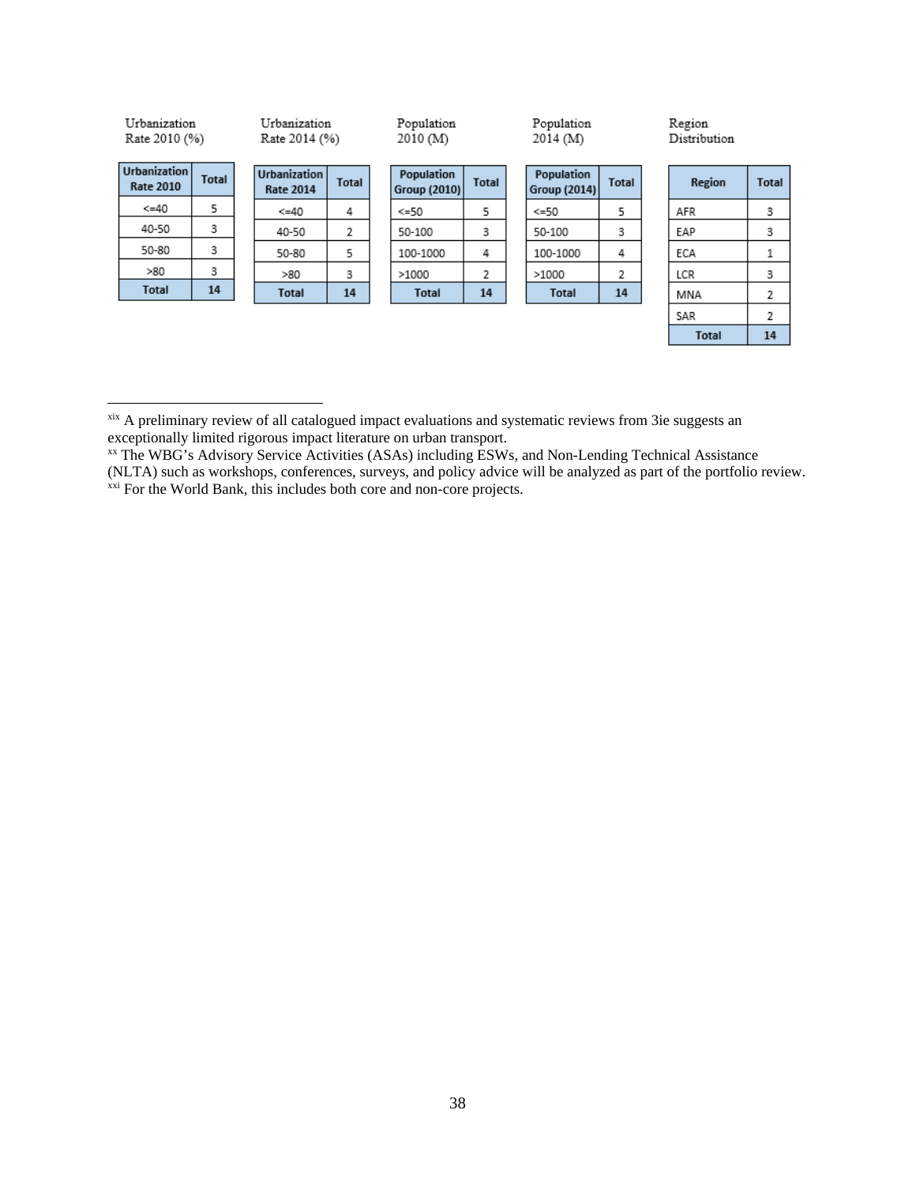Urbanization Rate 2010 (%)

| Urbanization Rate 2010 | Total |
|---|---|
| <=40 | 5 |
| 40-50 | 3 |
| 50-80 | 3 |
| >80 | 3 |
| **Total** | **14** |

Urbanization Rate 2014 (%)

| Urbanization Rate 2014 | Total |
|---|---|
| <=40 | 4 |
| 40-50 | 2 |
| 50-80 | 5 |
| >80 | 3 |
| **Total** | **14** |

Population 2010 (M)

| Population Group (2010) | Total |
|---|---|
| <=50 | 5 |
| 50-100 | 3 |
| 100-1000 | 4 |
| >1000 | 2 |
| **Total** | **14** |

Population 2014 (M)

| Population Group (2014) | Total |
|---|---|
| <=50 | 5 |
| 50-100 | 3 |
| 100-1000 | 4 |
| >1000 | 2 |
| **Total** | **14** |

Region Distribution

| Region | Total |
|---|---|
| AFR | 3 |
| EAP | 3 |
| ECA | 1 |
| LCR | 3 |
| MNA | 2 |
| SAR | 2 |
| **Total** | **14** |

---

[xix] A preliminary review of all catalogued impact evaluations and systematic reviews from 3ie suggests an exceptionally limited rigorous impact literature on urban transport.

[xx] The WBG's Advisory Service Activities (ASAs) including ESWs, and Non-Lending Technical Assistance (NLTA) such as workshops, conferences, surveys, and policy advice will be analyzed as part of the portfolio review.

[xxi] For the World Bank, this includes both core and non-core projects.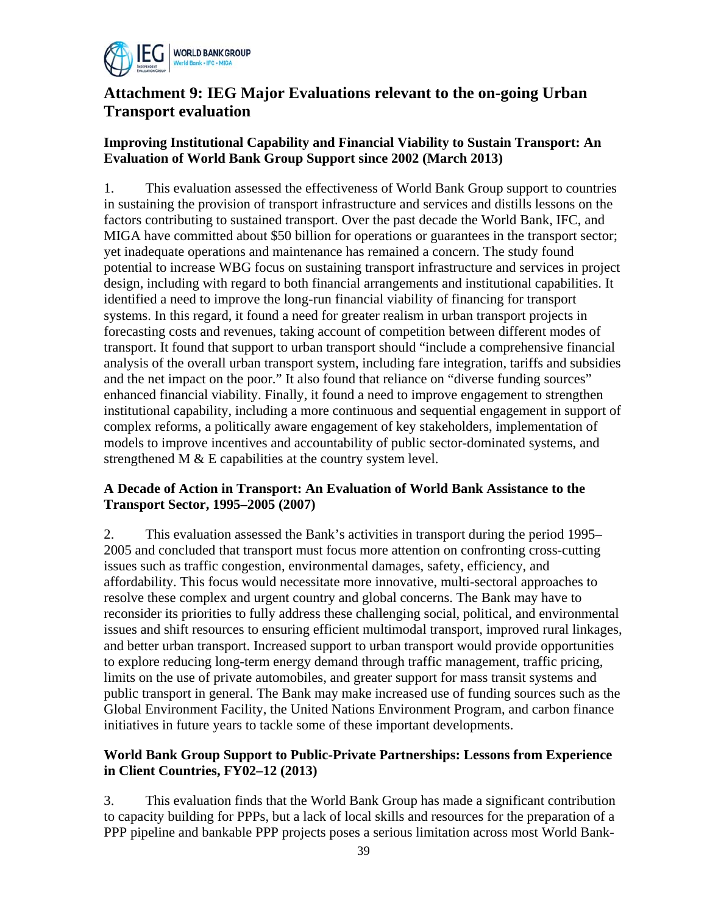# Attachment 9: IEG Major Evaluations relevant to the on-going Urban Transport evaluation

### Improving Institutional Capability and Financial Viability to Sustain Transport: An Evaluation of World Bank Group Support since 2002 (March 2013)

1. This evaluation assessed the effectiveness of World Bank Group support to countries in sustaining the provision of transport infrastructure and services and distills lessons on the factors contributing to sustained transport. Over the past decade the World Bank, IFC, and MIGA have committed about $50 billion for operations or guarantees in the transport sector; yet inadequate operations and maintenance has remained a concern. The study found potential to increase WBG focus on sustaining transport infrastructure and services in project design, including with regard to both financial arrangements and institutional capabilities. It identified a need to improve the long-run financial viability of financing for transport systems. In this regard, it found a need for greater realism in urban transport projects in forecasting costs and revenues, taking account of competition between different modes of transport. It found that support to urban transport should "include a comprehensive financial analysis of the overall urban transport system, including fare integration, tariffs and subsidies and the net impact on the poor." It also found that reliance on "diverse funding sources" enhanced financial viability. Finally, it found a need to improve engagement to strengthen institutional capability, including a more continuous and sequential engagement in support of complex reforms, a politically aware engagement of key stakeholders, implementation of models to improve incentives and accountability of public sector-dominated systems, and strengthened M & E capabilities at the country system level.

### A Decade of Action in Transport: An Evaluation of World Bank Assistance to the Transport Sector, 1995–2005 (2007)

2. This evaluation assessed the Bank's activities in transport during the period 1995–2005 and concluded that transport must focus more attention on confronting cross-cutting issues such as traffic congestion, environmental damages, safety, efficiency, and affordability. This focus would necessitate more innovative, multi-sectoral approaches to resolve these complex and urgent country and global concerns. The Bank may have to reconsider its priorities to fully address these challenging social, political, and environmental issues and shift resources to ensuring efficient multimodal transport, improved rural linkages, and better urban transport. Increased support to urban transport would provide opportunities to explore reducing long-term energy demand through traffic management, traffic pricing, limits on the use of private automobiles, and greater support for mass transit systems and public transport in general. The Bank may make increased use of funding sources such as the Global Environment Facility, the United Nations Environment Program, and carbon finance initiatives in future years to tackle some of these important developments.

### World Bank Group Support to Public-Private Partnerships: Lessons from Experience in Client Countries, FY02–12 (2013)

3. This evaluation finds that the World Bank Group has made a significant contribution to capacity building for PPPs, but a lack of local skills and resources for the preparation of a PPP pipeline and bankable PPP projects poses a serious limitation across most World Bank-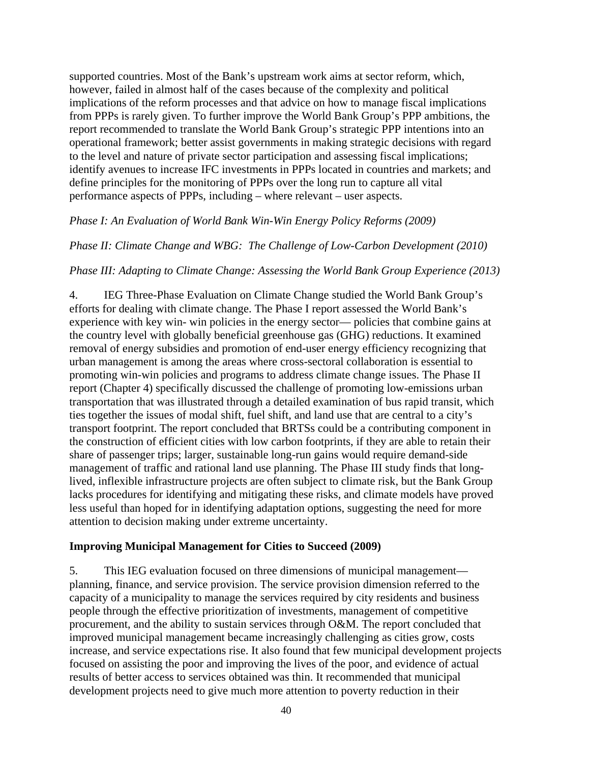supported countries. Most of the Bank's upstream work aims at sector reform, which, however, failed in almost half of the cases because of the complexity and political implications of the reform processes and that advice on how to manage fiscal implications from PPPs is rarely given. To further improve the World Bank Group's PPP ambitions, the report recommended to translate the World Bank Group's strategic PPP intentions into an operational framework; better assist governments in making strategic decisions with regard to the level and nature of private sector participation and assessing fiscal implications; identify avenues to increase IFC investments in PPPs located in countries and markets; and define principles for the monitoring of PPPs over the long run to capture all vital performance aspects of PPPs, including – where relevant – user aspects.

*Phase I: An Evaluation of World Bank Win-Win Energy Policy Reforms (2009)*

*Phase II: Climate Change and WBG: The Challenge of Low-Carbon Development (2010)*

*Phase III: Adapting to Climate Change: Assessing the World Bank Group Experience (2013)*

4. IEG Three-Phase Evaluation on Climate Change studied the World Bank Group's efforts for dealing with climate change. The Phase I report assessed the World Bank's experience with key win- win policies in the energy sector— policies that combine gains at the country level with globally beneficial greenhouse gas (GHG) reductions. It examined removal of energy subsidies and promotion of end-user energy efficiency recognizing that urban management is among the areas where cross-sectoral collaboration is essential to promoting win-win policies and programs to address climate change issues. The Phase II report (Chapter 4) specifically discussed the challenge of promoting low-emissions urban transportation that was illustrated through a detailed examination of bus rapid transit, which ties together the issues of modal shift, fuel shift, and land use that are central to a city's transport footprint. The report concluded that BRTSs could be a contributing component in the construction of efficient cities with low carbon footprints, if they are able to retain their share of passenger trips; larger, sustainable long-run gains would require demand-side management of traffic and rational land use planning. The Phase III study finds that long-lived, inflexible infrastructure projects are often subject to climate risk, but the Bank Group lacks procedures for identifying and mitigating these risks, and climate models have proved less useful than hoped for in identifying adaptation options, suggesting the need for more attention to decision making under extreme uncertainty.

**Improving Municipal Management for Cities to Succeed (2009)**

5. This IEG evaluation focused on three dimensions of municipal management—planning, finance, and service provision. The service provision dimension referred to the capacity of a municipality to manage the services required by city residents and business people through the effective prioritization of investments, management of competitive procurement, and the ability to sustain services through O&M. The report concluded that improved municipal management became increasingly challenging as cities grow, costs increase, and service expectations rise. It also found that few municipal development projects focused on assisting the poor and improving the lives of the poor, and evidence of actual results of better access to services obtained was thin. It recommended that municipal development projects need to give much more attention to poverty reduction in their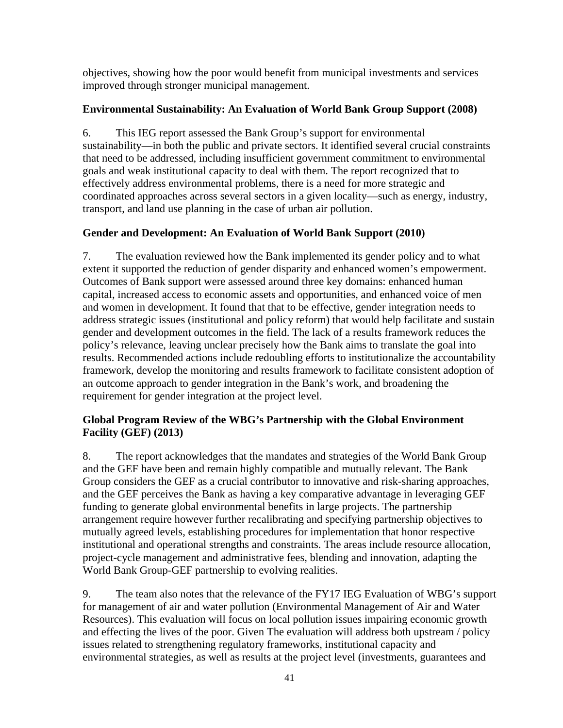objectives, showing how the poor would benefit from municipal investments and services improved through stronger municipal management.

### Environmental Sustainability: An Evaluation of World Bank Group Support (2008)

6. This IEG report assessed the Bank Group's support for environmental sustainability—in both the public and private sectors. It identified several crucial constraints that need to be addressed, including insufficient government commitment to environmental goals and weak institutional capacity to deal with them. The report recognized that to effectively address environmental problems, there is a need for more strategic and coordinated approaches across several sectors in a given locality—such as energy, industry, transport, and land use planning in the case of urban air pollution.

### Gender and Development: An Evaluation of World Bank Support (2010)

7. The evaluation reviewed how the Bank implemented its gender policy and to what extent it supported the reduction of gender disparity and enhanced women's empowerment. Outcomes of Bank support were assessed around three key domains: enhanced human capital, increased access to economic assets and opportunities, and enhanced voice of men and women in development. It found that that to be effective, gender integration needs to address strategic issues (institutional and policy reform) that would help facilitate and sustain gender and development outcomes in the field. The lack of a results framework reduces the policy's relevance, leaving unclear precisely how the Bank aims to translate the goal into results. Recommended actions include redoubling efforts to institutionalize the accountability framework, develop the monitoring and results framework to facilitate consistent adoption of an outcome approach to gender integration in the Bank's work, and broadening the requirement for gender integration at the project level.

### Global Program Review of the WBG's Partnership with the Global Environment Facility (GEF) (2013)

8. The report acknowledges that the mandates and strategies of the World Bank Group and the GEF have been and remain highly compatible and mutually relevant. The Bank Group considers the GEF as a crucial contributor to innovative and risk-sharing approaches, and the GEF perceives the Bank as having a key comparative advantage in leveraging GEF funding to generate global environmental benefits in large projects. The partnership arrangement require however further recalibrating and specifying partnership objectives to mutually agreed levels, establishing procedures for implementation that honor respective institutional and operational strengths and constraints. The areas include resource allocation, project-cycle management and administrative fees, blending and innovation, adapting the World Bank Group-GEF partnership to evolving realities.

9. The team also notes that the relevance of the FY17 IEG Evaluation of WBG's support for management of air and water pollution (Environmental Management of Air and Water Resources). This evaluation will focus on local pollution issues impairing economic growth and effecting the lives of the poor. Given The evaluation will address both upstream / policy issues related to strengthening regulatory frameworks, institutional capacity and environmental strategies, as well as results at the project level (investments, guarantees and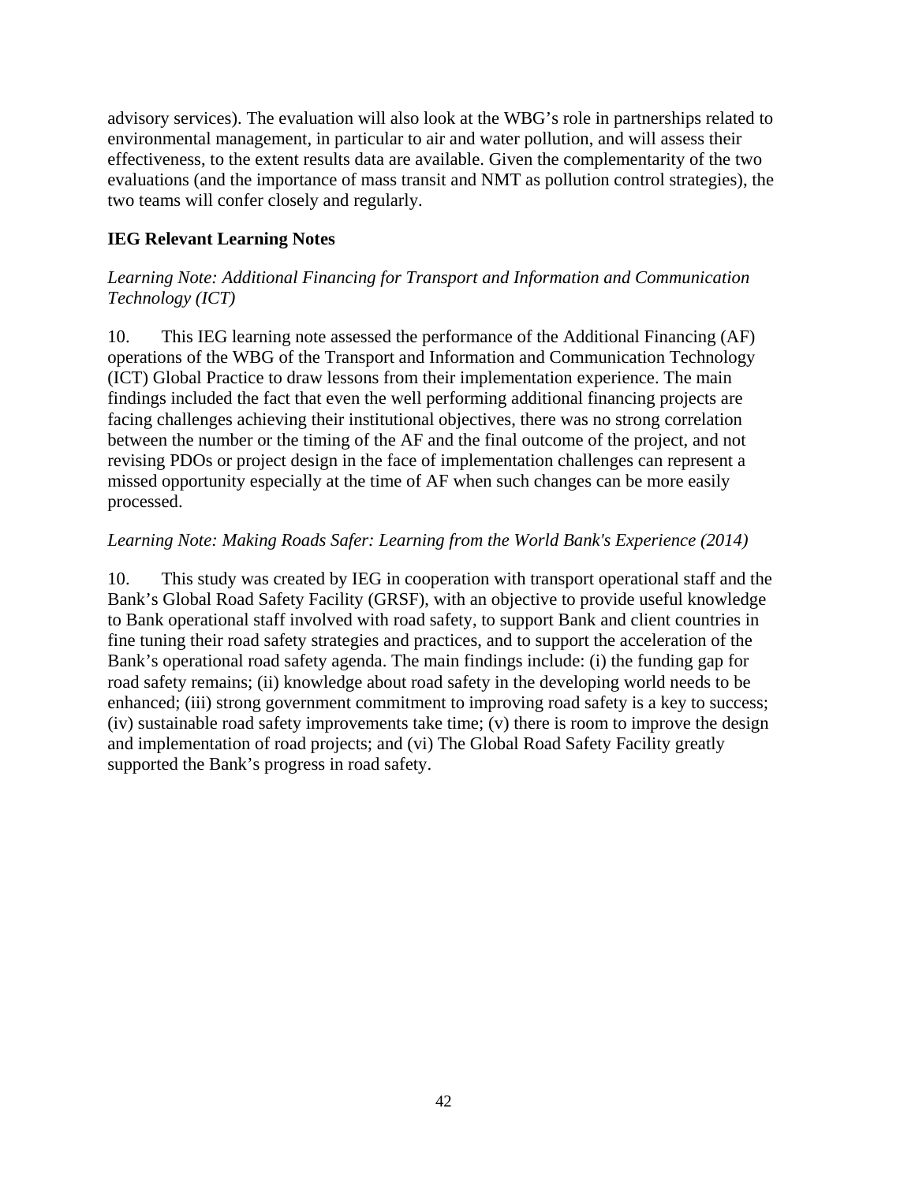advisory services). The evaluation will also look at the WBG's role in partnerships related to environmental management, in particular to air and water pollution, and will assess their effectiveness, to the extent results data are available. Given the complementarity of the two evaluations (and the importance of mass transit and NMT as pollution control strategies), the two teams will confer closely and regularly.

**IEG Relevant Learning Notes**

*Learning Note: Additional Financing for Transport and Information and Communication Technology (ICT)*

10. This IEG learning note assessed the performance of the Additional Financing (AF) operations of the WBG of the Transport and Information and Communication Technology (ICT) Global Practice to draw lessons from their implementation experience. The main findings included the fact that even the well performing additional financing projects are facing challenges achieving their institutional objectives, there was no strong correlation between the number or the timing of the AF and the final outcome of the project, and not revising PDOs or project design in the face of implementation challenges can represent a missed opportunity especially at the time of AF when such changes can be more easily processed.

*Learning Note: Making Roads Safer: Learning from the World Bank's Experience (2014)*

10. This study was created by IEG in cooperation with transport operational staff and the Bank's Global Road Safety Facility (GRSF), with an objective to provide useful knowledge to Bank operational staff involved with road safety, to support Bank and client countries in fine tuning their road safety strategies and practices, and to support the acceleration of the Bank's operational road safety agenda. The main findings include: (i) the funding gap for road safety remains; (ii) knowledge about road safety in the developing world needs to be enhanced; (iii) strong government commitment to improving road safety is a key to success; (iv) sustainable road safety improvements take time; (v) there is room to improve the design and implementation of road projects; and (vi) The Global Road Safety Facility greatly supported the Bank's progress in road safety.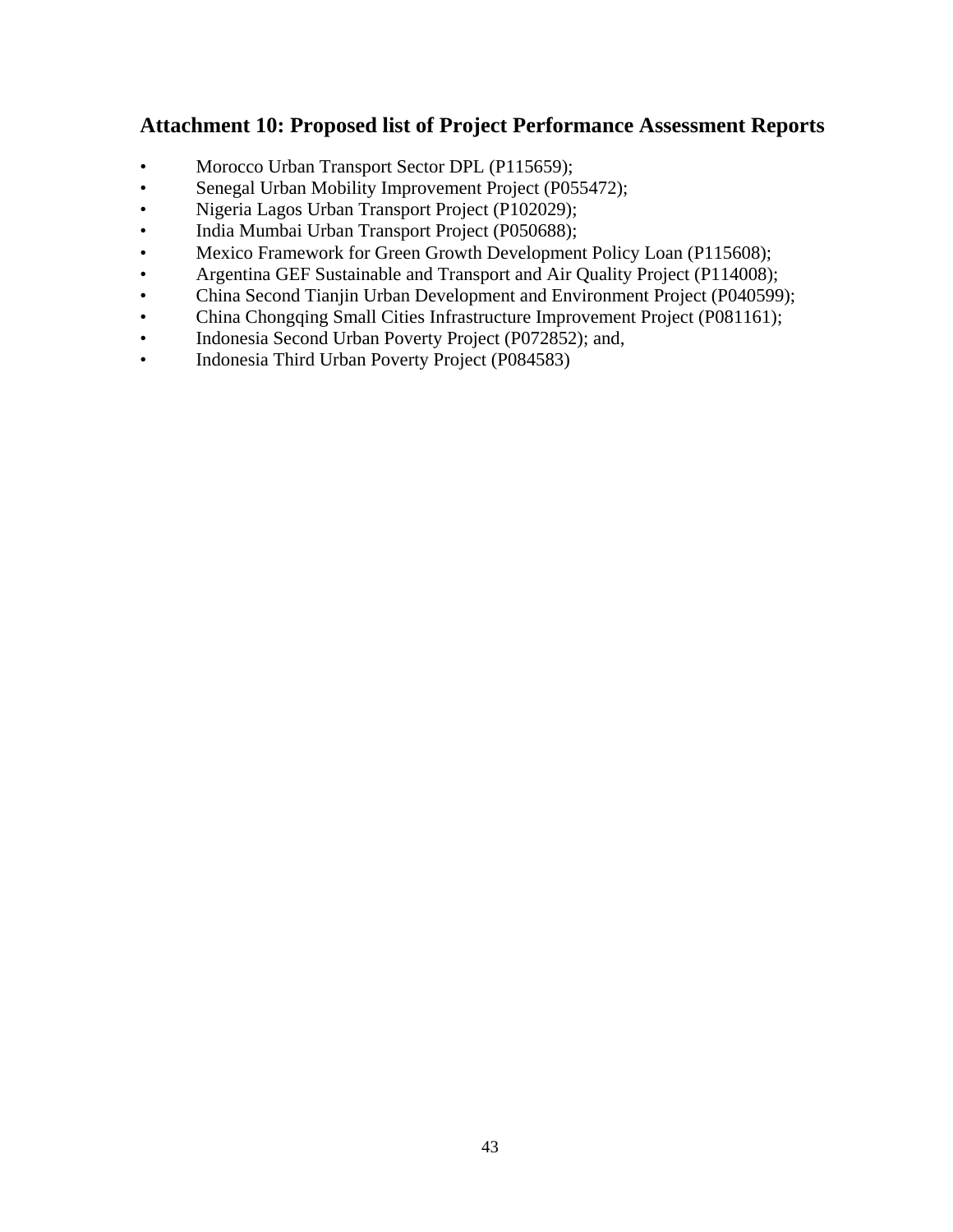## Attachment 10: Proposed list of Project Performance Assessment Reports

- Morocco Urban Transport Sector DPL (P115659);
- Senegal Urban Mobility Improvement Project (P055472);
- Nigeria Lagos Urban Transport Project (P102029);
- India Mumbai Urban Transport Project (P050688);
- Mexico Framework for Green Growth Development Policy Loan (P115608);
- Argentina GEF Sustainable and Transport and Air Quality Project (P114008);
- China Second Tianjin Urban Development and Environment Project (P040599);
- China Chongqing Small Cities Infrastructure Improvement Project (P081161);
- Indonesia Second Urban Poverty Project (P072852); and,
- Indonesia Third Urban Poverty Project (P084583)